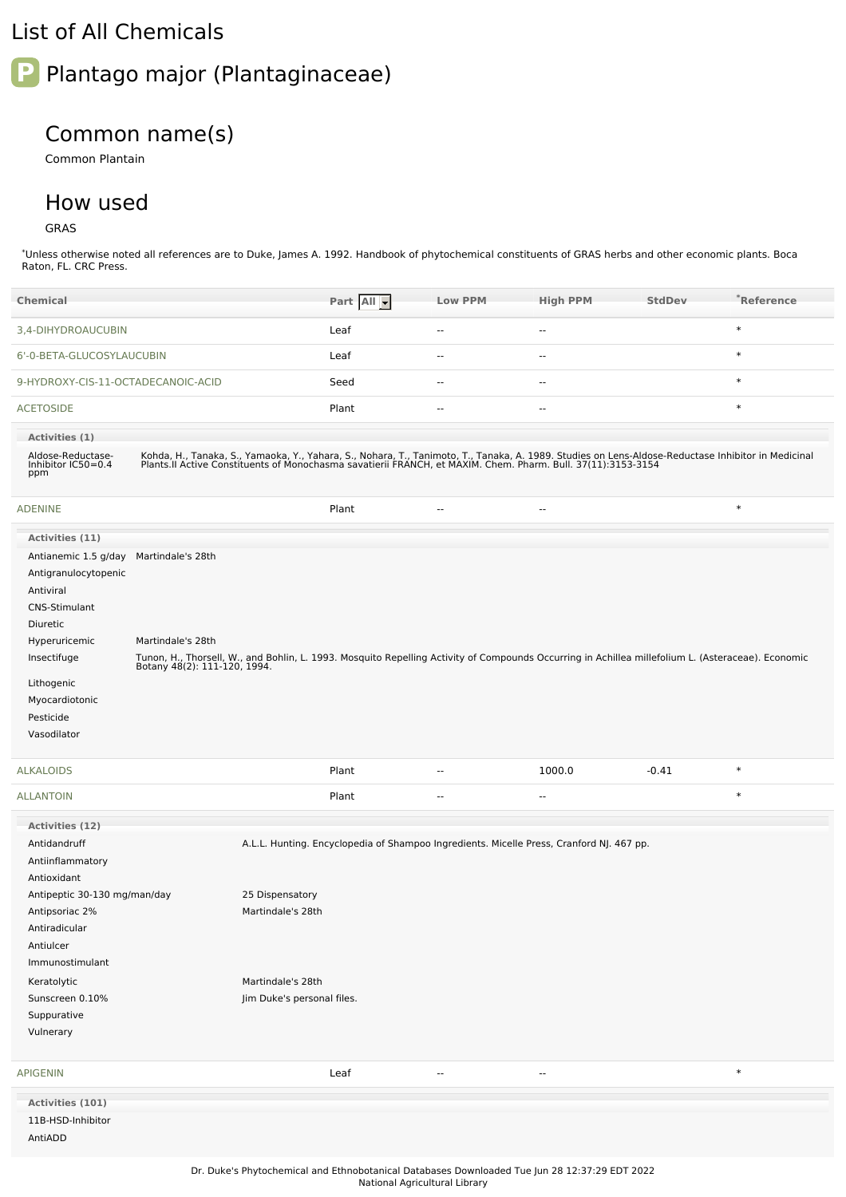# List of All Chemicals

## P Plantago major (Plantaginaceae)

### Common name(s)

Common Plantain

### How used

GRAS

*Unless otherwise noted all references are to Duke, James A. 1992. Handbook of phytochemical constituents of GRAS herbs and other economic plants. Boca Raton, FL. CRC Press.

| Chemical | Part | Low PPM | High PPM | StdDev | *Reference |
|---|---|---|---|---|---|
| 3,4-DIHYDROAUCUBIN | Leaf | -- | -- | | * |
| 6'-0-BETA-GLUCOSYLAUCUBIN | Leaf | -- | -- | | * |
| 9-HYDROXY-CIS-11-OCTADECANOIC-ACID | Seed | -- | -- | | * |
| ACETOSIDE | Plant | -- | -- | | * |

**Activities (1)**

| Activity | Reference |
|---|---|
| Aldose-Reductase-Inhibitor IC50=0.4 ppm | Kohda, H., Tanaka, S., Yamaoka, Y., Yahara, S., Nohara, T., Tanimoto, T., Tanaka, A. 1989. Studies on Lens-Aldose-Reductase Inhibitor in Medicinal Plants.II Active Constituents of Monochasma savatierii FRANCH, et MAXIM. Chem. Pharm. Bull. 37(11):3153-3154 |

| Chemical | Part | Low PPM | High PPM | StdDev | *Reference |
|---|---|---|---|---|---|
| ADENINE | Plant | -- | -- | | * |

**Activities (11)**

| Activity | Reference |
|---|---|
| Antianemic 1.5 g/day | Martindale's 28th |
| Antigranulocytopenic | |
| Antiviral | |
| CNS-Stimulant | |
| Diuretic | |
| Hyperuricemic | Martindale's 28th |
| Insectifuge | Tunon, H., Thorsell, W., and Bohlin, L. 1993. Mosquito Repelling Activity of Compounds Occurring in Achillea millefolium L. (Asteraceae). Economic Botany 48(2): 111-120, 1994. |
| Lithogenic | |
| Myocardiotonic | |
| Pesticide | |
| Vasodilator | |

| Chemical | Part | Low PPM | High PPM | StdDev | *Reference |
|---|---|---|---|---|---|
| ALKALOIDS | Plant | -- | 1000.0 | -0.41 | * |
| ALLANTOIN | Plant | -- | -- | | * |

**Activities (12)**

| Activity | Reference |
|---|---|
| Antidandruff | A.L.L. Hunting. Encyclopedia of Shampoo Ingredients. Micelle Press, Cranford NJ. 467 pp. |
| Antiinflammatory | |
| Antioxidant | |
| Antipeptic 30-130 mg/man/day | 25 Dispensatory |
| Antipsoriac 2% | Martindale's 28th |
| Antiradicular | |
| Antiulcer | |
| Immunostimulant | |
| Keratolytic | Martindale's 28th |
| Sunscreen 0.10% | Jim Duke's personal files. |
| Suppurative | |
| Vulnerary | |

| Chemical | Part | Low PPM | High PPM | StdDev | *Reference |
|---|---|---|---|---|---|
| APIGENIN | Leaf | -- | -- | | * |

**Activities (101)**

11B-HSD-Inhibitor

AntiADD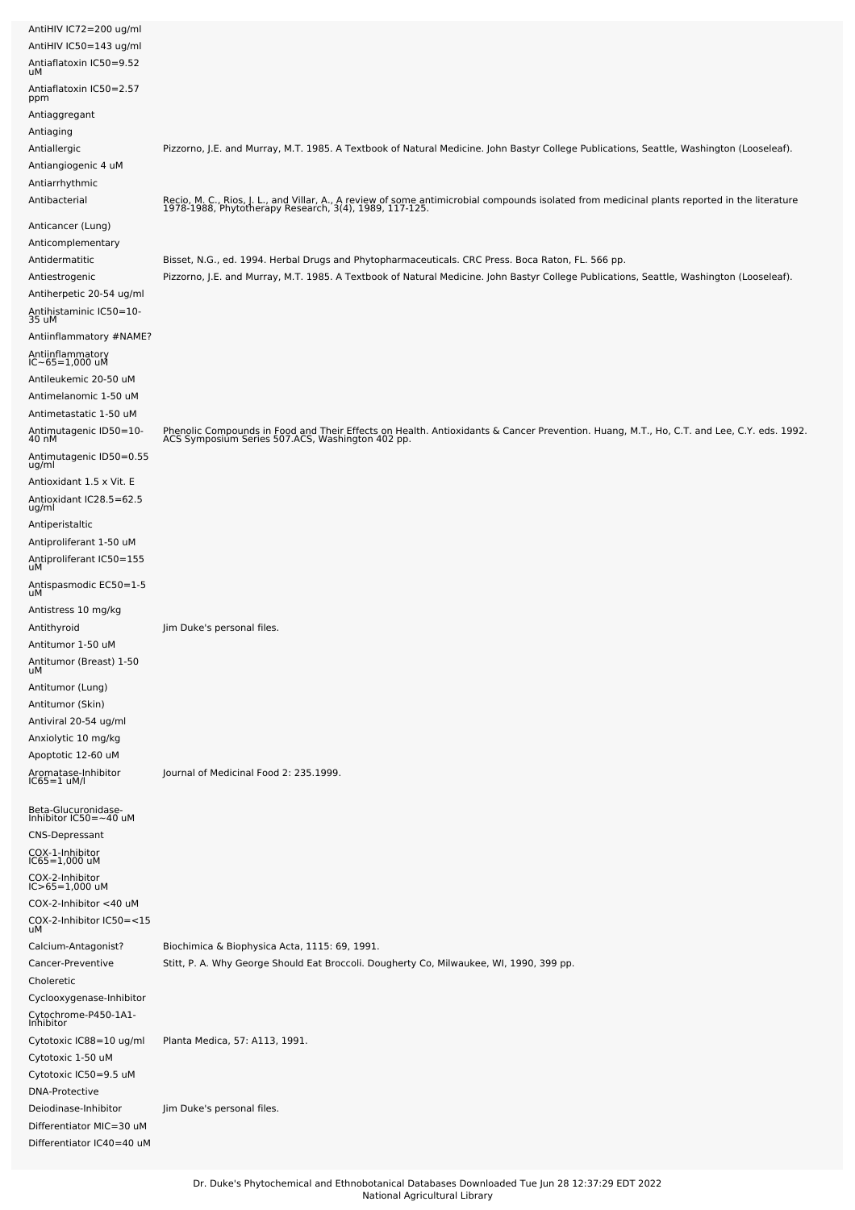| | |
|---|---|
| AntiHIV IC72=200 ug/ml | |
| AntiHIV IC50=143 ug/ml | |
| Antiaflatoxin IC50=9.52 uM | |
| Antiaflatoxin IC50=2.57 ppm | |
| Antiaggregant | |
| Antiaging | |
| Antiallergic | Pizzorno, J.E. and Murray, M.T. 1985. A Textbook of Natural Medicine. John Bastyr College Publications, Seattle, Washington (Looseleaf). |
| Antiangiogenic 4 uM | |
| Antiarrhythmic | |
| Antibacterial | Recio, M. C., Rios, J. L., and Villar, A., A review of some antimicrobial compounds isolated from medicinal plants reported in the literature 1978-1988, Phytotherapy Research, 3(4), 1989, 117-125. |
| Anticancer (Lung) | |
| Anticomplementary | |
| Antidermatitic | Bisset, N.G., ed. 1994. Herbal Drugs and Phytopharmaceuticals. CRC Press. Boca Raton, FL. 566 pp. |
| Antiestrogenic | Pizzorno, J.E. and Murray, M.T. 1985. A Textbook of Natural Medicine. John Bastyr College Publications, Seattle, Washington (Looseleaf). |
| Antiherpetic 20-54 ug/ml | |
| Antihistaminic IC50=10-35 uM | |
| Antiinflammatory #NAME? | |
| Antiinflammatory IC~65=1,000 uM | |
| Antileukemic 20-50 uM | |
| Antimelanomic 1-50 uM | |
| Antimetastatic 1-50 uM | |
| Antimutagenic ID50=10-40 nM | Phenolic Compounds in Food and Their Effects on Health. Antioxidants & Cancer Prevention. Huang, M.T., Ho, C.T. and Lee, C.Y. eds. 1992. ACS Symposium Series 507.ACS, Washington 402 pp. |
| Antimutagenic ID50=0.55 ug/ml | |
| Antioxidant 1.5 x Vit. E | |
| Antioxidant IC28.5=62.5 ug/ml | |
| Antiperistaltic | |
| Antiproliferant 1-50 uM | |
| Antiproliferant IC50=155 uM | |
| Antispasmodic EC50=1-5 uM | |
| Antistress 10 mg/kg | |
| Antithyroid | Jim Duke's personal files. |
| Antitumor 1-50 uM | |
| Antitumor (Breast) 1-50 uM | |
| Antitumor (Lung) | |
| Antitumor (Skin) | |
| Antiviral 20-54 ug/ml | |
| Anxiolytic 10 mg/kg | |
| Apoptotic 12-60 uM | |
| Aromatase-Inhibitor IC65=1 uM/l | Journal of Medicinal Food 2: 235.1999. |
| Beta-Glucuronidase-Inhibitor IC50=~40 uM | |
| CNS-Depressant | |
| COX-1-Inhibitor IC65=1,000 uM | |
| COX-2-Inhibitor IC>65=1,000 uM | |
| COX-2-Inhibitor <40 uM | |
| COX-2-Inhibitor IC50=<15 uM | |
| Calcium-Antagonist? | Biochimica & Biophysica Acta, 1115: 69, 1991. |
| Cancer-Preventive | Stitt, P. A. Why George Should Eat Broccoli. Dougherty Co, Milwaukee, WI, 1990, 399 pp. |
| Choleretic | |
| Cyclooxygenase-Inhibitor | |
| Cytochrome-P450-1A1-Inhibitor | |
| Cytotoxic IC88=10 ug/ml | Planta Medica, 57: A113, 1991. |
| Cytotoxic 1-50 uM | |
| Cytotoxic IC50=9.5 uM | |
| DNA-Protective | |
| Deiodinase-Inhibitor | Jim Duke's personal files. |
| Differentiator MIC=30 uM | |
| Differentiator IC40=40 uM | |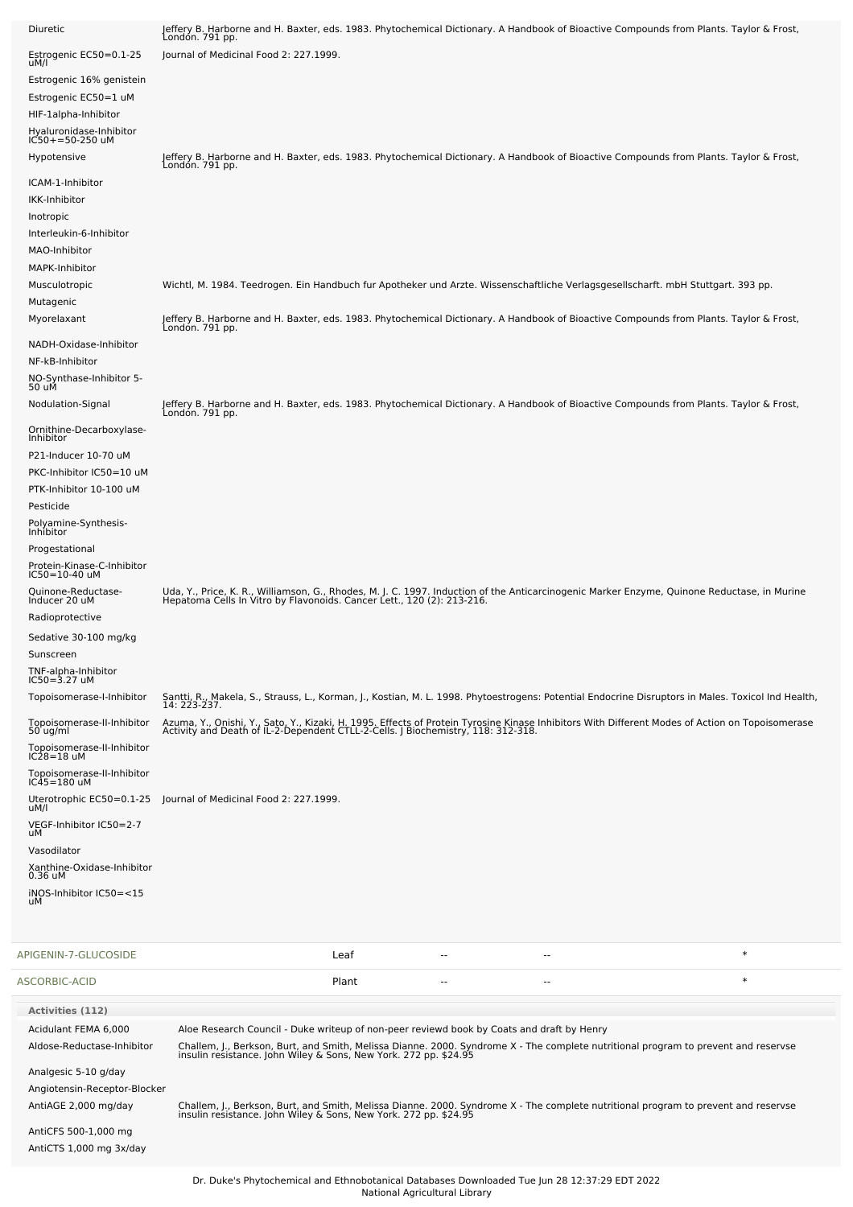| Activity | Reference |
|---|---|
| Diuretic | Jeffery B. Harborne and H. Baxter, eds. 1983. Phytochemical Dictionary. A Handbook of Bioactive Compounds from Plants. Taylor & Frost, London. 791 pp. |
| Estrogenic EC50=0.1-25 uM/l | Journal of Medicinal Food 2: 227.1999. |
| Estrogenic 16% genistein | |
| Estrogenic EC50=1 uM | |
| HIF-1alpha-Inhibitor | |
| Hyaluronidase-Inhibitor IC50+=50-250 uM | |
| Hypotensive | Jeffery B. Harborne and H. Baxter, eds. 1983. Phytochemical Dictionary. A Handbook of Bioactive Compounds from Plants. Taylor & Frost, London. 791 pp. |
| ICAM-1-Inhibitor | |
| IKK-Inhibitor | |
| Inotropic | |
| Interleukin-6-Inhibitor | |
| MAO-Inhibitor | |
| MAPK-Inhibitor | |
| Musculotropic | Wichtl, M. 1984. Teedrogen. Ein Handbuch fur Apotheker und Arzte. Wissenschaftliche Verlagsgesellscharft. mbH Stuttgart. 393 pp. |
| Mutagenic | |
| Myorelaxant | Jeffery B. Harborne and H. Baxter, eds. 1983. Phytochemical Dictionary. A Handbook of Bioactive Compounds from Plants. Taylor & Frost, London. 791 pp. |
| NADH-Oxidase-Inhibitor | |
| NF-kB-Inhibitor | |
| NO-Synthase-Inhibitor 5-50 uM | |
| Nodulation-Signal | Jeffery B. Harborne and H. Baxter, eds. 1983. Phytochemical Dictionary. A Handbook of Bioactive Compounds from Plants. Taylor & Frost, London. 791 pp. |
| Ornithine-Decarboxylase-Inhibitor | |
| P21-Inducer 10-70 uM | |
| PKC-Inhibitor IC50=10 uM | |
| PTK-Inhibitor 10-100 uM | |
| Pesticide | |
| Polyamine-Synthesis-Inhibitor | |
| Progestational | |
| Protein-Kinase-C-Inhibitor IC50=10-40 uM | |
| Quinone-Reductase-Inducer 20 uM | Uda, Y., Price, K. R., Williamson, G., Rhodes, M. J. C. 1997. Induction of the Anticarcinogenic Marker Enzyme, Quinone Reductase, in Murine Hepatoma Cells In Vitro by Flavonoids. Cancer Lett., 120 (2): 213-216. |
| Radioprotective | |
| Sedative 30-100 mg/kg | |
| Sunscreen | |
| TNF-alpha-Inhibitor IC50=3.27 uM | |
| Topoisomerase-I-Inhibitor | Santti, R., Makela, S., Strauss, L., Korman, J., Kostian, M. L. 1998. Phytoestrogens: Potential Endocrine Disruptors in Males. Toxicol Ind Health, 14: 223-237. |
| Topoisomerase-II-Inhibitor 50 ug/ml | Azuma, Y., Onishi, Y., Sato, Y., Kizaki, H. 1995. Effects of Protein Tyrosine Kinase Inhibitors With Different Modes of Action on Topoisomerase Activity and Death of IL-2-Dependent CTLL-2-Cells. J Biochemistry, 118: 312-318. |
| Topoisomerase-II-Inhibitor IC28=18 uM | |
| Topoisomerase-II-Inhibitor IC45=180 uM | |
| Uterotrophic EC50=0.1-25 uM/l | Journal of Medicinal Food 2: 227.1999. |
| VEGF-Inhibitor IC50=2-7 uM | |
| Vasodilator | |
| Xanthine-Oxidase-Inhibitor 0.36 uM | |
| iNOS-Inhibitor IC50=<15 uM | |

| Chemical | Part | | | |
|---|---|---|---|---|
| APIGENIN-7-GLUCOSIDE | Leaf | -- | -- | * |
| ASCORBIC-ACID | Plant | -- | -- | * |

**Activities (112)**

| Activity | Reference |
|---|---|
| Acidulant FEMA 6,000 | Aloe Research Council - Duke writeup of non-peer reviewd book by Coats and draft by Henry |
| Aldose-Reductase-Inhibitor | Challem, J., Berkson, Burt, and Smith, Melissa Dianne. 2000. Syndrome X - The complete nutritional program to prevent and reservse insulin resistance. John Wiley & Sons, New York. 272 pp. $24.95 |
| Analgesic 5-10 g/day | |
| Angiotensin-Receptor-Blocker | |
| AntiAGE 2,000 mg/day | Challem, J., Berkson, Burt, and Smith, Melissa Dianne. 2000. Syndrome X - The complete nutritional program to prevent and reservse insulin resistance. John Wiley & Sons, New York. 272 pp. $24.95 |
| AntiCFS 500-1,000 mg | |
| AntiCTS 1,000 mg 3x/day | |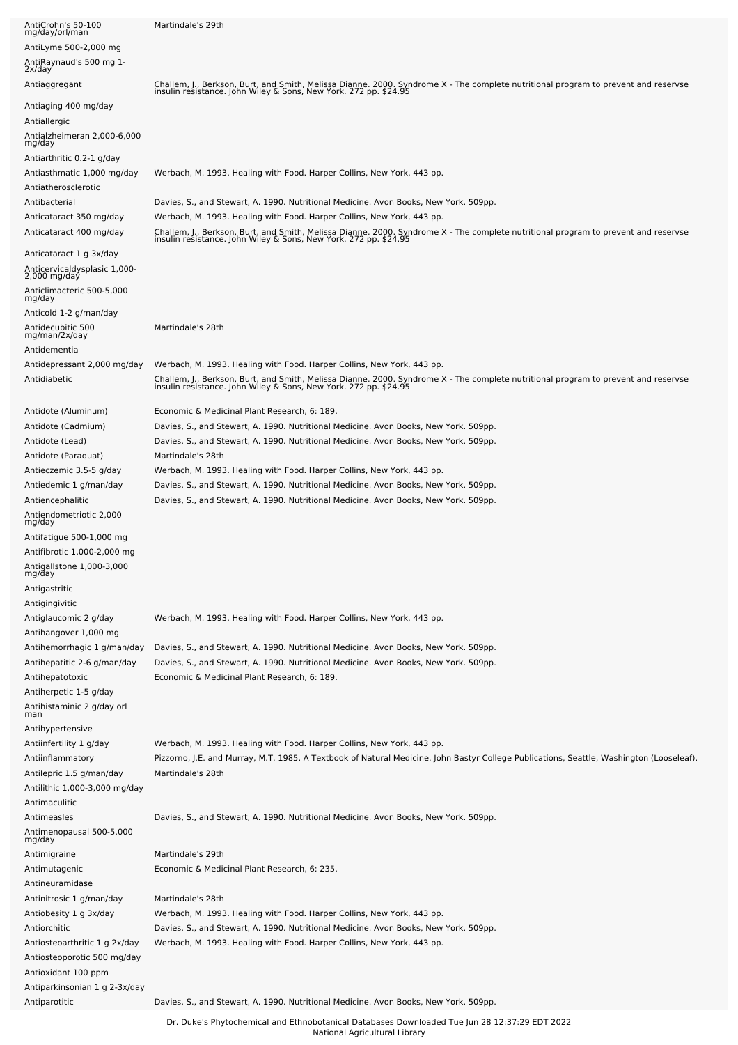| | |
|---|---|
| AntiCrohn's 50-100 mg/day/orl/man | Martindale's 29th |
| AntiLyme 500-2,000 mg | |
| AntiRaynaud's 500 mg 1-2x/day | |
| Antiaggregant | Challem, J., Berkson, Burt, and Smith, Melissa Dianne. 2000. Syndrome X - The complete nutritional program to prevent and reservse insulin resistance. John Wiley & Sons, New York. 272 pp. $24.95 |
| Antiaging 400 mg/day | |
| Antiallergic | |
| Antialzheimeran 2,000-6,000 mg/day | |
| Antiarthritic 0.2-1 g/day | |
| Antiasthmatic 1,000 mg/day | Werbach, M. 1993. Healing with Food. Harper Collins, New York, 443 pp. |
| Antiatherosclerotic | |
| Antibacterial | Davies, S., and Stewart, A. 1990. Nutritional Medicine. Avon Books, New York. 509pp. |
| Anticataract 350 mg/day | Werbach, M. 1993. Healing with Food. Harper Collins, New York, 443 pp. |
| Anticataract 400 mg/day | Challem, J., Berkson, Burt, and Smith, Melissa Dianne. 2000. Syndrome X - The complete nutritional program to prevent and reservse insulin resistance. John Wiley & Sons, New York. 272 pp. $24.95 |
| Anticataract 1 g 3x/day | |
| Anticervicaldysplasic 1,000-2,000 mg/day | |
| Anticlimacteric 500-5,000 mg/day | |
| Anticold 1-2 g/man/day | |
| Antidecubitic 500 mg/man/2x/day | Martindale's 28th |
| Antidementia | |
| Antidepressant 2,000 mg/day | Werbach, M. 1993. Healing with Food. Harper Collins, New York, 443 pp. |
| Antidiabetic | Challem, J., Berkson, Burt, and Smith, Melissa Dianne. 2000. Syndrome X - The complete nutritional program to prevent and reservse insulin resistance. John Wiley & Sons, New York. 272 pp. $24.95 |
| Antidote (Aluminum) | Economic & Medicinal Plant Research, 6: 189. |
| Antidote (Cadmium) | Davies, S., and Stewart, A. 1990. Nutritional Medicine. Avon Books, New York. 509pp. |
| Antidote (Lead) | Davies, S., and Stewart, A. 1990. Nutritional Medicine. Avon Books, New York. 509pp. |
| Antidote (Paraquat) | Martindale's 28th |
| Antieczemic 3.5-5 g/day | Werbach, M. 1993. Healing with Food. Harper Collins, New York, 443 pp. |
| Antiedemic 1 g/man/day | Davies, S., and Stewart, A. 1990. Nutritional Medicine. Avon Books, New York. 509pp. |
| Antiencephalitic | Davies, S., and Stewart, A. 1990. Nutritional Medicine. Avon Books, New York. 509pp. |
| Antiendometriotic 2,000 mg/day | |
| Antifatigue 500-1,000 mg | |
| Antifibrotic 1,000-2,000 mg | |
| Antigallstone 1,000-3,000 mg/day | |
| Antigastritic | |
| Antigingivitic | |
| Antiglaucomic 2 g/day | Werbach, M. 1993. Healing with Food. Harper Collins, New York, 443 pp. |
| Antihangover 1,000 mg | |
| Antihemorrhagic 1 g/man/day | Davies, S., and Stewart, A. 1990. Nutritional Medicine. Avon Books, New York. 509pp. |
| Antihepatitic 2-6 g/man/day | Davies, S., and Stewart, A. 1990. Nutritional Medicine. Avon Books, New York. 509pp. |
| Antihepatotoxic | Economic & Medicinal Plant Research, 6: 189. |
| Antiherpetic 1-5 g/day | |
| Antihistaminic 2 g/day orl man | |
| Antihypertensive | |
| Antiinfertility 1 g/day | Werbach, M. 1993. Healing with Food. Harper Collins, New York, 443 pp. |
| Antiinflammatory | Pizzorno, J.E. and Murray, M.T. 1985. A Textbook of Natural Medicine. John Bastyr College Publications, Seattle, Washington (Looseleaf). |
| Antilepric 1.5 g/man/day | Martindale's 28th |
| Antilithic 1,000-3,000 mg/day | |
| Antimaculitic | |
| Antimeasles | Davies, S., and Stewart, A. 1990. Nutritional Medicine. Avon Books, New York. 509pp. |
| Antimenopausal 500-5,000 mg/day | |
| Antimigraine | Martindale's 29th |
| Antimutagenic | Economic & Medicinal Plant Research, 6: 235. |
| Antineuramidase | |
| Antinitrosic 1 g/man/day | Martindale's 28th |
| Antiobesity 1 g 3x/day | Werbach, M. 1993. Healing with Food. Harper Collins, New York, 443 pp. |
| Antiorchitic | Davies, S., and Stewart, A. 1990. Nutritional Medicine. Avon Books, New York. 509pp. |
| Antiosteoarthritic 1 g 2x/day | Werbach, M. 1993. Healing with Food. Harper Collins, New York, 443 pp. |
| Antiosteoporotic 500 mg/day | |
| Antioxidant 100 ppm | |
| Antiparkinsonian 1 g 2-3x/day | |
| Antiparotitic | Davies, S., and Stewart, A. 1990. Nutritional Medicine. Avon Books, New York. 509pp. |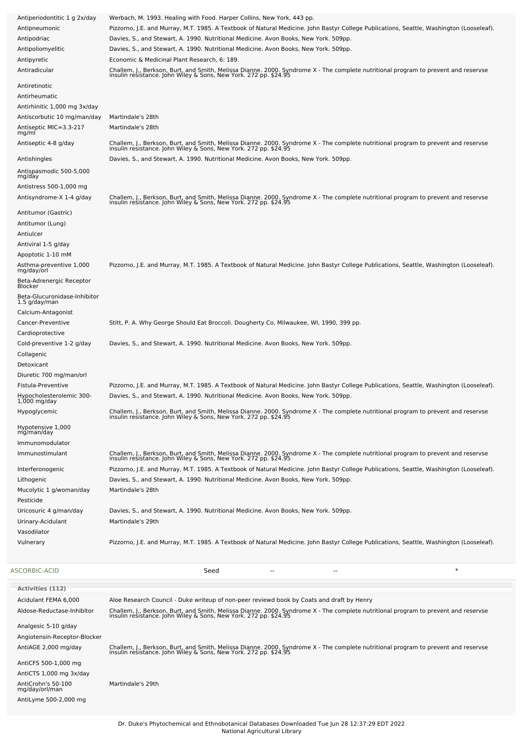| | |
|---|---|
| Antiperiodontitic 1 g 2x/day | Werbach, M. 1993. Healing with Food. Harper Collins, New York, 443 pp. |
| Antipneumonic | Pizzorno, J.E. and Murray, M.T. 1985. A Textbook of Natural Medicine. John Bastyr College Publications, Seattle, Washington (Looseleaf). |
| Antipodriac | Davies, S., and Stewart, A. 1990. Nutritional Medicine. Avon Books, New York. 509pp. |
| Antipoliomyelitic | Davies, S., and Stewart, A. 1990. Nutritional Medicine. Avon Books, New York. 509pp. |
| Antipyretic | Economic & Medicinal Plant Research, 6: 189. |
| Antiradicular | Challem, J., Berkson, Burt, and Smith, Melissa Dianne. 2000. Syndrome X - The complete nutritional program to prevent and reservse insulin resistance. John Wiley & Sons, New York. 272 pp. $24.95 |
| Antiretinotic | |
| Antirheumatic | |
| Antirhinitic 1,000 mg 3x/day | |
| Antiscorbutic 10 mg/man/day | Martindale's 28th |
| Antiseptic MIC=3.3-217 mg/ml | Martindale's 28th |
| Antiseptic 4-8 g/day | Challem, J., Berkson, Burt, and Smith, Melissa Dianne. 2000. Syndrome X - The complete nutritional program to prevent and reservse insulin resistance. John Wiley & Sons, New York. 272 pp. $24.95 |
| Antishingles | Davies, S., and Stewart, A. 1990. Nutritional Medicine. Avon Books, New York. 509pp. |
| Antispasmodic 500-5,000 mg/day | |
| Antistress 500-1,000 mg | |
| Antisyndrome-X 1-4 g/day | Challem, J., Berkson, Burt, and Smith, Melissa Dianne. 2000. Syndrome X - The complete nutritional program to prevent and reservse insulin resistance. John Wiley & Sons, New York. 272 pp. $24.95 |
| Antitumor (Gastric) | |
| Antitumor (Lung) | |
| Antiulcer | |
| Antiviral 1-5 g/day | |
| Apoptotic 1-10 mM | |
| Asthma-preventive 1,000 mg/day/orl | Pizzorno, J.E. and Murray, M.T. 1985. A Textbook of Natural Medicine. John Bastyr College Publications, Seattle, Washington (Looseleaf). |
| Beta-Adrenergic Receptor Blocker | |
| Beta-Glucuronidase-Inhibitor 1.5 g/day/man | |
| Calcium-Antagonist | |
| Cancer-Preventive | Stitt, P. A. Why George Should Eat Broccoli. Dougherty Co, Milwaukee, WI, 1990, 399 pp. |
| Cardioprotective | |
| Cold-preventive 1-2 g/day | Davies, S., and Stewart, A. 1990. Nutritional Medicine. Avon Books, New York. 509pp. |
| Collagenic | |
| Detoxicant | |
| Diuretic 700 mg/man/orl | |
| Fistula-Preventive | Pizzorno, J.E. and Murray, M.T. 1985. A Textbook of Natural Medicine. John Bastyr College Publications, Seattle, Washington (Looseleaf). |
| Hypocholesterolemic 300-1,000 mg/day | Davies, S., and Stewart, A. 1990. Nutritional Medicine. Avon Books, New York. 509pp. |
| Hypoglycemic | Challem, J., Berkson, Burt, and Smith, Melissa Dianne. 2000. Syndrome X - The complete nutritional program to prevent and reservse insulin resistance. John Wiley & Sons, New York. 272 pp. $24.95 |
| Hypotensive 1,000 mg/man/day | |
| Immunomodulator | |
| Immunostimulant | Challem, J., Berkson, Burt, and Smith, Melissa Dianne. 2000. Syndrome X - The complete nutritional program to prevent and reservse insulin resistance. John Wiley & Sons, New York. 272 pp. $24.95 |
| Interferonogenic | Pizzorno, J.E. and Murray, M.T. 1985. A Textbook of Natural Medicine. John Bastyr College Publications, Seattle, Washington (Looseleaf). |
| Lithogenic | Davies, S., and Stewart, A. 1990. Nutritional Medicine. Avon Books, New York. 509pp. |
| Mucolytic 1 g/woman/day | Martindale's 28th |
| Pesticide | |
| Uricosuric 4 g/man/day | Davies, S., and Stewart, A. 1990. Nutritional Medicine. Avon Books, New York. 509pp. |
| Urinary-Acidulant | Martindale's 29th |
| Vasodilator | |
| Vulnerary | Pizzorno, J.E. and Murray, M.T. 1985. A Textbook of Natural Medicine. John Bastyr College Publications, Seattle, Washington (Looseleaf). |

| ASCORBIC-ACID | Seed | -- | -- | * |
|---|---|---|---|---|

**Activities (112)**

| | |
|---|---|
| Acidulant FEMA 6,000 | Aloe Research Council - Duke writeup of non-peer reviewd book by Coats and draft by Henry |
| Aldose-Reductase-Inhibitor | Challem, J., Berkson, Burt, and Smith, Melissa Dianne. 2000. Syndrome X - The complete nutritional program to prevent and reservse insulin resistance. John Wiley & Sons, New York. 272 pp. $24.95 |
| Analgesic 5-10 g/day | |
| Angiotensin-Receptor-Blocker | |
| AntiAGE 2,000 mg/day | Challem, J., Berkson, Burt, and Smith, Melissa Dianne. 2000. Syndrome X - The complete nutritional program to prevent and reservse insulin resistance. John Wiley & Sons, New York. 272 pp. $24.95 |
| AntiCFS 500-1,000 mg | |
| AntiCTS 1,000 mg 3x/day | |
| AntiCrohn's 50-100 mg/day/orl/man | Martindale's 29th |
| AntiLyme 500-2,000 mg | |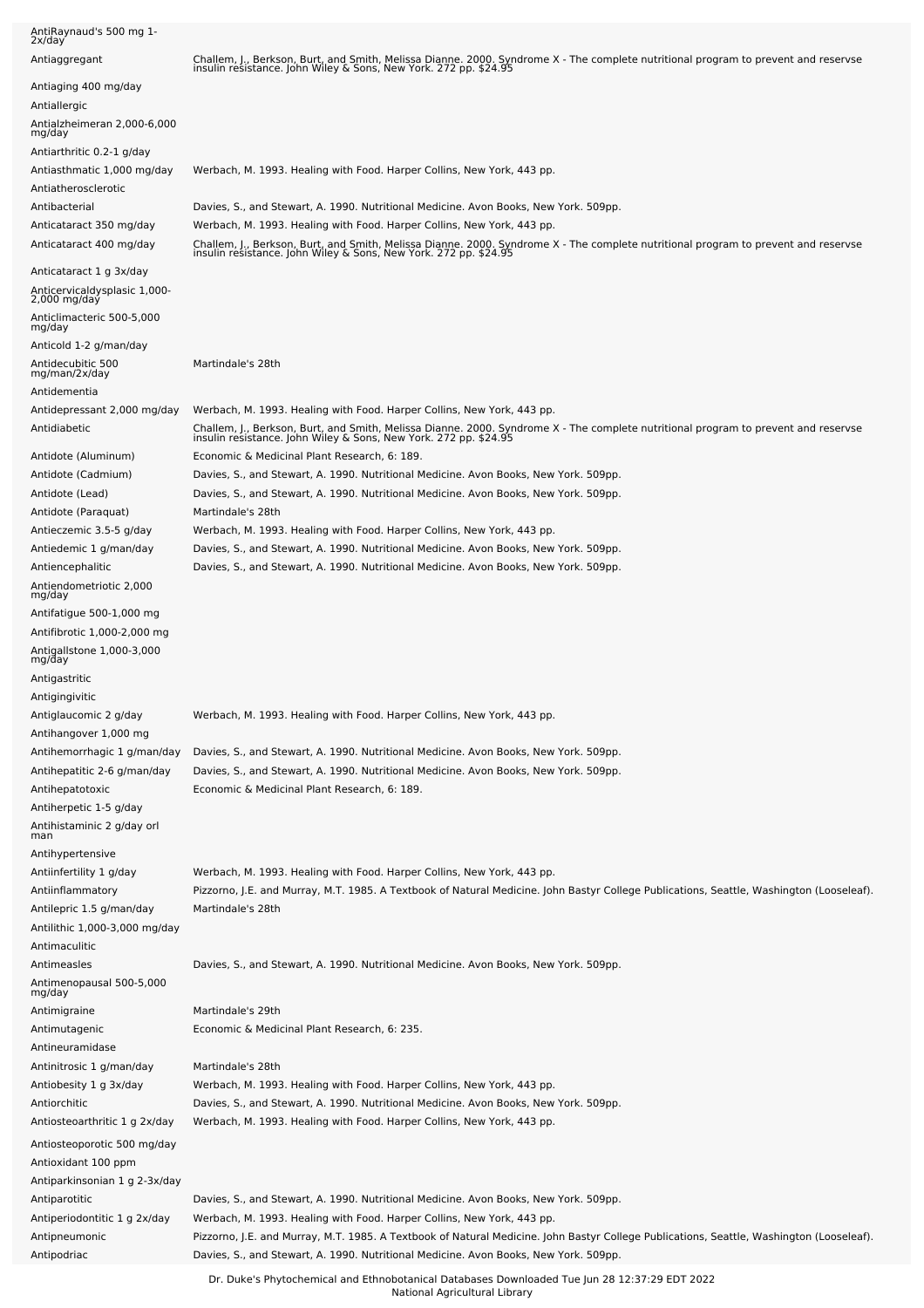| | |
|---|---|
| AntiRaynaud's 500 mg 1-2x/day | |
| Antiaggregant | Challem, J., Berkson, Burt, and Smith, Melissa Dianne. 2000. Syndrome X - The complete nutritional program to prevent and reservse insulin resistance. John Wiley & Sons, New York. 272 pp. $24.95 |
| Antiaging 400 mg/day | |
| Antiallergic | |
| Antialzheimeran 2,000-6,000 mg/day | |
| Antiarthritic 0.2-1 g/day | |
| Antiasthmatic 1,000 mg/day | Werbach, M. 1993. Healing with Food. Harper Collins, New York, 443 pp. |
| Antiatherosclerotic | |
| Antibacterial | Davies, S., and Stewart, A. 1990. Nutritional Medicine. Avon Books, New York. 509pp. |
| Anticataract 350 mg/day | Werbach, M. 1993. Healing with Food. Harper Collins, New York, 443 pp. |
| Anticataract 400 mg/day | Challem, J., Berkson, Burt, and Smith, Melissa Dianne. 2000. Syndrome X - The complete nutritional program to prevent and reservse insulin resistance. John Wiley & Sons, New York. 272 pp. $24.95 |
| Anticataract 1 g 3x/day | |
| Anticervicaldysplasic 1,000-2,000 mg/day | |
| Anticlimacteric 500-5,000 mg/day | |
| Anticold 1-2 g/man/day | |
| Antidecubitic 500 mg/man/2x/day | Martindale's 28th |
| Antidementia | |
| Antidepressant 2,000 mg/day | Werbach, M. 1993. Healing with Food. Harper Collins, New York, 443 pp. |
| Antidiabetic | Challem, J., Berkson, Burt, and Smith, Melissa Dianne. 2000. Syndrome X - The complete nutritional program to prevent and reservse insulin resistance. John Wiley & Sons, New York. 272 pp. $24.95 |
| Antidote (Aluminum) | Economic & Medicinal Plant Research, 6: 189. |
| Antidote (Cadmium) | Davies, S., and Stewart, A. 1990. Nutritional Medicine. Avon Books, New York. 509pp. |
| Antidote (Lead) | Davies, S., and Stewart, A. 1990. Nutritional Medicine. Avon Books, New York. 509pp. |
| Antidote (Paraquat) | Martindale's 28th |
| Antieczemic 3.5-5 g/day | Werbach, M. 1993. Healing with Food. Harper Collins, New York, 443 pp. |
| Antiedemic 1 g/man/day | Davies, S., and Stewart, A. 1990. Nutritional Medicine. Avon Books, New York. 509pp. |
| Antiencephalitic | Davies, S., and Stewart, A. 1990. Nutritional Medicine. Avon Books, New York. 509pp. |
| Antiendometriotic 2,000 mg/day | |
| Antifatigue 500-1,000 mg | |
| Antifibrotic 1,000-2,000 mg | |
| Antigallstone 1,000-3,000 mg/day | |
| Antigastritic | |
| Antigingivitic | |
| Antiglaucomic 2 g/day | Werbach, M. 1993. Healing with Food. Harper Collins, New York, 443 pp. |
| Antihangover 1,000 mg | |
| Antihemorrhagic 1 g/man/day | Davies, S., and Stewart, A. 1990. Nutritional Medicine. Avon Books, New York. 509pp. |
| Antihepatitic 2-6 g/man/day | Davies, S., and Stewart, A. 1990. Nutritional Medicine. Avon Books, New York. 509pp. |
| Antihepatotoxic | Economic & Medicinal Plant Research, 6: 189. |
| Antiherpetic 1-5 g/day | |
| Antihistaminic 2 g/day orl man | |
| Antihypertensive | |
| Antiinfertility 1 g/day | Werbach, M. 1993. Healing with Food. Harper Collins, New York, 443 pp. |
| Antiinflammatory | Pizzorno, J.E. and Murray, M.T. 1985. A Textbook of Natural Medicine. John Bastyr College Publications, Seattle, Washington (Looseleaf). |
| Antilepric 1.5 g/man/day | Martindale's 28th |
| Antilithic 1,000-3,000 mg/day | |
| Antimaculitic | |
| Antimeasles | Davies, S., and Stewart, A. 1990. Nutritional Medicine. Avon Books, New York. 509pp. |
| Antimenopausal 500-5,000 mg/day | |
| Antimigraine | Martindale's 29th |
| Antimutagenic | Economic & Medicinal Plant Research, 6: 235. |
| Antineuramidase | |
| Antinitrosic 1 g/man/day | Martindale's 28th |
| Antiobesity 1 g 3x/day | Werbach, M. 1993. Healing with Food. Harper Collins, New York, 443 pp. |
| Antiorchitic | Davies, S., and Stewart, A. 1990. Nutritional Medicine. Avon Books, New York. 509pp. |
| Antiosteoarthritic 1 g 2x/day | Werbach, M. 1993. Healing with Food. Harper Collins, New York, 443 pp. |
| Antiosteoporotic 500 mg/day | |
| Antioxidant 100 ppm | |
| Antiparkinsonian 1 g 2-3x/day | |
| Antiparotitic | Davies, S., and Stewart, A. 1990. Nutritional Medicine. Avon Books, New York. 509pp. |
| Antiperiodontitic 1 g 2x/day | Werbach, M. 1993. Healing with Food. Harper Collins, New York, 443 pp. |
| Antipneumonic | Pizzorno, J.E. and Murray, M.T. 1985. A Textbook of Natural Medicine. John Bastyr College Publications, Seattle, Washington (Looseleaf). |
| Antipodriac | Davies, S., and Stewart, A. 1990. Nutritional Medicine. Avon Books, New York. 509pp. |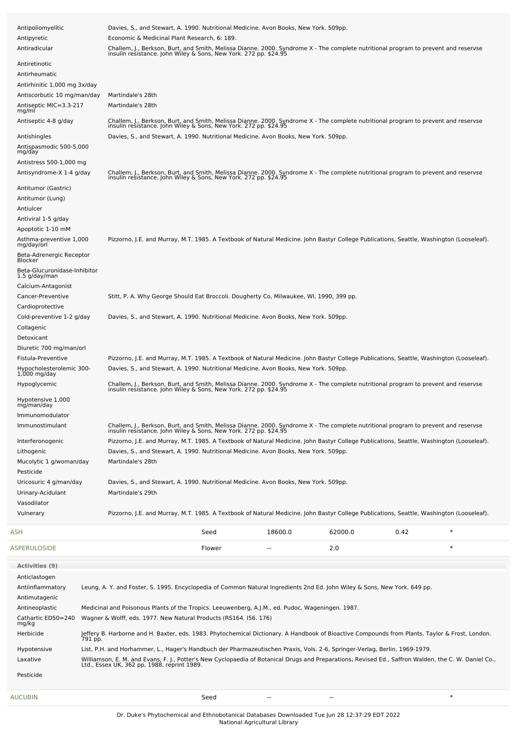| Activity | Reference |
|---|---|
| Antipoliomyelitic | Davies, S., and Stewart, A. 1990. Nutritional Medicine. Avon Books, New York. 509pp. |
| Antipyretic | Economic & Medicinal Plant Research, 6: 189. |
| Antiradicular | Challem, J., Berkson, Burt, and Smith, Melissa Dianne. 2000. Syndrome X - The complete nutritional program to prevent and reservse insulin resistance. John Wiley & Sons, New York. 272 pp. $24.95 |
| Antiretinotic | |
| Antirheumatic | |
| Antirhinitic 1,000 mg 3x/day | |
| Antiscorbutic 10 mg/man/day | Martindale's 28th |
| Antiseptic MIC=3.3-217 mg/ml | Martindale's 28th |
| Antiseptic 4-8 g/day | Challem, J., Berkson, Burt, and Smith, Melissa Dianne. 2000. Syndrome X - The complete nutritional program to prevent and reservse insulin resistance. John Wiley & Sons, New York. 272 pp. $24.95 |
| Antishingles | Davies, S., and Stewart, A. 1990. Nutritional Medicine. Avon Books, New York. 509pp. |
| Antispasmodic 500-5,000 mg/day | |
| Antistress 500-1,000 mg | |
| Antisyndrome-X 1-4 g/day | Challem, J., Berkson, Burt, and Smith, Melissa Dianne. 2000. Syndrome X - The complete nutritional program to prevent and reservse insulin resistance. John Wiley & Sons, New York. 272 pp. $24.95 |
| Antitumor (Gastric) | |
| Antitumor (Lung) | |
| Antiulcer | |
| Antiviral 1-5 g/day | |
| Apoptotic 1-10 mM | |
| Asthma-preventive 1,000 mg/day/orl | Pizzorno, J.E. and Murray, M.T. 1985. A Textbook of Natural Medicine. John Bastyr College Publications, Seattle, Washington (Looseleaf). |
| Beta-Adrenergic Receptor Blocker | |
| Beta-Glucuronidase-Inhibitor 1.5 g/day/man | |
| Calcium-Antagonist | |
| Cancer-Preventive | Stitt, P. A. Why George Should Eat Broccoli. Dougherty Co, Milwaukee, WI, 1990, 399 pp. |
| Cardioprotective | |
| Cold-preventive 1-2 g/day | Davies, S., and Stewart, A. 1990. Nutritional Medicine. Avon Books, New York. 509pp. |
| Collagenic | |
| Detoxicant | |
| Diuretic 700 mg/man/orl | |
| Fistula-Preventive | Pizzorno, J.E. and Murray, M.T. 1985. A Textbook of Natural Medicine. John Bastyr College Publications, Seattle, Washington (Looseleaf). |
| Hypocholesterolemic 300-1,000 mg/day | Davies, S., and Stewart, A. 1990. Nutritional Medicine. Avon Books, New York. 509pp. |
| Hypoglycemic | Challem, J., Berkson, Burt, and Smith, Melissa Dianne. 2000. Syndrome X - The complete nutritional program to prevent and reservse insulin resistance. John Wiley & Sons, New York. 272 pp. $24.95 |
| Hypotensive 1,000 mg/man/day | |
| Immunomodulator | |
| Immunostimulant | Challem, J., Berkson, Burt, and Smith, Melissa Dianne. 2000. Syndrome X - The complete nutritional program to prevent and reservse insulin resistance. John Wiley & Sons, New York. 272 pp. $24.95 |
| Interferonogenic | Pizzorno, J.E. and Murray, M.T. 1985. A Textbook of Natural Medicine. John Bastyr College Publications, Seattle, Washington (Looseleaf). |
| Lithogenic | Davies, S., and Stewart, A. 1990. Nutritional Medicine. Avon Books, New York. 509pp. |
| Mucolytic 1 g/woman/day | Martindale's 28th |
| Pesticide | |
| Uricosuric 4 g/man/day | Davies, S., and Stewart, A. 1990. Nutritional Medicine. Avon Books, New York. 509pp. |
| Urinary-Acidulant | Martindale's 29th |
| Vasodilator | |
| Vulnerary | Pizzorno, J.E. and Murray, M.T. 1985. A Textbook of Natural Medicine. John Bastyr College Publications, Seattle, Washington (Looseleaf). |

| Chemical | Part | Low | High | SD | |
|---|---|---|---|---|---|
| ASH | Seed | 18600.0 | 62000.0 | 0.42 | * |
| ASPERULOSIDE | Flower | -- | 2.0 | | * |

**Activities (9)**

| Activity | Reference |
|---|---|
| Anticlastogen | |
| Antiinflammatory | Leung, A. Y. and Foster, S. 1995. Encyclopedia of Common Natural Ingredients 2nd Ed. John Wiley & Sons, New York. 649 pp. |
| Antimutagenic | |
| Antineoplastic | Medicinal and Poisonous Plants of the Tropics. Leeuwenberg, A.J.M., ed. Pudoc, Wageningen. 1987. |
| Cathartic ED50=240 mg/kg | Wagner & Wolff, eds. 1977. New Natural Products (RS164. I56. 176) |
| Herbicide | Jeffery B. Harborne and H. Baxter, eds. 1983. Phytochemical Dictionary. A Handbook of Bioactive Compounds from Plants. Taylor & Frost, London. 791 pp. |
| Hypotensive | List, P.H. and Horhammer, L., Hager's Handbuch der Pharmazeutischen Praxis, Vols. 2-6, Springer-Verlag, Berlin, 1969-1979. |
| Laxative | Williamson, E. M. and Evans, F. J., Potter's New Cyclopaedia of Botanical Drugs and Preparations, Revised Ed., Saffron Walden, the C. W. Daniel Co., Ltd., Essex UK, 362 pp, 1988, reprint 1989. |
| Pesticide | |

| Chemical | Part | Low | High | SD | |
|---|---|---|---|---|---|
| AUCUBIN | Seed | -- | -- | | * |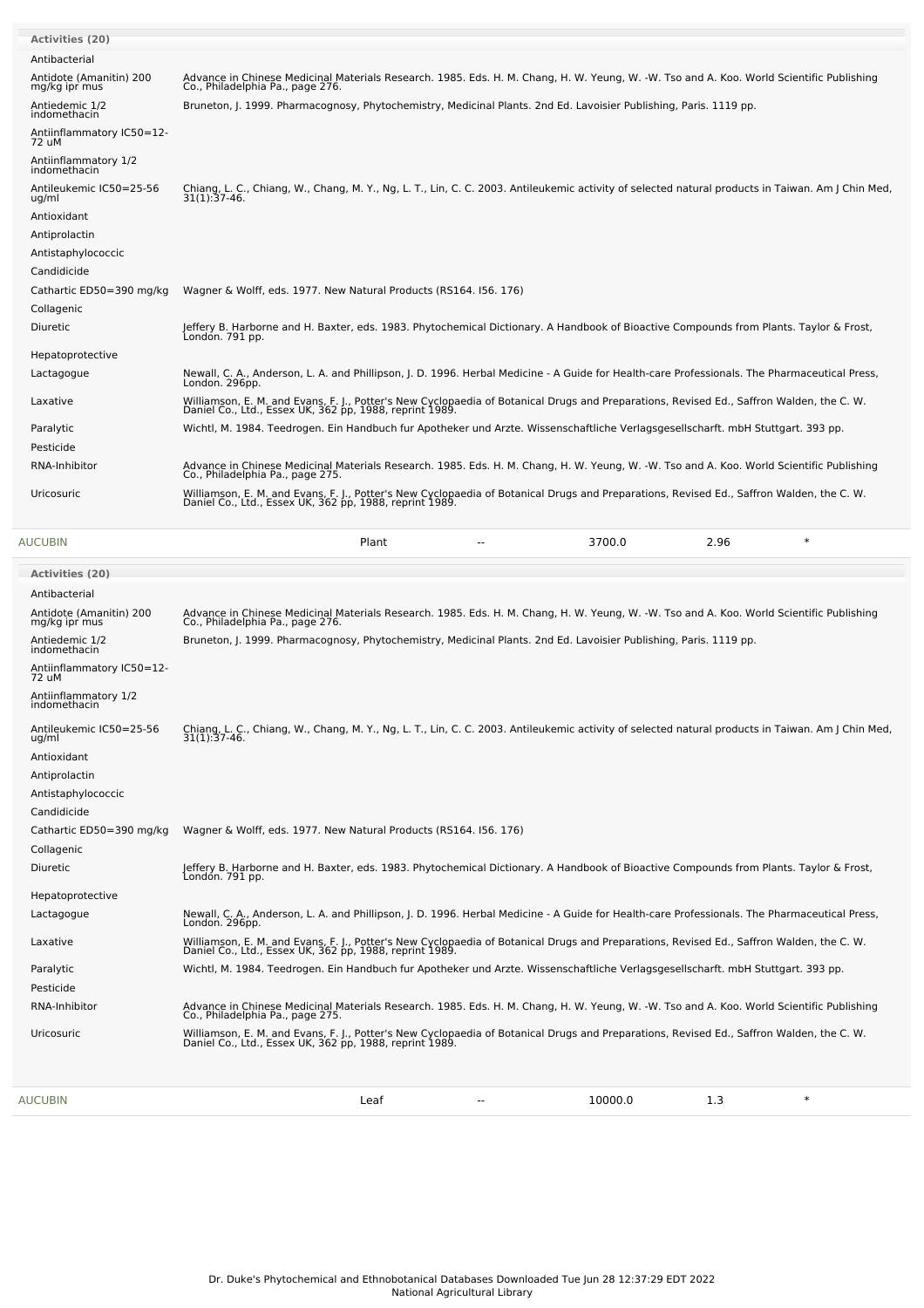**Activities (20)**

| Activity | Reference |
|---|---|
| Antibacterial | |
| Antidote (Amanitin) 200 mg/kg ipr mus | Advance in Chinese Medicinal Materials Research. 1985. Eds. H. M. Chang, H. W. Yeung, W. -W. Tso and A. Koo. World Scientific Publishing Co., Philadelphia Pa., page 276. |
| Antiedemic 1/2 indomethacin | Bruneton, J. 1999. Pharmacognosy, Phytochemistry, Medicinal Plants. 2nd Ed. Lavoisier Publishing, Paris. 1119 pp. |
| Antiinflammatory IC50=12-72 uM | |
| Antiinflammatory 1/2 indomethacin | |
| Antileukemic IC50=25-56 ug/ml | Chiang, L. C., Chiang, W., Chang, M. Y., Ng, L. T., Lin, C. C. 2003. Antileukemic activity of selected natural products in Taiwan. Am J Chin Med, 31(1):37-46. |
| Antioxidant | |
| Antiprolactin | |
| Antistaphylococcic | |
| Candidicide | |
| Cathartic ED50=390 mg/kg | Wagner & Wolff, eds. 1977. New Natural Products (RS164. I56. 176) |
| Collagenic | |
| Diuretic | Jeffery B. Harborne and H. Baxter, eds. 1983. Phytochemical Dictionary. A Handbook of Bioactive Compounds from Plants. Taylor & Frost, London. 791 pp. |
| Hepatoprotective | |
| Lactagogue | Newall, C. A., Anderson, L. A. and Phillipson, J. D. 1996. Herbal Medicine - A Guide for Health-care Professionals. The Pharmaceutical Press, London. 296pp. |
| Laxative | Williamson, E. M. and Evans, F. J., Potter's New Cyclopaedia of Botanical Drugs and Preparations, Revised Ed., Saffron Walden, the C. W. Daniel Co., Ltd., Essex UK, 362 pp, 1988, reprint 1989. |
| Paralytic | Wichtl, M. 1984. Teedrogen. Ein Handbuch fur Apotheker und Arzte. Wissenschaftliche Verlagsgesellscharft. mbH Stuttgart. 393 pp. |
| Pesticide | |
| RNA-Inhibitor | Advance in Chinese Medicinal Materials Research. 1985. Eds. H. M. Chang, H. W. Yeung, W. -W. Tso and A. Koo. World Scientific Publishing Co., Philadelphia Pa., page 275. |
| Uricosuric | Williamson, E. M. and Evans, F. J., Potter's New Cyclopaedia of Botanical Drugs and Preparations, Revised Ed., Saffron Walden, the C. W. Daniel Co., Ltd., Essex UK, 362 pp, 1988, reprint 1989. |

| Chemical | Part | Low | High | SD | |
|---|---|---|---|---|---|
| AUCUBIN | Plant | -- | 3700.0 | 2.96 | * |

**Activities (20)**

| Activity | Reference |
|---|---|
| Antibacterial | |
| Antidote (Amanitin) 200 mg/kg ipr mus | Advance in Chinese Medicinal Materials Research. 1985. Eds. H. M. Chang, H. W. Yeung, W. -W. Tso and A. Koo. World Scientific Publishing Co., Philadelphia Pa., page 276. |
| Antiedemic 1/2 indomethacin | Bruneton, J. 1999. Pharmacognosy, Phytochemistry, Medicinal Plants. 2nd Ed. Lavoisier Publishing, Paris. 1119 pp. |
| Antiinflammatory IC50=12-72 uM | |
| Antiinflammatory 1/2 indomethacin | |
| Antileukemic IC50=25-56 ug/ml | Chiang, L. C., Chiang, W., Chang, M. Y., Ng, L. T., Lin, C. C. 2003. Antileukemic activity of selected natural products in Taiwan. Am J Chin Med, 31(1):37-46. |
| Antioxidant | |
| Antiprolactin | |
| Antistaphylococcic | |
| Candidicide | |
| Cathartic ED50=390 mg/kg | Wagner & Wolff, eds. 1977. New Natural Products (RS164. I56. 176) |
| Collagenic | |
| Diuretic | Jeffery B. Harborne and H. Baxter, eds. 1983. Phytochemical Dictionary. A Handbook of Bioactive Compounds from Plants. Taylor & Frost, London. 791 pp. |
| Hepatoprotective | |
| Lactagogue | Newall, C. A., Anderson, L. A. and Phillipson, J. D. 1996. Herbal Medicine - A Guide for Health-care Professionals. The Pharmaceutical Press, London. 296pp. |
| Laxative | Williamson, E. M. and Evans, F. J., Potter's New Cyclopaedia of Botanical Drugs and Preparations, Revised Ed., Saffron Walden, the C. W. Daniel Co., Ltd., Essex UK, 362 pp, 1988, reprint 1989. |
| Paralytic | Wichtl, M. 1984. Teedrogen. Ein Handbuch fur Apotheker und Arzte. Wissenschaftliche Verlagsgesellscharft. mbH Stuttgart. 393 pp. |
| Pesticide | |
| RNA-Inhibitor | Advance in Chinese Medicinal Materials Research. 1985. Eds. H. M. Chang, H. W. Yeung, W. -W. Tso and A. Koo. World Scientific Publishing Co., Philadelphia Pa., page 275. |
| Uricosuric | Williamson, E. M. and Evans, F. J., Potter's New Cyclopaedia of Botanical Drugs and Preparations, Revised Ed., Saffron Walden, the C. W. Daniel Co., Ltd., Essex UK, 362 pp, 1988, reprint 1989. |

| Chemical | Part | Low | High | SD | |
|---|---|---|---|---|---|
| AUCUBIN | Leaf | -- | 10000.0 | 1.3 | * |

Dr. Duke's Phytochemical and Ethnobotanical Databases Downloaded Tue Jun 28 12:37:29 EDT 2022
National Agricultural Library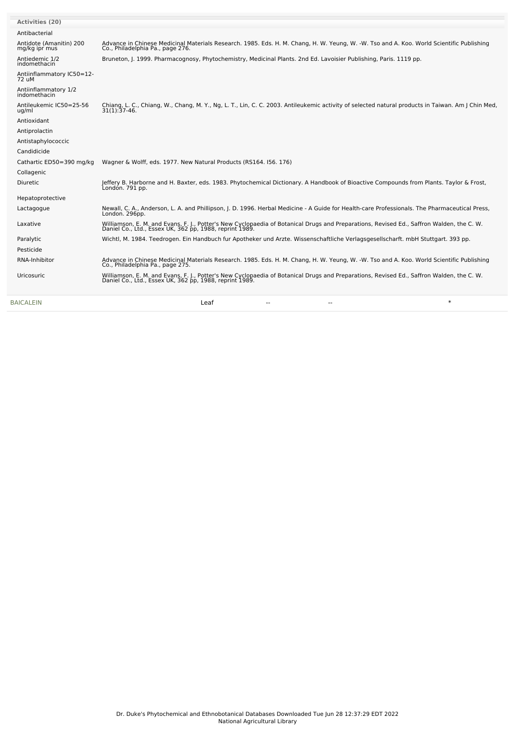| Activities (20) | |
|---|---|
| Antibacterial | |
| Antidote (Amanitin) 200 mg/kg ipr mus | Advance in Chinese Medicinal Materials Research. 1985. Eds. H. M. Chang, H. W. Yeung, W. -W. Tso and A. Koo. World Scientific Publishing Co., Philadelphia Pa., page 276. |
| Antiedemic 1/2 indomethacin | Bruneton, J. 1999. Pharmacognosy, Phytochemistry, Medicinal Plants. 2nd Ed. Lavoisier Publishing, Paris. 1119 pp. |
| Antiinflammatory IC50=12-72 uM | |
| Antiinflammatory 1/2 indomethacin | |
| Antileukemic IC50=25-56 ug/ml | Chiang, L. C., Chiang, W., Chang, M. Y., Ng, L. T., Lin, C. C. 2003. Antileukemic activity of selected natural products in Taiwan. Am J Chin Med, 31(1):37-46. |
| Antioxidant | |
| Antiprolactin | |
| Antistaphylococcic | |
| Candidicide | |
| Cathartic ED50=390 mg/kg | Wagner & Wolff, eds. 1977. New Natural Products (RS164. I56. 176) |
| Collagenic | |
| Diuretic | Jeffery B. Harborne and H. Baxter, eds. 1983. Phytochemical Dictionary. A Handbook of Bioactive Compounds from Plants. Taylor & Frost, London. 791 pp. |
| Hepatoprotective | |
| Lactagogue | Newall, C. A., Anderson, L. A. and Phillipson, J. D. 1996. Herbal Medicine - A Guide for Health-care Professionals. The Pharmaceutical Press, London. 296pp. |
| Laxative | Williamson, E. M. and Evans, F. J., Potter's New Cyclopaedia of Botanical Drugs and Preparations, Revised Ed., Saffron Walden, the C. W. Daniel Co., Ltd., Essex UK, 362 pp, 1988, reprint 1989. |
| Paralytic | Wichtl, M. 1984. Teedrogen. Ein Handbuch fur Apotheker und Arzte. Wissenschaftliche Verlagsgesellscharft. mbH Stuttgart. 393 pp. |
| Pesticide | |
| RNA-Inhibitor | Advance in Chinese Medicinal Materials Research. 1985. Eds. H. M. Chang, H. W. Yeung, W. -W. Tso and A. Koo. World Scientific Publishing Co., Philadelphia Pa., page 275. |
| Uricosuric | Williamson, E. M. and Evans, F. J., Potter's New Cyclopaedia of Botanical Drugs and Preparations, Revised Ed., Saffron Walden, the C. W. Daniel Co., Ltd., Essex UK, 362 pp, 1988, reprint 1989. |

| | | | | |
|---|---|---|---|---|
| BAICALEIN | Leaf | -- | -- | * |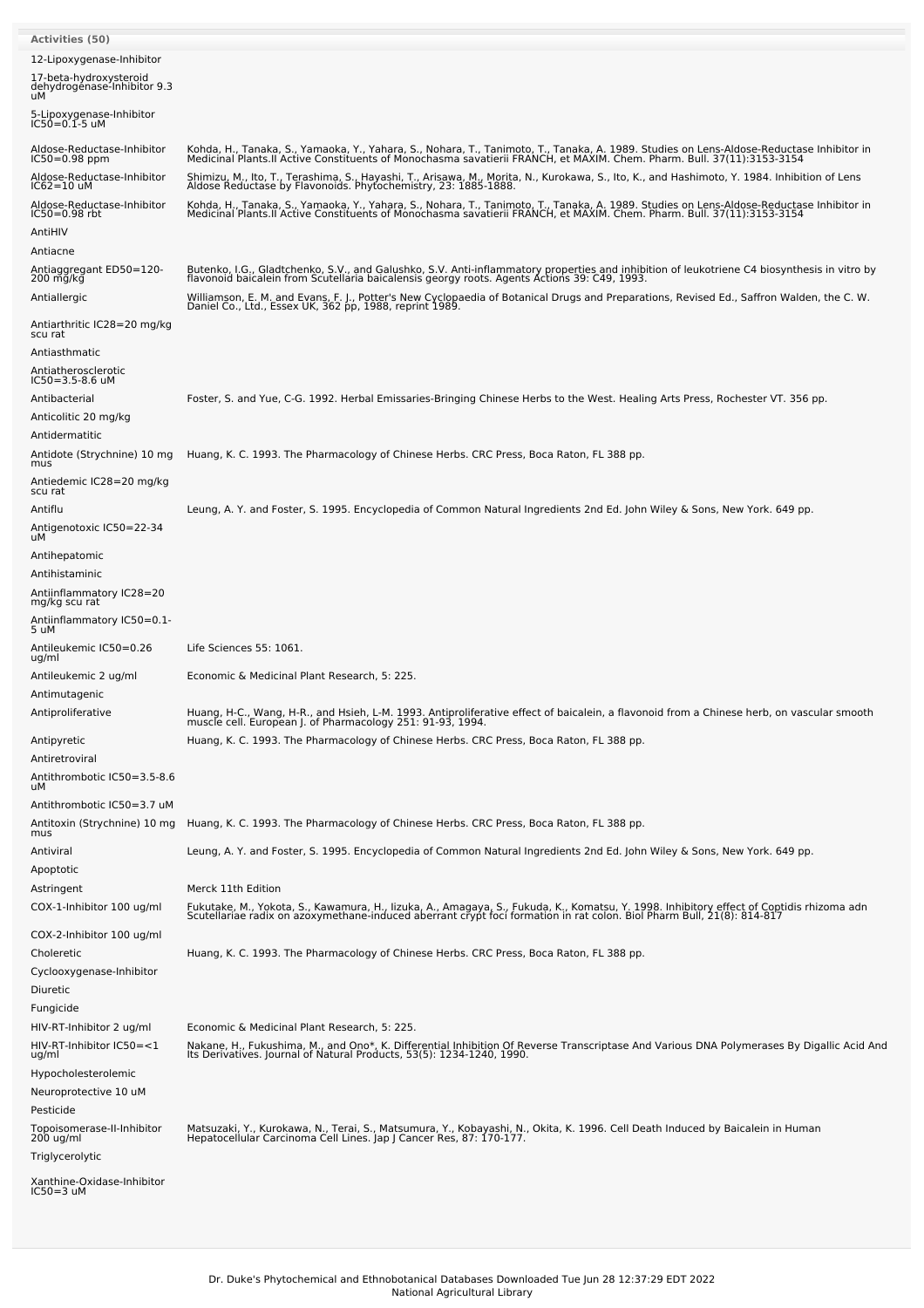**Activities (50)**

| Activity | Reference |
|---|---|
| 12-Lipoxygenase-Inhibitor | |
| 17-beta-hydroxysteroid dehydrogenase-Inhibitor 9.3 uM | |
| 5-Lipoxygenase-Inhibitor IC50=0.1-5 uM | |
| Aldose-Reductase-Inhibitor IC50=0.98 ppm | Kohda, H., Tanaka, S., Yamaoka, Y., Yahara, S., Nohara, T., Tanimoto, T., Tanaka, A. 1989. Studies on Lens-Aldose-Reductase Inhibitor in Medicinal Plants.II Active Constituents of Monochasma savatierii FRANCH, et MAXIM. Chem. Pharm. Bull. 37(11):3153-3154 |
| Aldose-Reductase-Inhibitor IC62=10 uM | Shimizu, M., Ito, T., Terashima, S., Hayashi, T., Arisawa, M., Morita, N., Kurokawa, S., Ito, K., and Hashimoto, Y. 1984. Inhibition of Lens Aldose Reductase by Flavonoids. Phytochemistry, 23: 1885-1888. |
| Aldose-Reductase-Inhibitor IC50=0.98 rbt | Kohda, H., Tanaka, S., Yamaoka, Y., Yahara, S., Nohara, T., Tanimoto, T., Tanaka, A. 1989. Studies on Lens-Aldose-Reductase Inhibitor in Medicinal Plants.II Active Constituents of Monochasma savatierii FRANCH, et MAXIM. Chem. Pharm. Bull. 37(11):3153-3154 |
| AntiHIV | |
| Antiacne | |
| Antiaggregant ED50=120-200 mg/kg | Butenko, I.G., Gladtchenko, S.V., and Galushko, S.V. Anti-inflammatory properties and inhibition of leukotriene C4 biosynthesis in vitro by flavonoid baicalein from Scutellaria baicalensis georgy roots. Agents Actions 39: C49, 1993. |
| Antiallergic | Williamson, E. M. and Evans, F. J., Potter's New Cyclopaedia of Botanical Drugs and Preparations, Revised Ed., Saffron Walden, the C. W. Daniel Co., Ltd., Essex UK, 362 pp, 1988, reprint 1989. |
| Antiarthritic IC28=20 mg/kg scu rat | |
| Antiasthmatic | |
| Antiatherosclerotic IC50=3.5-8.6 uM | |
| Antibacterial | Foster, S. and Yue, C-G. 1992. Herbal Emissaries-Bringing Chinese Herbs to the West. Healing Arts Press, Rochester VT. 356 pp. |
| Anticolitic 20 mg/kg | |
| Antidermatitic | |
| Antidote (Strychnine) 10 mg mus | Huang, K. C. 1993. The Pharmacology of Chinese Herbs. CRC Press, Boca Raton, FL 388 pp. |
| Antiedemic IC28=20 mg/kg scu rat | |
| Antiflu | Leung, A. Y. and Foster, S. 1995. Encyclopedia of Common Natural Ingredients 2nd Ed. John Wiley & Sons, New York. 649 pp. |
| Antigenotoxic IC50=22-34 uM | |
| Antihepatomic | |
| Antihistaminic | |
| Antiinflammatory IC28=20 mg/kg scu rat | |
| Antiinflammatory IC50=0.1-5 uM | |
| Antileukemic IC50=0.26 ug/ml | Life Sciences 55: 1061. |
| Antileukemic 2 ug/ml | Economic & Medicinal Plant Research, 5: 225. |
| Antimutagenic | |
| Antiproliferative | Huang, H-C., Wang, H-R., and Hsieh, L-M. 1993. Antiproliferative effect of baicalein, a flavonoid from a Chinese herb, on vascular smooth muscle cell. European J. of Pharmacology 251: 91-93, 1994. |
| Antipyretic | Huang, K. C. 1993. The Pharmacology of Chinese Herbs. CRC Press, Boca Raton, FL 388 pp. |
| Antiretroviral | |
| Antithrombotic IC50=3.5-8.6 uM | |
| Antithrombotic IC50=3.7 uM | |
| Antitoxin (Strychnine) 10 mg mus | Huang, K. C. 1993. The Pharmacology of Chinese Herbs. CRC Press, Boca Raton, FL 388 pp. |
| Antiviral | Leung, A. Y. and Foster, S. 1995. Encyclopedia of Common Natural Ingredients 2nd Ed. John Wiley & Sons, New York. 649 pp. |
| Apoptotic | |
| Astringent | Merck 11th Edition |
| COX-1-Inhibitor 100 ug/ml | Fukutake, M., Yokota, S., Kawamura, H., Iizuka, A., Amagaya, S., Fukuda, K., Komatsu, Y. 1998. Inhibitory effect of Coptidis rhizoma adn Scutellariae radix on azoxymethane-induced aberrant crypt foci formation in rat colon. Biol Pharm Bull, 21(8): 814-817 |
| COX-2-Inhibitor 100 ug/ml | |
| Choleretic | Huang, K. C. 1993. The Pharmacology of Chinese Herbs. CRC Press, Boca Raton, FL 388 pp. |
| Cyclooxygenase-Inhibitor | |
| Diuretic | |
| Fungicide | |
| HIV-RT-Inhibitor 2 ug/ml | Economic & Medicinal Plant Research, 5: 225. |
| HIV-RT-Inhibitor IC50=<1 ug/ml | Nakane, H., Fukushima, M., and Ono*, K. Differential Inhibition Of Reverse Transcriptase And Various DNA Polymerases By Digallic Acid And Its Derivatives. Journal of Natural Products, 53(5): 1234-1240, 1990. |
| Hypocholesterolemic | |
| Neuroprotective 10 uM | |
| Pesticide | |
| Topoisomerase-II-Inhibitor 200 ug/ml | Matsuzaki, Y., Kurokawa, N., Terai, S., Matsumura, Y., Kobayashi, N., Okita, K. 1996. Cell Death Induced by Baicalein in Human Hepatocellular Carcinoma Cell Lines. Jap J Cancer Res, 87: 170-177. |
| Triglycerolytic | |
| Xanthine-Oxidase-Inhibitor IC50=3 uM | |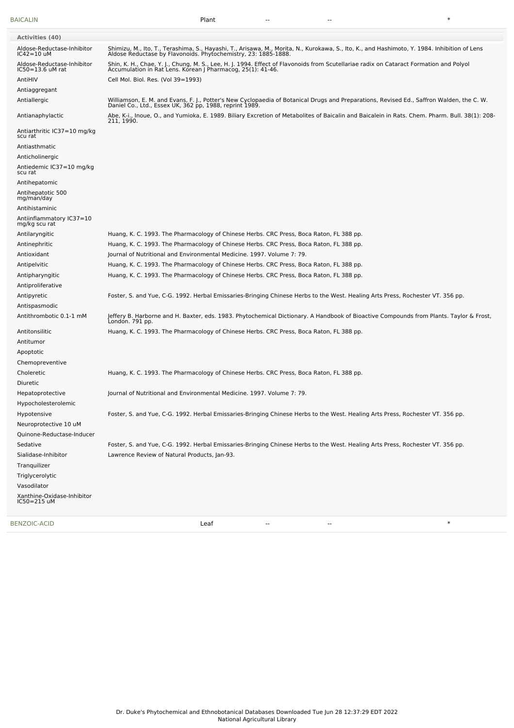| BAICALIN | Plant | -- | -- | * |
|---|---|---|---|---|

**Activities (40)**

| Activity | Reference |
|---|---|
| Aldose-Reductase-Inhibitor IC42=10 uM | Shimizu, M., Ito, T., Terashima, S., Hayashi, T., Arisawa, M., Morita, N., Kurokawa, S., Ito, K., and Hashimoto, Y. 1984. Inhibition of Lens Aldose Reductase by Flavonoids. Phytochemistry, 23: 1885-1888. |
| Aldose-Reductase-Inhibitor IC50=13.6 uM rat | Shin, K. H., Chae, Y. J., Chung, M. S., Lee, H. J. 1994. Effect of Flavonoids from Scutellariae radix on Cataract Formation and Polyol Accumulation in Rat Lens. Korean J Pharmacog, 25(1): 41-46. |
| AntiHIV | Cell Mol. Biol. Res. (Vol 39=1993) |
| Antiaggregant | |
| Antiallergic | Williamson, E. M. and Evans, F. J., Potter's New Cyclopaedia of Botanical Drugs and Preparations, Revised Ed., Saffron Walden, the C. W. Daniel Co., Ltd., Essex UK, 362 pp, 1988, reprint 1989. |
| Antianaphylactic | Abe, K-i., Inoue, O., and Yumioka, E. 1989. Biliary Excretion of Metabolites of Baicalin and Baicalein in Rats. Chem. Pharm. Bull. 38(1): 208-211, 1990. |
| Antiarthritic IC37=10 mg/kg scu rat | |
| Antiasthmatic | |
| Anticholinergic | |
| Antiedemic IC37=10 mg/kg scu rat | |
| Antihepatomic | |
| Antihepatotic 500 mg/man/day | |
| Antihistaminic | |
| Antiinflammatory IC37=10 mg/kg scu rat | |
| Antilaryngitic | Huang, K. C. 1993. The Pharmacology of Chinese Herbs. CRC Press, Boca Raton, FL 388 pp. |
| Antinephritic | Huang, K. C. 1993. The Pharmacology of Chinese Herbs. CRC Press, Boca Raton, FL 388 pp. |
| Antioxidant | Journal of Nutritional and Environmental Medicine. 1997. Volume 7: 79. |
| Antipelvitic | Huang, K. C. 1993. The Pharmacology of Chinese Herbs. CRC Press, Boca Raton, FL 388 pp. |
| Antipharyngitic | Huang, K. C. 1993. The Pharmacology of Chinese Herbs. CRC Press, Boca Raton, FL 388 pp. |
| Antiproliferative | |
| Antipyretic | Foster, S. and Yue, C-G. 1992. Herbal Emissaries-Bringing Chinese Herbs to the West. Healing Arts Press, Rochester VT. 356 pp. |
| Antispasmodic | |
| Antithrombotic 0.1-1 mM | Jeffery B. Harborne and H. Baxter, eds. 1983. Phytochemical Dictionary. A Handbook of Bioactive Compounds from Plants. Taylor & Frost, London. 791 pp. |
| Antitonsilitic | Huang, K. C. 1993. The Pharmacology of Chinese Herbs. CRC Press, Boca Raton, FL 388 pp. |
| Antitumor | |
| Apoptotic | |
| Chemopreventive | |
| Choleretic | Huang, K. C. 1993. The Pharmacology of Chinese Herbs. CRC Press, Boca Raton, FL 388 pp. |
| Diuretic | |
| Hepatoprotective | Journal of Nutritional and Environmental Medicine. 1997. Volume 7: 79. |
| Hypocholesterolemic | |
| Hypotensive | Foster, S. and Yue, C-G. 1992. Herbal Emissaries-Bringing Chinese Herbs to the West. Healing Arts Press, Rochester VT. 356 pp. |
| Neuroprotective 10 uM | |
| Quinone-Reductase-Inducer | |
| Sedative | Foster, S. and Yue, C-G. 1992. Herbal Emissaries-Bringing Chinese Herbs to the West. Healing Arts Press, Rochester VT. 356 pp. |
| Sialidase-Inhibitor | Lawrence Review of Natural Products, Jan-93. |
| Tranquilizer | |
| Triglycerolytic | |
| Vasodilator | |
| Xanthine-Oxidase-Inhibitor IC50=215 uM | |

| BENZOIC-ACID | Leaf | -- | -- | * |
|---|---|---|---|---|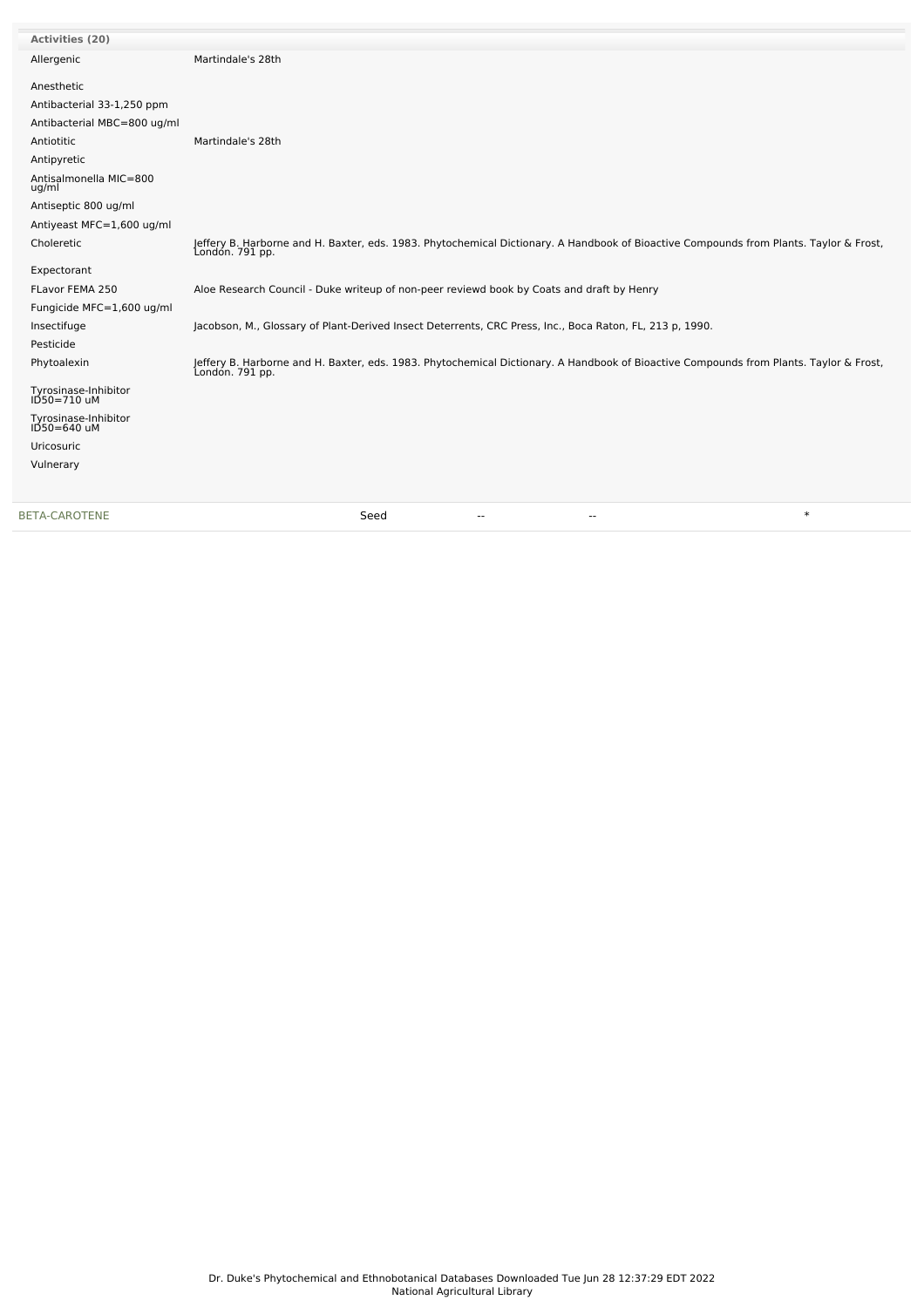| Activities (20) | |
|---|---|
| Allergenic | Martindale's 28th |
| Anesthetic | |
| Antibacterial 33-1,250 ppm | |
| Antibacterial MBC=800 ug/ml | |
| Antiotitic | Martindale's 28th |
| Antipyretic | |
| Antisalmonella MIC=800 ug/ml | |
| Antiseptic 800 ug/ml | |
| Antiyeast MFC=1,600 ug/ml | |
| Choleretic | Jeffery B. Harborne and H. Baxter, eds. 1983. Phytochemical Dictionary. A Handbook of Bioactive Compounds from Plants. Taylor & Frost, London. 791 pp. |
| Expectorant | |
| FLavor FEMA 250 | Aloe Research Council - Duke writeup of non-peer reviewd book by Coats and draft by Henry |
| Fungicide MFC=1,600 ug/ml | |
| Insectifuge | Jacobson, M., Glossary of Plant-Derived Insect Deterrents, CRC Press, Inc., Boca Raton, FL, 213 p, 1990. |
| Pesticide | |
| Phytoalexin | Jeffery B. Harborne and H. Baxter, eds. 1983. Phytochemical Dictionary. A Handbook of Bioactive Compounds from Plants. Taylor & Frost, London. 791 pp. |
| Tyrosinase-Inhibitor ID50=710 uM | |
| Tyrosinase-Inhibitor ID50=640 uM | |
| Uricosuric | |
| Vulnerary | |

| BETA-CAROTENE | Seed | -- | -- | * |
|---|---|---|---|---|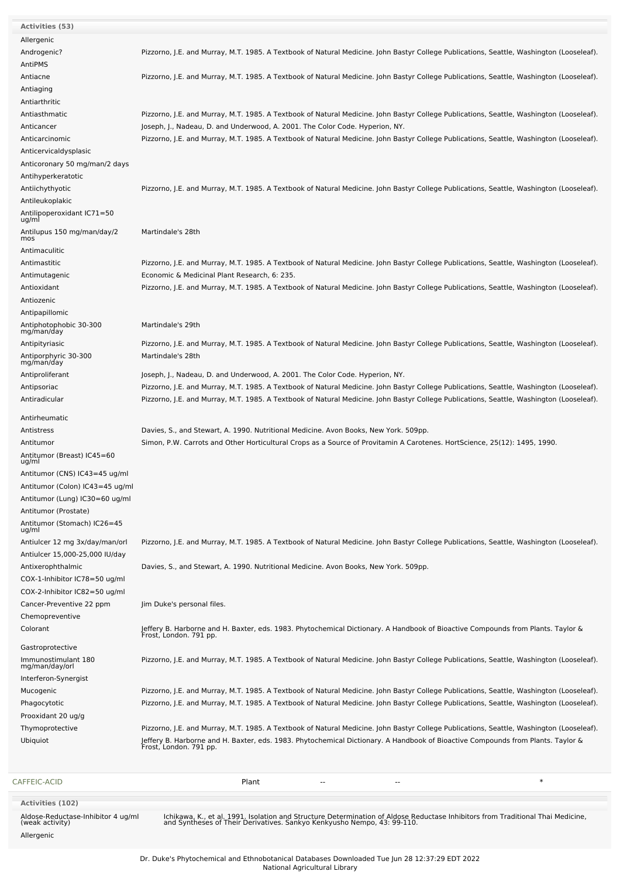**Activities (53)**

| Activity | Reference |
|---|---|
| Allergenic | |
| Androgenic? | Pizzorno, J.E. and Murray, M.T. 1985. A Textbook of Natural Medicine. John Bastyr College Publications, Seattle, Washington (Looseleaf). |
| AntiPMS | |
| Antiacne | Pizzorno, J.E. and Murray, M.T. 1985. A Textbook of Natural Medicine. John Bastyr College Publications, Seattle, Washington (Looseleaf). |
| Antiaging | |
| Antiarthritic | |
| Antiasthmatic | Pizzorno, J.E. and Murray, M.T. 1985. A Textbook of Natural Medicine. John Bastyr College Publications, Seattle, Washington (Looseleaf). |
| Anticancer | Joseph, J., Nadeau, D. and Underwood, A. 2001. The Color Code. Hyperion, NY. |
| Anticarcinomic | Pizzorno, J.E. and Murray, M.T. 1985. A Textbook of Natural Medicine. John Bastyr College Publications, Seattle, Washington (Looseleaf). |
| Anticervicaldysplasic | |
| Anticoronary 50 mg/man/2 days | |
| Antihyperkeratotic | |
| Antiichythyotic | Pizzorno, J.E. and Murray, M.T. 1985. A Textbook of Natural Medicine. John Bastyr College Publications, Seattle, Washington (Looseleaf). |
| Antileukoplakic | |
| Antilipoperoxidant IC71=50 ug/ml | |
| Antilupus 150 mg/man/day/2 mos | Martindale's 28th |
| Antimaculitic | |
| Antimastitic | Pizzorno, J.E. and Murray, M.T. 1985. A Textbook of Natural Medicine. John Bastyr College Publications, Seattle, Washington (Looseleaf). |
| Antimutagenic | Economic & Medicinal Plant Research, 6: 235. |
| Antioxidant | Pizzorno, J.E. and Murray, M.T. 1985. A Textbook of Natural Medicine. John Bastyr College Publications, Seattle, Washington (Looseleaf). |
| Antiozenic | |
| Antipapillomic | |
| Antiphotophobic 30-300 mg/man/day | Martindale's 29th |
| Antipityriasic | Pizzorno, J.E. and Murray, M.T. 1985. A Textbook of Natural Medicine. John Bastyr College Publications, Seattle, Washington (Looseleaf). |
| Antiporphyric 30-300 mg/man/day | Martindale's 28th |
| Antiproliferant | Joseph, J., Nadeau, D. and Underwood, A. 2001. The Color Code. Hyperion, NY. |
| Antipsoriac | Pizzorno, J.E. and Murray, M.T. 1985. A Textbook of Natural Medicine. John Bastyr College Publications, Seattle, Washington (Looseleaf). |
| Antiradicular | Pizzorno, J.E. and Murray, M.T. 1985. A Textbook of Natural Medicine. John Bastyr College Publications, Seattle, Washington (Looseleaf). |
| Antirheumatic | |
| Antistress | Davies, S., and Stewart, A. 1990. Nutritional Medicine. Avon Books, New York. 509pp. |
| Antitumor | Simon, P.W. Carrots and Other Horticultural Crops as a Source of Provitamin A Carotenes. HortScience, 25(12): 1495, 1990. |
| Antitumor (Breast) IC45=60 ug/ml | |
| Antitumor (CNS) IC43=45 ug/ml | |
| Antitumor (Colon) IC43=45 ug/ml | |
| Antitumor (Lung) IC30=60 ug/ml | |
| Antitumor (Prostate) | |
| Antitumor (Stomach) IC26=45 ug/ml | |
| Antiulcer 12 mg 3x/day/man/orl | Pizzorno, J.E. and Murray, M.T. 1985. A Textbook of Natural Medicine. John Bastyr College Publications, Seattle, Washington (Looseleaf). |
| Antiulcer 15,000-25,000 IU/day | |
| Antixerophthalmic | Davies, S., and Stewart, A. 1990. Nutritional Medicine. Avon Books, New York. 509pp. |
| COX-1-Inhibitor IC78=50 ug/ml | |
| COX-2-Inhibitor IC82=50 ug/ml | |
| Cancer-Preventive 22 ppm | Jim Duke's personal files. |
| Chemopreventive | |
| Colorant | Jeffery B. Harborne and H. Baxter, eds. 1983. Phytochemical Dictionary. A Handbook of Bioactive Compounds from Plants. Taylor & Frost, London. 791 pp. |
| Gastroprotective | |
| Immunostimulant 180 mg/man/day/orl | Pizzorno, J.E. and Murray, M.T. 1985. A Textbook of Natural Medicine. John Bastyr College Publications, Seattle, Washington (Looseleaf). |
| Interferon-Synergist | |
| Mucogenic | Pizzorno, J.E. and Murray, M.T. 1985. A Textbook of Natural Medicine. John Bastyr College Publications, Seattle, Washington (Looseleaf). |
| Phagocytotic | Pizzorno, J.E. and Murray, M.T. 1985. A Textbook of Natural Medicine. John Bastyr College Publications, Seattle, Washington (Looseleaf). |
| Prooxidant 20 ug/g | |
| Thymoprotective | Pizzorno, J.E. and Murray, M.T. 1985. A Textbook of Natural Medicine. John Bastyr College Publications, Seattle, Washington (Looseleaf). |
| Ubiquiot | Jeffery B. Harborne and H. Baxter, eds. 1983. Phytochemical Dictionary. A Handbook of Bioactive Compounds from Plants. Taylor & Frost, London. 791 pp. |

| CAFFEIC-ACID | Plant | -- | -- | * |
|---|---|---|---|---|

**Activities (102)**

| Activity | Reference |
|---|---|
| Aldose-Reductase-Inhibitor 4 ug/ml (weak activity) | Ichikawa, K., et al. 1991. Isolation and Structure Determination of Aldose Reductase Inhibitors from Traditional Thai Medicine, and Syntheses of Their Derivatives. Sankyo Kenkyusho Nempo, 43: 99-110. |
| Allergenic | |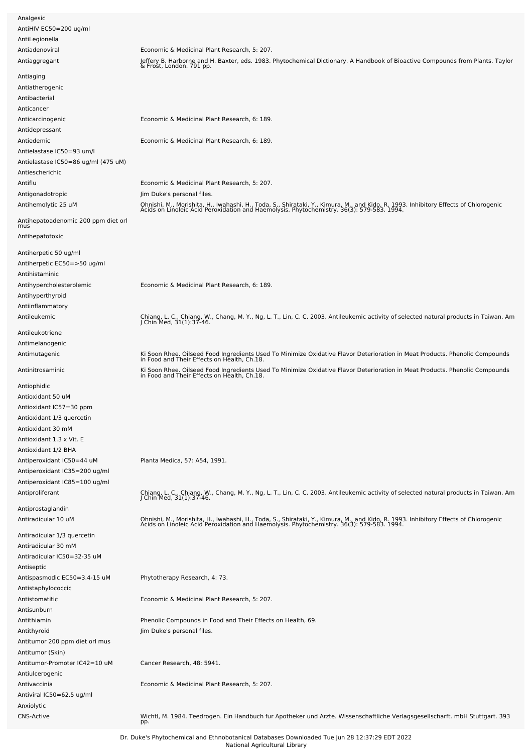| | |
|---|---|
| Analgesic | |
| AntiHIV EC50=200 ug/ml | |
| AntiLegionella | |
| Antiadenoviral | Economic & Medicinal Plant Research, 5: 207. |
| Antiaggregant | Jeffery B. Harborne and H. Baxter, eds. 1983. Phytochemical Dictionary. A Handbook of Bioactive Compounds from Plants. Taylor & Frost, London. 791 pp. |
| Antiaging | |
| Antiatherogenic | |
| Antibacterial | |
| Anticancer | |
| Anticarcinogenic | Economic & Medicinal Plant Research, 6: 189. |
| Antidepressant | |
| Antiedemic | Economic & Medicinal Plant Research, 6: 189. |
| Antielastase IC50=93 um/l | |
| Antielastase IC50=86 ug/ml (475 uM) | |
| Antiescherichic | |
| Antiflu | Economic & Medicinal Plant Research, 5: 207. |
| Antigonadotropic | Jim Duke's personal files. |
| Antihemolytic 25 uM | Ohnishi, M., Morishita, H., Iwahashi, H., Toda, S., Shirataki, Y., Kimura, M., and Kido, R. 1993. Inhibitory Effects of Chlorogenic Acids on Linoleic Acid Peroxidation and Haemolysis. Phytochemistry. 36(3): 579-583. 1994. |
| Antihepatoadenomic 200 ppm diet orl mus | |
| Antihepatotoxic | |
| Antiherpetic 50 ug/ml | |
| Antiherpetic EC50=>50 ug/ml | |
| Antihistaminic | |
| Antihypercholesterolemic | Economic & Medicinal Plant Research, 6: 189. |
| Antihyperthyroid | |
| Antiinflammatory | |
| Antileukemic | Chiang, L. C., Chiang, W., Chang, M. Y., Ng, L. T., Lin, C. C. 2003. Antileukemic activity of selected natural products in Taiwan. Am J Chin Med, 31(1):37-46. |
| Antileukotriene | |
| Antimelanogenic | |
| Antimutagenic | Ki Soon Rhee. Oilseed Food Ingredients Used To Minimize Oxidative Flavor Deterioration in Meat Products. Phenolic Compounds in Food and Their Effects on Health, Ch.18. |
| Antinitrosaminic | Ki Soon Rhee. Oilseed Food Ingredients Used To Minimize Oxidative Flavor Deterioration in Meat Products. Phenolic Compounds in Food and Their Effects on Health, Ch.18. |
| Antiophidic | |
| Antioxidant 50 uM | |
| Antioxidant IC57=30 ppm | |
| Antioxidant 1/3 quercetin | |
| Antioxidant 30 mM | |
| Antioxidant 1.3 x Vit. E | |
| Antioxidant 1/2 BHA | |
| Antiperoxidant IC50=44 uM | Planta Medica, 57: A54, 1991. |
| Antiperoxidant IC35=200 ug/ml | |
| Antiperoxidant IC85=100 ug/ml | |
| Antiproliferant | Chiang, L. C., Chiang, W., Chang, M. Y., Ng, L. T., Lin, C. C. 2003. Antileukemic activity of selected natural products in Taiwan. Am J Chin Med, 31(1):37-46. |
| Antiprostaglandin | |
| Antiradicular 10 uM | Ohnishi, M., Morishita, H., Iwahashi, H., Toda, S., Shirataki, Y., Kimura, M., and Kido, R. 1993. Inhibitory Effects of Chlorogenic Acids on Linoleic Acid Peroxidation and Haemolysis. Phytochemistry. 36(3): 579-583. 1994. |
| Antiradicular 1/3 quercetin | |
| Antiradicular 30 mM | |
| Antiradicular IC50=32-35 uM | |
| Antiseptic | |
| Antispasmodic EC50=3.4-15 uM | Phytotherapy Research, 4: 73. |
| Antistaphylococcic | |
| Antistomatitic | Economic & Medicinal Plant Research, 5: 207. |
| Antisunburn | |
| Antithiamin | Phenolic Compounds in Food and Their Effects on Health, 69. |
| Antithyroid | Jim Duke's personal files. |
| Antitumor 200 ppm diet orl mus | |
| Antitumor (Skin) | |
| Antitumor-Promoter IC42=10 uM | Cancer Research, 48: 5941. |
| Antiulcerogenic | |
| Antivaccinia | Economic & Medicinal Plant Research, 5: 207. |
| Antiviral IC50=62.5 ug/ml | |
| Anxiolytic | |
| CNS-Active | Wichtl, M. 1984. Teedrogen. Ein Handbuch fur Apotheker und Arzte. Wissenschaftliche Verlagsgesellscharft. mbH Stuttgart. 393 pp. |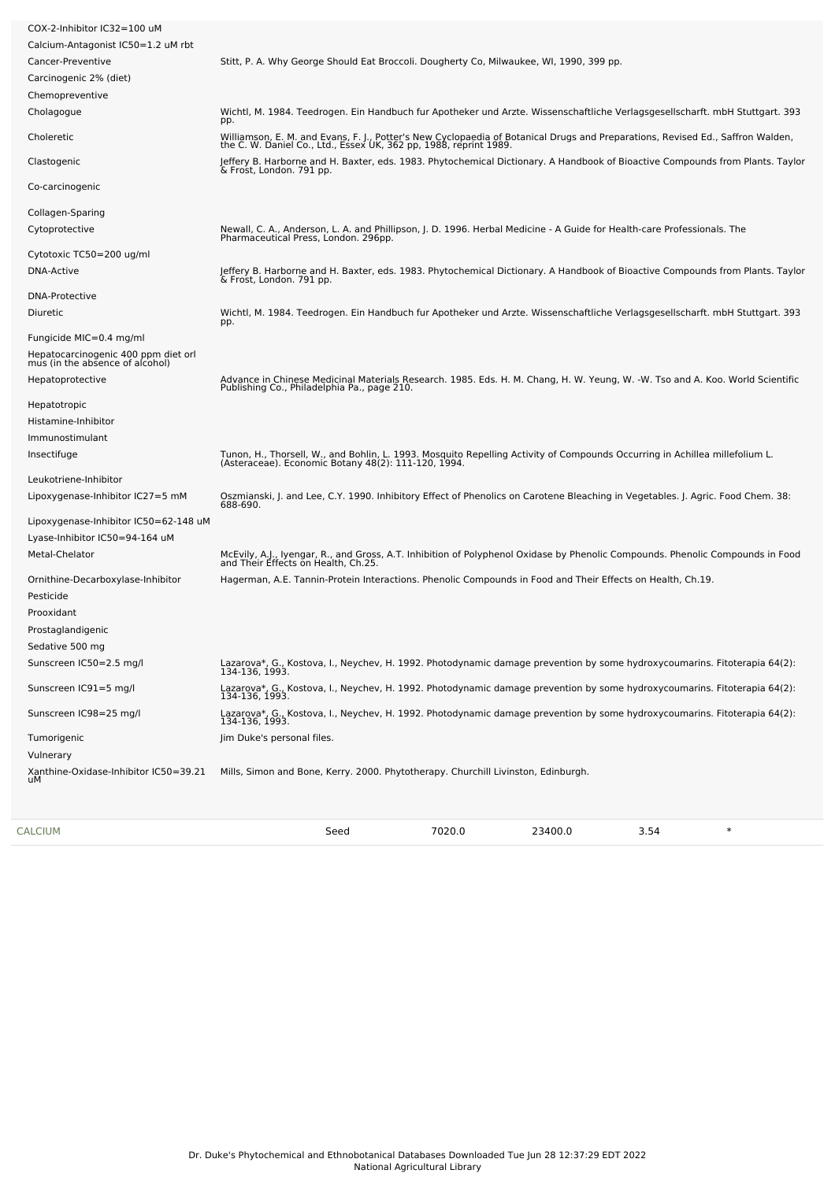| | |
|---|---|
| COX-2-Inhibitor IC32=100 uM | |
| Calcium-Antagonist IC50=1.2 uM rbt | |
| Cancer-Preventive | Stitt, P. A. Why George Should Eat Broccoli. Dougherty Co, Milwaukee, WI, 1990, 399 pp. |
| Carcinogenic 2% (diet) | |
| Chemopreventive | |
| Cholagogue | Wichtl, M. 1984. Teedrogen. Ein Handbuch fur Apotheker und Arzte. Wissenschaftliche Verlagsgesellscharft. mbH Stuttgart. 393 pp. |
| Choleretic | Williamson, E. M. and Evans, F. J., Potter's New Cyclopaedia of Botanical Drugs and Preparations, Revised Ed., Saffron Walden, the C. W. Daniel Co., Ltd., Essex UK, 362 pp, 1988, reprint 1989. |
| Clastogenic | Jeffery B. Harborne and H. Baxter, eds. 1983. Phytochemical Dictionary. A Handbook of Bioactive Compounds from Plants. Taylor & Frost, London. 791 pp. |
| Co-carcinogenic | |
| Collagen-Sparing | |
| Cytoprotective | Newall, C. A., Anderson, L. A. and Phillipson, J. D. 1996. Herbal Medicine - A Guide for Health-care Professionals. The Pharmaceutical Press, London. 296pp. |
| Cytotoxic TC50=200 ug/ml | |
| DNA-Active | Jeffery B. Harborne and H. Baxter, eds. 1983. Phytochemical Dictionary. A Handbook of Bioactive Compounds from Plants. Taylor & Frost, London. 791 pp. |
| DNA-Protective | |
| Diuretic | Wichtl, M. 1984. Teedrogen. Ein Handbuch fur Apotheker und Arzte. Wissenschaftliche Verlagsgesellscharft. mbH Stuttgart. 393 pp. |
| Fungicide MIC=0.4 mg/ml | |
| Hepatocarcinogenic 400 ppm diet orl mus (in the absence of alcohol) | |
| Hepatoprotective | Advance in Chinese Medicinal Materials Research. 1985. Eds. H. M. Chang, H. W. Yeung, W. -W. Tso and A. Koo. World Scientific Publishing Co., Philadelphia Pa., page 210. |
| Hepatotropic | |
| Histamine-Inhibitor | |
| Immunostimulant | |
| Insectifuge | Tunon, H., Thorsell, W., and Bohlin, L. 1993. Mosquito Repelling Activity of Compounds Occurring in Achillea millefolium L. (Asteraceae). Economic Botany 48(2): 111-120, 1994. |
| Leukotriene-Inhibitor | |
| Lipoxygenase-Inhibitor IC27=5 mM | Oszmianski, J. and Lee, C.Y. 1990. Inhibitory Effect of Phenolics on Carotene Bleaching in Vegetables. J. Agric. Food Chem. 38: 688-690. |
| Lipoxygenase-Inhibitor IC50=62-148 uM | |
| Lyase-Inhibitor IC50=94-164 uM | |
| Metal-Chelator | McEvily, A.J., Iyengar, R., and Gross, A.T. Inhibition of Polyphenol Oxidase by Phenolic Compounds. Phenolic Compounds in Food and Their Effects on Health, Ch.25. |
| Ornithine-Decarboxylase-Inhibitor | Hagerman, A.E. Tannin-Protein Interactions. Phenolic Compounds in Food and Their Effects on Health, Ch.19. |
| Pesticide | |
| Prooxidant | |
| Prostaglandigenic | |
| Sedative 500 mg | |
| Sunscreen IC50=2.5 mg/l | Lazarova*, G., Kostova, I., Neychev, H. 1992. Photodynamic damage prevention by some hydroxycoumarins. Fitoterapia 64(2): 134-136, 1993. |
| Sunscreen IC91=5 mg/l | Lazarova*, G., Kostova, I., Neychev, H. 1992. Photodynamic damage prevention by some hydroxycoumarins. Fitoterapia 64(2): 134-136, 1993. |
| Sunscreen IC98=25 mg/l | Lazarova*, G., Kostova, I., Neychev, H. 1992. Photodynamic damage prevention by some hydroxycoumarins. Fitoterapia 64(2): 134-136, 1993. |
| Tumorigenic | Jim Duke's personal files. |
| Vulnerary | |
| Xanthine-Oxidase-Inhibitor IC50=39.21 uM | Mills, Simon and Bone, Kerry. 2000. Phytotherapy. Churchill Livinston, Edinburgh. |

| | | | | | |
|---|---|---|---|---|---|
| CALCIUM | Seed | 7020.0 | 23400.0 | 3.54 | * |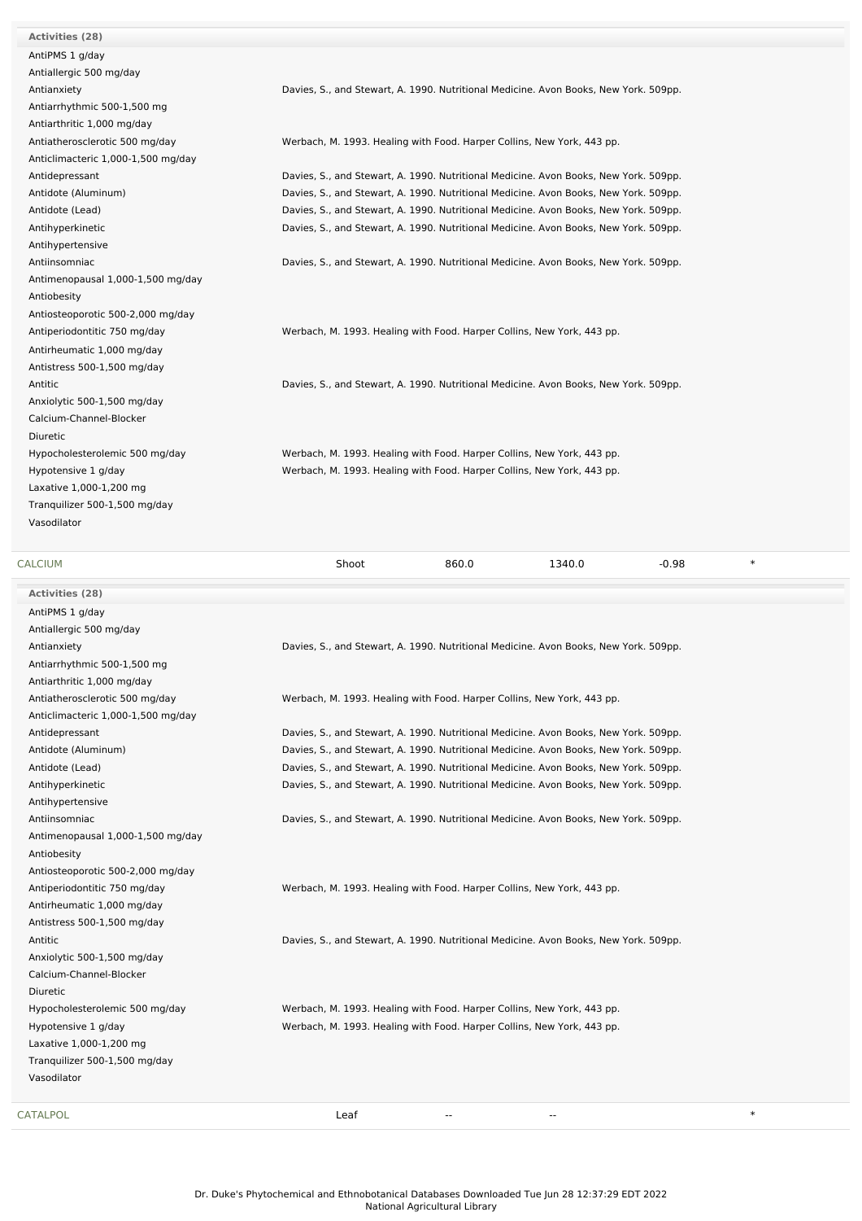| Activities (28) | |
|---|---|
| AntiPMS 1 g/day | |
| Antiallergic 500 mg/day | |
| Antianxiety | Davies, S., and Stewart, A. 1990. Nutritional Medicine. Avon Books, New York. 509pp. |
| Antiarrhythmic 500-1,500 mg | |
| Antiarthritic 1,000 mg/day | |
| Antiatherosclerotic 500 mg/day | Werbach, M. 1993. Healing with Food. Harper Collins, New York, 443 pp. |
| Anticlimacteric 1,000-1,500 mg/day | |
| Antidepressant | Davies, S., and Stewart, A. 1990. Nutritional Medicine. Avon Books, New York. 509pp. |
| Antidote (Aluminum) | Davies, S., and Stewart, A. 1990. Nutritional Medicine. Avon Books, New York. 509pp. |
| Antidote (Lead) | Davies, S., and Stewart, A. 1990. Nutritional Medicine. Avon Books, New York. 509pp. |
| Antihyperkinetic | Davies, S., and Stewart, A. 1990. Nutritional Medicine. Avon Books, New York. 509pp. |
| Antihypertensive | |
| Antiinsomniac | Davies, S., and Stewart, A. 1990. Nutritional Medicine. Avon Books, New York. 509pp. |
| Antimenopausal 1,000-1,500 mg/day | |
| Antiobesity | |
| Antiosteoporotic 500-2,000 mg/day | |
| Antiperiodontitic 750 mg/day | Werbach, M. 1993. Healing with Food. Harper Collins, New York, 443 pp. |
| Antirheumatic 1,000 mg/day | |
| Antistress 500-1,500 mg/day | |
| Antitic | Davies, S., and Stewart, A. 1990. Nutritional Medicine. Avon Books, New York. 509pp. |
| Anxiolytic 500-1,500 mg/day | |
| Calcium-Channel-Blocker | |
| Diuretic | |
| Hypocholesterolemic 500 mg/day | Werbach, M. 1993. Healing with Food. Harper Collins, New York, 443 pp. |
| Hypotensive 1 g/day | Werbach, M. 1993. Healing with Food. Harper Collins, New York, 443 pp. |
| Laxative 1,000-1,200 mg | |
| Tranquilizer 500-1,500 mg/day | |
| Vasodilator | |

| CALCIUM | Shoot | 860.0 | 1340.0 | -0.98 | * |
|---|---|---|---|---|---|

| Activities (28) | |
|---|---|
| AntiPMS 1 g/day | |
| Antiallergic 500 mg/day | |
| Antianxiety | Davies, S., and Stewart, A. 1990. Nutritional Medicine. Avon Books, New York. 509pp. |
| Antiarrhythmic 500-1,500 mg | |
| Antiarthritic 1,000 mg/day | |
| Antiatherosclerotic 500 mg/day | Werbach, M. 1993. Healing with Food. Harper Collins, New York, 443 pp. |
| Anticlimacteric 1,000-1,500 mg/day | |
| Antidepressant | Davies, S., and Stewart, A. 1990. Nutritional Medicine. Avon Books, New York. 509pp. |
| Antidote (Aluminum) | Davies, S., and Stewart, A. 1990. Nutritional Medicine. Avon Books, New York. 509pp. |
| Antidote (Lead) | Davies, S., and Stewart, A. 1990. Nutritional Medicine. Avon Books, New York. 509pp. |
| Antihyperkinetic | Davies, S., and Stewart, A. 1990. Nutritional Medicine. Avon Books, New York. 509pp. |
| Antihypertensive | |
| Antiinsomniac | Davies, S., and Stewart, A. 1990. Nutritional Medicine. Avon Books, New York. 509pp. |
| Antimenopausal 1,000-1,500 mg/day | |
| Antiobesity | |
| Antiosteoporotic 500-2,000 mg/day | |
| Antiperiodontitic 750 mg/day | Werbach, M. 1993. Healing with Food. Harper Collins, New York, 443 pp. |
| Antirheumatic 1,000 mg/day | |
| Antistress 500-1,500 mg/day | |
| Antitic | Davies, S., and Stewart, A. 1990. Nutritional Medicine. Avon Books, New York. 509pp. |
| Anxiolytic 500-1,500 mg/day | |
| Calcium-Channel-Blocker | |
| Diuretic | |
| Hypocholesterolemic 500 mg/day | Werbach, M. 1993. Healing with Food. Harper Collins, New York, 443 pp. |
| Hypotensive 1 g/day | Werbach, M. 1993. Healing with Food. Harper Collins, New York, 443 pp. |
| Laxative 1,000-1,200 mg | |
| Tranquilizer 500-1,500 mg/day | |
| Vasodilator | |

| CATALPOL | Leaf | -- | -- | | * |
|---|---|---|---|---|---|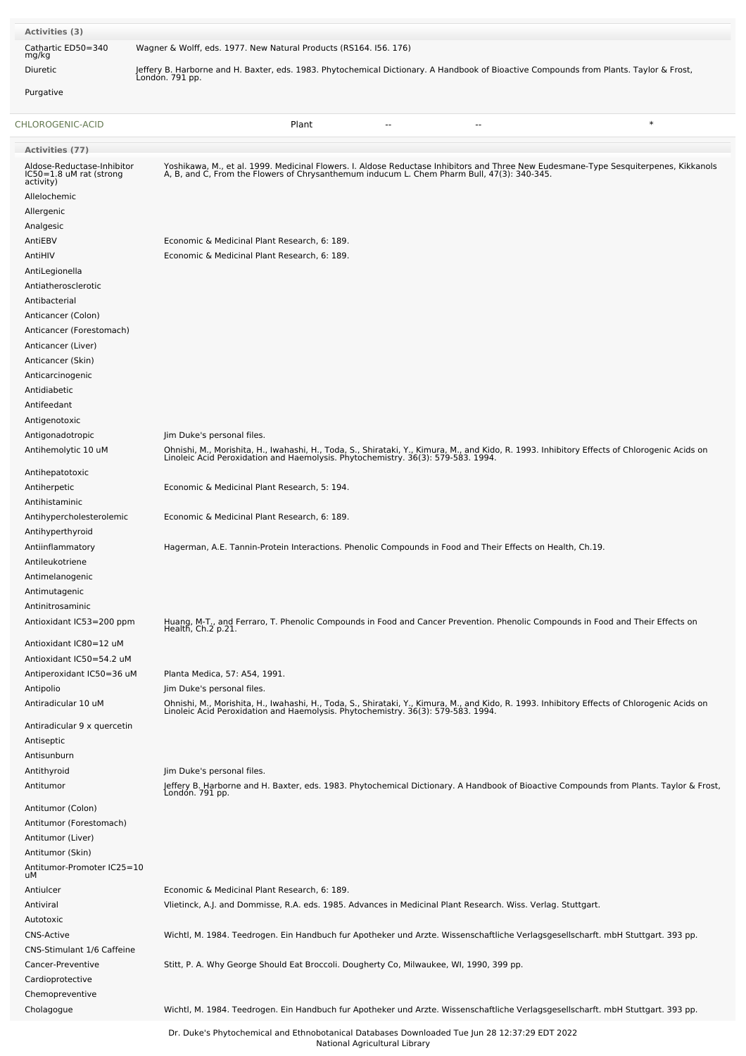**Activities (3)**

| | |
|---|---|
| Cathartic ED50=340 mg/kg | Wagner & Wolff, eds. 1977. New Natural Products (RS164. I56. 176) |
| Diuretic | Jeffery B. Harborne and H. Baxter, eds. 1983. Phytochemical Dictionary. A Handbook of Bioactive Compounds from Plants. Taylor & Frost, London. 791 pp. |
| Purgative | |

| | | | | |
|---|---|---|---|---|
| CHLOROGENIC-ACID | Plant | -- | -- | * |

**Activities (77)**

| | |
|---|---|
| Aldose-Reductase-Inhibitor IC50=1.8 uM rat (strong activity) | Yoshikawa, M., et al. 1999. Medicinal Flowers. I. Aldose Reductase Inhibitors and Three New Eudesmane-Type Sesquiterpenes, Kikkanols A, B, and C, From the Flowers of Chrysanthemum inducum L. Chem Pharm Bull, 47(3): 340-345. |
| Allelochemic | |
| Allergenic | |
| Analgesic | |
| AntiEBV | Economic & Medicinal Plant Research, 6: 189. |
| AntiHIV | Economic & Medicinal Plant Research, 6: 189. |
| AntiLegionella | |
| Antiatherosclerotic | |
| Antibacterial | |
| Anticancer (Colon) | |
| Anticancer (Forestomach) | |
| Anticancer (Liver) | |
| Anticancer (Skin) | |
| Anticarcinogenic | |
| Antidiabetic | |
| Antifeedant | |
| Antigenotoxic | |
| Antigonadotropic | Jim Duke's personal files. |
| Antihemolytic 10 uM | Ohnishi, M., Morishita, H., Iwahashi, H., Toda, S., Shirataki, Y., Kimura, M., and Kido, R. 1993. Inhibitory Effects of Chlorogenic Acids on Linoleic Acid Peroxidation and Haemolysis. Phytochemistry. 36(3): 579-583. 1994. |
| Antihepatotoxic | |
| Antiherpetic | Economic & Medicinal Plant Research, 5: 194. |
| Antihistaminic | |
| Antihypercholesterolemic | Economic & Medicinal Plant Research, 6: 189. |
| Antihyperthyroid | |
| Antiinflammatory | Hagerman, A.E. Tannin-Protein Interactions. Phenolic Compounds in Food and Their Effects on Health, Ch.19. |
| Antileukotriene | |
| Antimelanogenic | |
| Antimutagenic | |
| Antinitrosaminic | |
| Antioxidant IC53=200 ppm | Huang, M-T., and Ferraro, T. Phenolic Compounds in Food and Cancer Prevention. Phenolic Compounds in Food and Their Effects on Health, Ch.2 p.21. |
| Antioxidant IC80=12 uM | |
| Antioxidant IC50=54.2 uM | |
| Antiperoxidant IC50=36 uM | Planta Medica, 57: A54, 1991. |
| Antipolio | Jim Duke's personal files. |
| Antiradicular 10 uM | Ohnishi, M., Morishita, H., Iwahashi, H., Toda, S., Shirataki, Y., Kimura, M., and Kido, R. 1993. Inhibitory Effects of Chlorogenic Acids on Linoleic Acid Peroxidation and Haemolysis. Phytochemistry. 36(3): 579-583. 1994. |
| Antiradicular 9 x quercetin | |
| Antiseptic | |
| Antisunburn | |
| Antithyroid | Jim Duke's personal files. |
| Antitumor | Jeffery B. Harborne and H. Baxter, eds. 1983. Phytochemical Dictionary. A Handbook of Bioactive Compounds from Plants. Taylor & Frost, London. 791 pp. |
| Antitumor (Colon) | |
| Antitumor (Forestomach) | |
| Antitumor (Liver) | |
| Antitumor (Skin) | |
| Antitumor-Promoter IC25=10 uM | |
| Antiulcer | Economic & Medicinal Plant Research, 6: 189. |
| Antiviral | Vlietinck, A.J. and Dommisse, R.A. eds. 1985. Advances in Medicinal Plant Research. Wiss. Verlag. Stuttgart. |
| Autotoxic | |
| CNS-Active | Wichtl, M. 1984. Teedrogen. Ein Handbuch fur Apotheker und Arzte. Wissenschaftliche Verlagsgesellscharft. mbH Stuttgart. 393 pp. |
| CNS-Stimulant 1/6 Caffeine | |
| Cancer-Preventive | Stitt, P. A. Why George Should Eat Broccoli. Dougherty Co, Milwaukee, WI, 1990, 399 pp. |
| Cardioprotective | |
| Chemopreventive | |
| Cholagogue | Wichtl, M. 1984. Teedrogen. Ein Handbuch fur Apotheker und Arzte. Wissenschaftliche Verlagsgesellscharft. mbH Stuttgart. 393 pp. |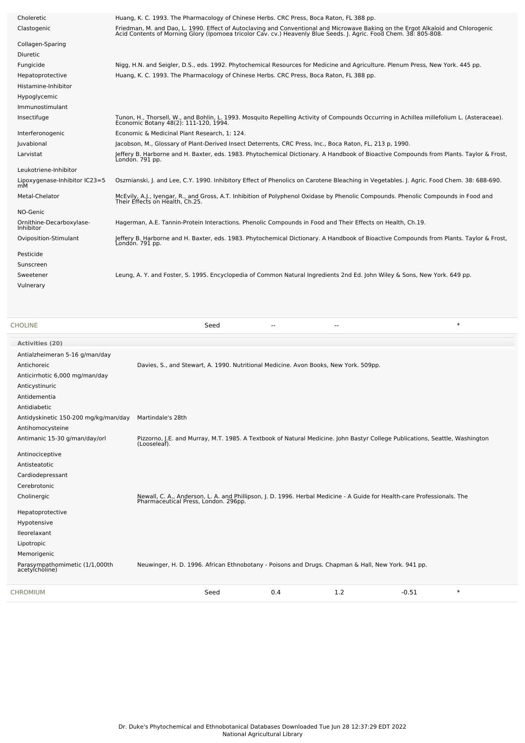| | |
|---|---|
| Choleretic | Huang, K. C. 1993. The Pharmacology of Chinese Herbs. CRC Press, Boca Raton, FL 388 pp. |
| Clastogenic | Friedman, M. and Dao, L. 1990. Effect of Autoclaving and Conventional and Microwave Baking on the Ergot Alkaloid and Chlorogenic Acid Contents of Morning Glory (Ipomoea tricolor Cav. cv.) Heavenly Blue Seeds. J. Agric. Food Chem. 38: 805-808. |
| Collagen-Sparing | |
| Diuretic | |
| Fungicide | Nigg, H.N. and Seigler, D.S., eds. 1992. Phytochemical Resources for Medicine and Agriculture. Plenum Press, New York. 445 pp. |
| Hepatoprotective | Huang, K. C. 1993. The Pharmacology of Chinese Herbs. CRC Press, Boca Raton, FL 388 pp. |
| Histamine-Inhibitor | |
| Hypoglycemic | |
| Immunostimulant | |
| Insectifuge | Tunon, H., Thorsell, W., and Bohlin, L. 1993. Mosquito Repelling Activity of Compounds Occurring in Achillea millefolium L. (Asteraceae). Economic Botany 48(2): 111-120, 1994. |
| Interferonogenic | Economic & Medicinal Plant Research, 1: 124. |
| Juvabional | Jacobson, M., Glossary of Plant-Derived Insect Deterrents, CRC Press, Inc., Boca Raton, FL, 213 p, 1990. |
| Larvistat | Jeffery B. Harborne and H. Baxter, eds. 1983. Phytochemical Dictionary. A Handbook of Bioactive Compounds from Plants. Taylor & Frost, London. 791 pp. |
| Leukotriene-Inhibitor | |
| Lipoxygenase-Inhibitor IC23=5 mM | Oszmianski, J. and Lee, C.Y. 1990. Inhibitory Effect of Phenolics on Carotene Bleaching in Vegetables. J. Agric. Food Chem. 38: 688-690. |
| Metal-Chelator | McEvily, A.J., Iyengar, R., and Gross, A.T. Inhibition of Polyphenol Oxidase by Phenolic Compounds. Phenolic Compounds in Food and Their Effects on Health, Ch.25. |
| NO-Genic | |
| Ornithine-Decarboxylase-Inhibitor | Hagerman, A.E. Tannin-Protein Interactions. Phenolic Compounds in Food and Their Effects on Health, Ch.19. |
| Oviposition-Stimulant | Jeffery B. Harborne and H. Baxter, eds. 1983. Phytochemical Dictionary. A Handbook of Bioactive Compounds from Plants. Taylor & Frost, London. 791 pp. |
| Pesticide | |
| Sunscreen | |
| Sweetener | Leung, A. Y. and Foster, S. 1995. Encyclopedia of Common Natural Ingredients 2nd Ed. John Wiley & Sons, New York. 649 pp. |
| Vulnerary | |

| CHOLINE | Seed | -- | -- | | * |
|---|---|---|---|---|---|

**Activities (20)**

| | |
|---|---|
| Antialzheimeran 5-16 g/man/day | |
| Antichoreic | Davies, S., and Stewart, A. 1990. Nutritional Medicine. Avon Books, New York. 509pp. |
| Anticirrhotic 6,000 mg/man/day | |
| Anticystinuric | |
| Antidementia | |
| Antidiabetic | |
| Antidyskinetic 150-200 mg/kg/man/day | Martindale's 28th |
| Antihomocysteine | |
| Antimanic 15-30 g/man/day/orl | Pizzorno, J.E. and Murray, M.T. 1985. A Textbook of Natural Medicine. John Bastyr College Publications, Seattle, Washington (Looseleaf). |
| Antinociceptive | |
| Antisteatotic | |
| Cardiodepressant | |
| Cerebrotonic | |
| Cholinergic | Newall, C. A., Anderson, L. A. and Phillipson, J. D. 1996. Herbal Medicine - A Guide for Health-care Professionals. The Pharmaceutical Press, London. 296pp. |
| Hepatoprotective | |
| Hypotensive | |
| Ileorelaxant | |
| Lipotropic | |
| Memorigenic | |
| Parasympathomimetic (1/1,000th acetylcholine) | Neuwinger, H. D. 1996. African Ethnobotany - Poisons and Drugs. Chapman & Hall, New York. 941 pp. |

| CHROMIUM | Seed | 0.4 | 1.2 | -0.51 | * |
|---|---|---|---|---|---|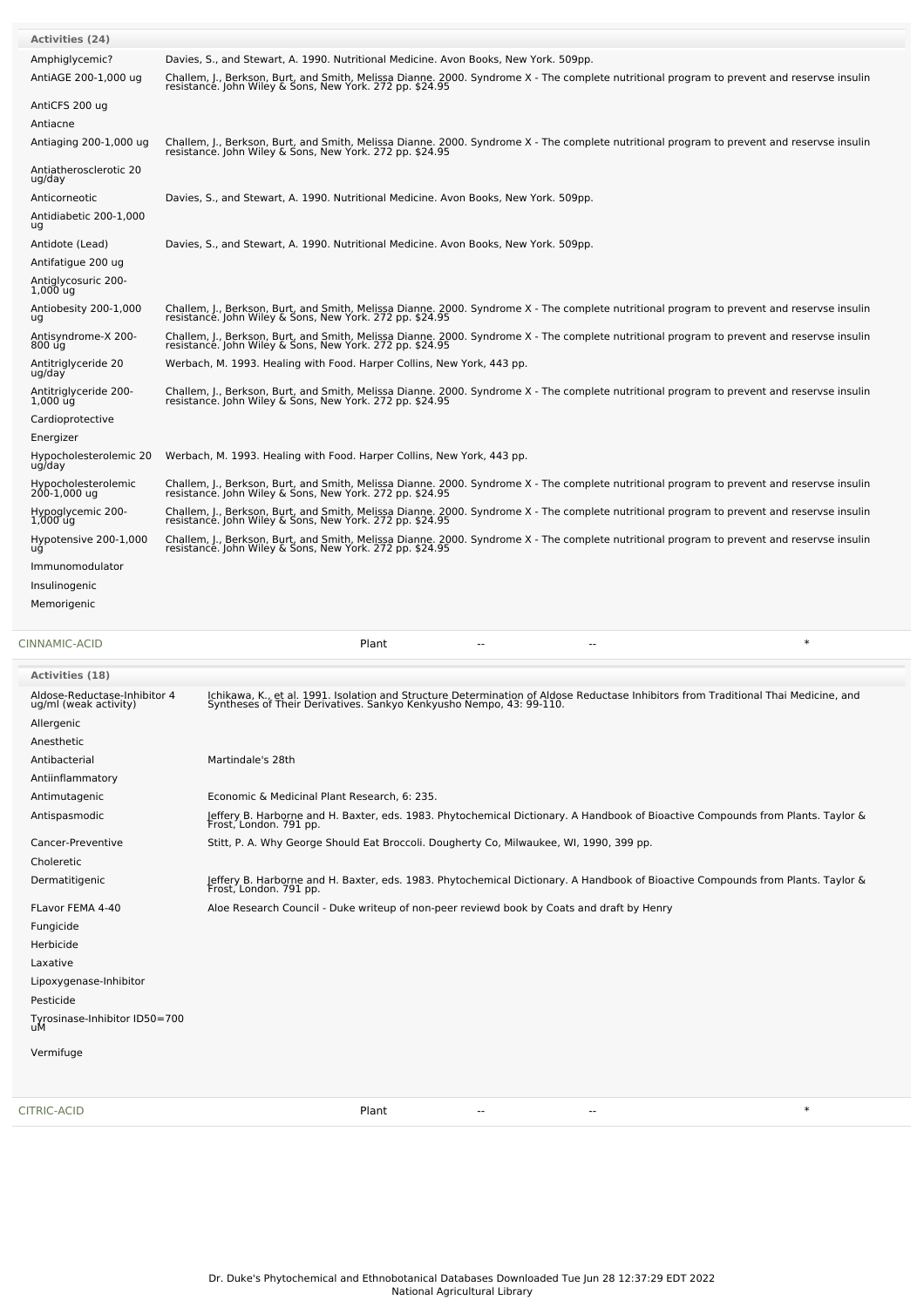| Activities (24) | |
|---|---|
| Amphiglycemic? | Davies, S., and Stewart, A. 1990. Nutritional Medicine. Avon Books, New York. 509pp. |
| AntiAGE 200-1,000 ug | Challem, J., Berkson, Burt, and Smith, Melissa Dianne. 2000. Syndrome X - The complete nutritional program to prevent and reservse insulin resistance. John Wiley & Sons, New York. 272 pp. $24.95 |
| AntiCFS 200 ug | |
| Antiacne | |
| Antiaging 200-1,000 ug | Challem, J., Berkson, Burt, and Smith, Melissa Dianne. 2000. Syndrome X - The complete nutritional program to prevent and reservse insulin resistance. John Wiley & Sons, New York. 272 pp. $24.95 |
| Antiatherosclerotic 20 ug/day | |
| Anticorneotic | Davies, S., and Stewart, A. 1990. Nutritional Medicine. Avon Books, New York. 509pp. |
| Antidiabetic 200-1,000 ug | |
| Antidote (Lead) | Davies, S., and Stewart, A. 1990. Nutritional Medicine. Avon Books, New York. 509pp. |
| Antifatigue 200 ug | |
| Antiglycosuric 200-1,000 ug | |
| Antiobesity 200-1,000 ug | Challem, J., Berkson, Burt, and Smith, Melissa Dianne. 2000. Syndrome X - The complete nutritional program to prevent and reservse insulin resistance. John Wiley & Sons, New York. 272 pp. $24.95 |
| Antisyndrome-X 200-800 ug | Challem, J., Berkson, Burt, and Smith, Melissa Dianne. 2000. Syndrome X - The complete nutritional program to prevent and reservse insulin resistance. John Wiley & Sons, New York. 272 pp. $24.95 |
| Antitriglyceride 20 ug/day | Werbach, M. 1993. Healing with Food. Harper Collins, New York, 443 pp. |
| Antitriglyceride 200-1,000 ug | Challem, J., Berkson, Burt, and Smith, Melissa Dianne. 2000. Syndrome X - The complete nutritional program to prevent and reservse insulin resistance. John Wiley & Sons, New York. 272 pp. $24.95 |
| Cardioprotective | |
| Energizer | |
| Hypocholesterolemic 20 ug/day | Werbach, M. 1993. Healing with Food. Harper Collins, New York, 443 pp. |
| Hypocholesterolemic 200-1,000 ug | Challem, J., Berkson, Burt, and Smith, Melissa Dianne. 2000. Syndrome X - The complete nutritional program to prevent and reservse insulin resistance. John Wiley & Sons, New York. 272 pp. $24.95 |
| Hypoglycemic 200-1,000 ug | Challem, J., Berkson, Burt, and Smith, Melissa Dianne. 2000. Syndrome X - The complete nutritional program to prevent and reservse insulin resistance. John Wiley & Sons, New York. 272 pp. $24.95 |
| Hypotensive 200-1,000 ug | Challem, J., Berkson, Burt, and Smith, Melissa Dianne. 2000. Syndrome X - The complete nutritional program to prevent and reservse insulin resistance. John Wiley & Sons, New York. 272 pp. $24.95 |
| Immunomodulator | |
| Insulinogenic | |
| Memorigenic | |

| CINNAMIC-ACID | Plant | -- | -- | * |
|---|---|---|---|---|

| Activities (18) | |
|---|---|
| Aldose-Reductase-Inhibitor 4 ug/ml (weak activity) | Ichikawa, K., et al. 1991. Isolation and Structure Determination of Aldose Reductase Inhibitors from Traditional Thai Medicine, and Syntheses of Their Derivatives. Sankyo Kenkyusho Nempo, 43: 99-110. |
| Allergenic | |
| Anesthetic | |
| Antibacterial | Martindale's 28th |
| Antiinflammatory | |
| Antimutagenic | Economic & Medicinal Plant Research, 6: 235. |
| Antispasmodic | Jeffery B. Harborne and H. Baxter, eds. 1983. Phytochemical Dictionary. A Handbook of Bioactive Compounds from Plants. Taylor & Frost, London. 791 pp. |
| Cancer-Preventive | Stitt, P. A. Why George Should Eat Broccoli. Dougherty Co, Milwaukee, WI, 1990, 399 pp. |
| Choleretic | |
| Dermatitigenic | Jeffery B. Harborne and H. Baxter, eds. 1983. Phytochemical Dictionary. A Handbook of Bioactive Compounds from Plants. Taylor & Frost, London. 791 pp. |
| FLavor FEMA 4-40 | Aloe Research Council - Duke writeup of non-peer reviewd book by Coats and draft by Henry |
| Fungicide | |
| Herbicide | |
| Laxative | |
| Lipoxygenase-Inhibitor | |
| Pesticide | |
| Tyrosinase-Inhibitor ID50=700 uM | |
| Vermifuge | |

| CITRIC-ACID | Plant | -- | -- | * |
|---|---|---|---|---|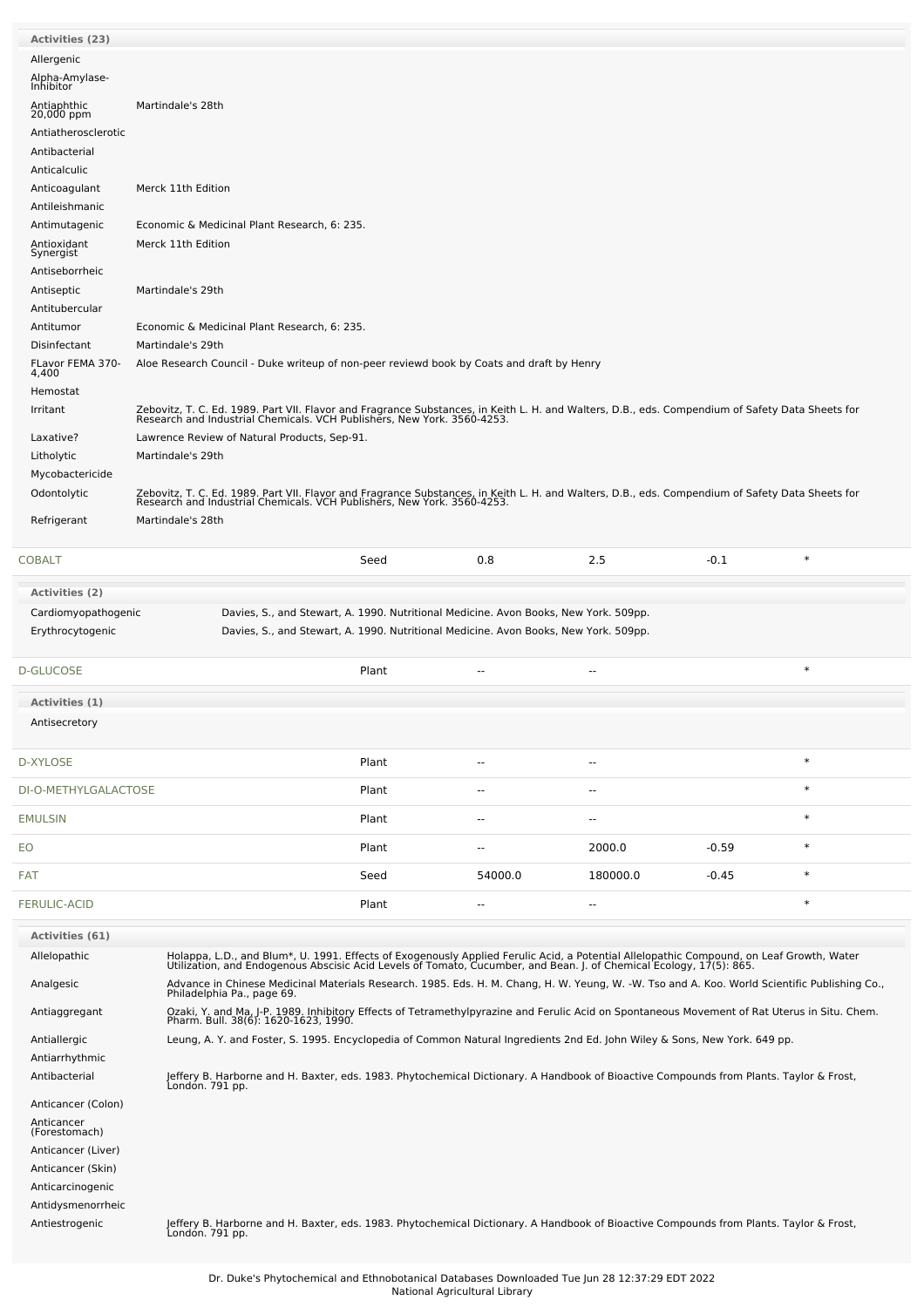| Activities (23) | |
|---|---|
| Allergenic | |
| Alpha-Amylase-Inhibitor | |
| Antiaphthic 20,000 ppm | Martindale's 28th |
| Antiatherosclerotic | |
| Antibacterial | |
| Anticalculic | |
| Anticoagulant | Merck 11th Edition |
| Antileishmanic | |
| Antimutagenic | Economic & Medicinal Plant Research, 6: 235. |
| Antioxidant Synergist | Merck 11th Edition |
| Antiseborrheic | |
| Antiseptic | Martindale's 29th |
| Antitubercular | |
| Antitumor | Economic & Medicinal Plant Research, 6: 235. |
| Disinfectant | Martindale's 29th |
| FLavor FEMA 370-4,400 | Aloe Research Council - Duke writeup of non-peer reviewd book by Coats and draft by Henry |
| Hemostat | |
| Irritant | Zebovitz, T. C. Ed. 1989. Part VII. Flavor and Fragrance Substances, in Keith L. H. and Walters, D.B., eds. Compendium of Safety Data Sheets for Research and Industrial Chemicals. VCH Publishers, New York. 3560-4253. |
| Laxative? | Lawrence Review of Natural Products, Sep-91. |
| Litholytic | Martindale's 29th |
| Mycobactericide | |
| Odontolytic | Zebovitz, T. C. Ed. 1989. Part VII. Flavor and Fragrance Substances, in Keith L. H. and Walters, D.B., eds. Compendium of Safety Data Sheets for Research and Industrial Chemicals. VCH Publishers, New York. 3560-4253. |
| Refrigerant | Martindale's 28th |

| COBALT | Seed | 0.8 | 2.5 | -0.1 | * |
|---|---|---|---|---|---|

| Activities (2) | |
|---|---|
| Cardiomyopathogenic | Davies, S., and Stewart, A. 1990. Nutritional Medicine. Avon Books, New York. 509pp. |
| Erythrocytogenic | Davies, S., and Stewart, A. 1990. Nutritional Medicine. Avon Books, New York. 509pp. |

| D-GLUCOSE | Plant | -- | -- | | * |
|---|---|---|---|---|---|

| Activities (1) |
|---|
| Antisecretory |

| D-XYLOSE | Plant | -- | -- | | * |
|---|---|---|---|---|---|
| DI-O-METHYLGALACTOSE | Plant | -- | -- | | * |
| EMULSIN | Plant | -- | -- | | * |
| EO | Plant | -- | 2000.0 | -0.59 | * |
| FAT | Seed | 54000.0 | 180000.0 | -0.45 | * |
| FERULIC-ACID | Plant | -- | -- | | * |

| Activities (61) | |
|---|---|
| Allelopathic | Holappa, L.D., and Blum*, U. 1991. Effects of Exogenously Applied Ferulic Acid, a Potential Allelopathic Compound, on Leaf Growth, Water Utilization, and Endogenous Abscisic Acid Levels of Tomato, Cucumber, and Bean. J. of Chemical Ecology, 17(5): 865. |
| Analgesic | Advance in Chinese Medicinal Materials Research. 1985. Eds. H. M. Chang, H. W. Yeung, W. -W. Tso and A. Koo. World Scientific Publishing Co., Philadelphia Pa., page 69. |
| Antiaggregant | Ozaki, Y. and Ma, J-P. 1989. Inhibitory Effects of Tetramethylpyrazine and Ferulic Acid on Spontaneous Movement of Rat Uterus in Situ. Chem. Pharm. Bull. 38(6): 1620-1623, 1990. |
| Antiallergic | Leung, A. Y. and Foster, S. 1995. Encyclopedia of Common Natural Ingredients 2nd Ed. John Wiley & Sons, New York. 649 pp. |
| Antiarrhythmic | |
| Antibacterial | Jeffery B. Harborne and H. Baxter, eds. 1983. Phytochemical Dictionary. A Handbook of Bioactive Compounds from Plants. Taylor & Frost, London. 791 pp. |
| Anticancer (Colon) | |
| Anticancer (Forestomach) | |
| Anticancer (Liver) | |
| Anticancer (Skin) | |
| Anticarcinogenic | |
| Antidysmenorrheic | |
| Antiestrogenic | Jeffery B. Harborne and H. Baxter, eds. 1983. Phytochemical Dictionary. A Handbook of Bioactive Compounds from Plants. Taylor & Frost, London. 791 pp. |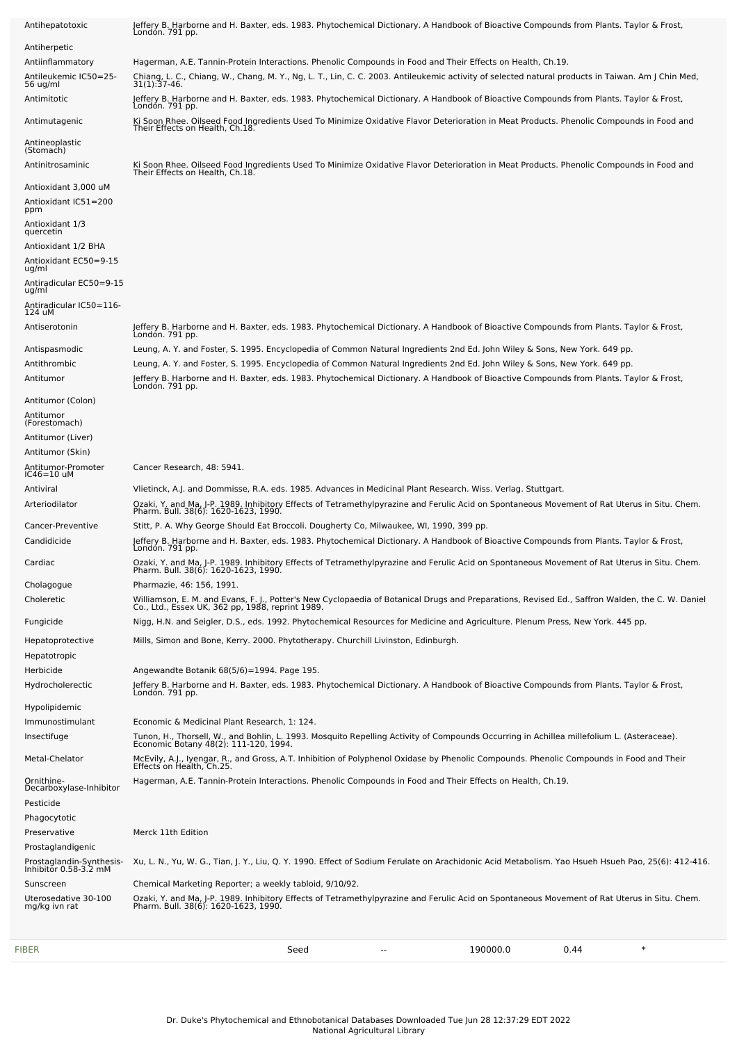| | |
|---|---|
| Antihepatotoxic | Jeffery B. Harborne and H. Baxter, eds. 1983. Phytochemical Dictionary. A Handbook of Bioactive Compounds from Plants. Taylor & Frost, London. 791 pp. |
| Antiherpetic | |
| Antiinflammatory | Hagerman, A.E. Tannin-Protein Interactions. Phenolic Compounds in Food and Their Effects on Health, Ch.19. |
| Antileukemic IC50=25-56 ug/ml | Chiang, L. C., Chiang, W., Chang, M. Y., Ng, L. T., Lin, C. C. 2003. Antileukemic activity of selected natural products in Taiwan. Am J Chin Med, 31(1):37-46. |
| Antimitotic | Jeffery B. Harborne and H. Baxter, eds. 1983. Phytochemical Dictionary. A Handbook of Bioactive Compounds from Plants. Taylor & Frost, London. 791 pp. |
| Antimutagenic | Ki Soon Rhee. Oilseed Food Ingredients Used To Minimize Oxidative Flavor Deterioration in Meat Products. Phenolic Compounds in Food and Their Effects on Health, Ch.18. |
| Antineoplastic (Stomach) | |
| Antinitrosaminic | Ki Soon Rhee. Oilseed Food Ingredients Used To Minimize Oxidative Flavor Deterioration in Meat Products. Phenolic Compounds in Food and Their Effects on Health, Ch.18. |
| Antioxidant 3,000 uM | |
| Antioxidant IC51=200 ppm | |
| Antioxidant 1/3 quercetin | |
| Antioxidant 1/2 BHA | |
| Antioxidant EC50=9-15 ug/ml | |
| Antiradicular EC50=9-15 ug/ml | |
| Antiradicular IC50=116-124 uM | |
| Antiserotonin | Jeffery B. Harborne and H. Baxter, eds. 1983. Phytochemical Dictionary. A Handbook of Bioactive Compounds from Plants. Taylor & Frost, London. 791 pp. |
| Antispasmodic | Leung, A. Y. and Foster, S. 1995. Encyclopedia of Common Natural Ingredients 2nd Ed. John Wiley & Sons, New York. 649 pp. |
| Antithrombic | Leung, A. Y. and Foster, S. 1995. Encyclopedia of Common Natural Ingredients 2nd Ed. John Wiley & Sons, New York. 649 pp. |
| Antitumor | Jeffery B. Harborne and H. Baxter, eds. 1983. Phytochemical Dictionary. A Handbook of Bioactive Compounds from Plants. Taylor & Frost, London. 791 pp. |
| Antitumor (Colon) | |
| Antitumor (Forestomach) | |
| Antitumor (Liver) | |
| Antitumor (Skin) | |
| Antitumor-Promoter IC46=10 uM | Cancer Research, 48: 5941. |
| Antiviral | Vlietinck, A.J. and Dommisse, R.A. eds. 1985. Advances in Medicinal Plant Research. Wiss. Verlag. Stuttgart. |
| Arteriodilator | Ozaki, Y. and Ma, J-P. 1989. Inhibitory Effects of Tetramethylpyrazine and Ferulic Acid on Spontaneous Movement of Rat Uterus in Situ. Chem. Pharm. Bull. 38(6): 1620-1623, 1990. |
| Cancer-Preventive | Stitt, P. A. Why George Should Eat Broccoli. Dougherty Co, Milwaukee, WI, 1990, 399 pp. |
| Candidicide | Jeffery B. Harborne and H. Baxter, eds. 1983. Phytochemical Dictionary. A Handbook of Bioactive Compounds from Plants. Taylor & Frost, London. 791 pp. |
| Cardiac | Ozaki, Y. and Ma, J-P. 1989. Inhibitory Effects of Tetramethylpyrazine and Ferulic Acid on Spontaneous Movement of Rat Uterus in Situ. Chem. Pharm. Bull. 38(6): 1620-1623, 1990. |
| Cholagogue | Pharmazie, 46: 156, 1991. |
| Choleretic | Williamson, E. M. and Evans, F. J., Potter's New Cyclopaedia of Botanical Drugs and Preparations, Revised Ed., Saffron Walden, the C. W. Daniel Co., Ltd., Essex UK, 362 pp, 1988, reprint 1989. |
| Fungicide | Nigg, H.N. and Seigler, D.S., eds. 1992. Phytochemical Resources for Medicine and Agriculture. Plenum Press, New York. 445 pp. |
| Hepatoprotective | Mills, Simon and Bone, Kerry. 2000. Phytotherapy. Churchill Livinston, Edinburgh. |
| Hepatotropic | |
| Herbicide | Angewandte Botanik 68(5/6)=1994. Page 195. |
| Hydrocholerectic | Jeffery B. Harborne and H. Baxter, eds. 1983. Phytochemical Dictionary. A Handbook of Bioactive Compounds from Plants. Taylor & Frost, London. 791 pp. |
| Hypolipidemic | |
| Immunostimulant | Economic & Medicinal Plant Research, 1: 124. |
| Insectifuge | Tunon, H., Thorsell, W., and Bohlin, L. 1993. Mosquito Repelling Activity of Compounds Occurring in Achillea millefolium L. (Asteraceae). Economic Botany 48(2): 111-120, 1994. |
| Metal-Chelator | McEvily, A.J., Iyengar, R., and Gross, A.T. Inhibition of Polyphenol Oxidase by Phenolic Compounds. Phenolic Compounds in Food and Their Effects on Health, Ch.25. |
| Ornithine-Decarboxylase-Inhibitor | Hagerman, A.E. Tannin-Protein Interactions. Phenolic Compounds in Food and Their Effects on Health, Ch.19. |
| Pesticide | |
| Phagocytotic | |
| Preservative | Merck 11th Edition |
| Prostaglandigenic | |
| Prostaglandin-Synthesis-Inhibitor 0.58-3.2 mM | Xu, L. N., Yu, W. G., Tian, J. Y., Liu, Q. Y. 1990. Effect of Sodium Ferulate on Arachidonic Acid Metabolism. Yao Hsueh Hsueh Pao, 25(6): 412-416. |
| Sunscreen | Chemical Marketing Reporter; a weekly tabloid, 9/10/92. |
| Uterosedative 30-100 mg/kg ivn rat | Ozaki, Y. and Ma, J-P. 1989. Inhibitory Effects of Tetramethylpyrazine and Ferulic Acid on Spontaneous Movement of Rat Uterus in Situ. Chem. Pharm. Bull. 38(6): 1620-1623, 1990. |

| | | | | | |
|---|---|---|---|---|---|
| FIBER | Seed | -- | 190000.0 | 0.44 | * |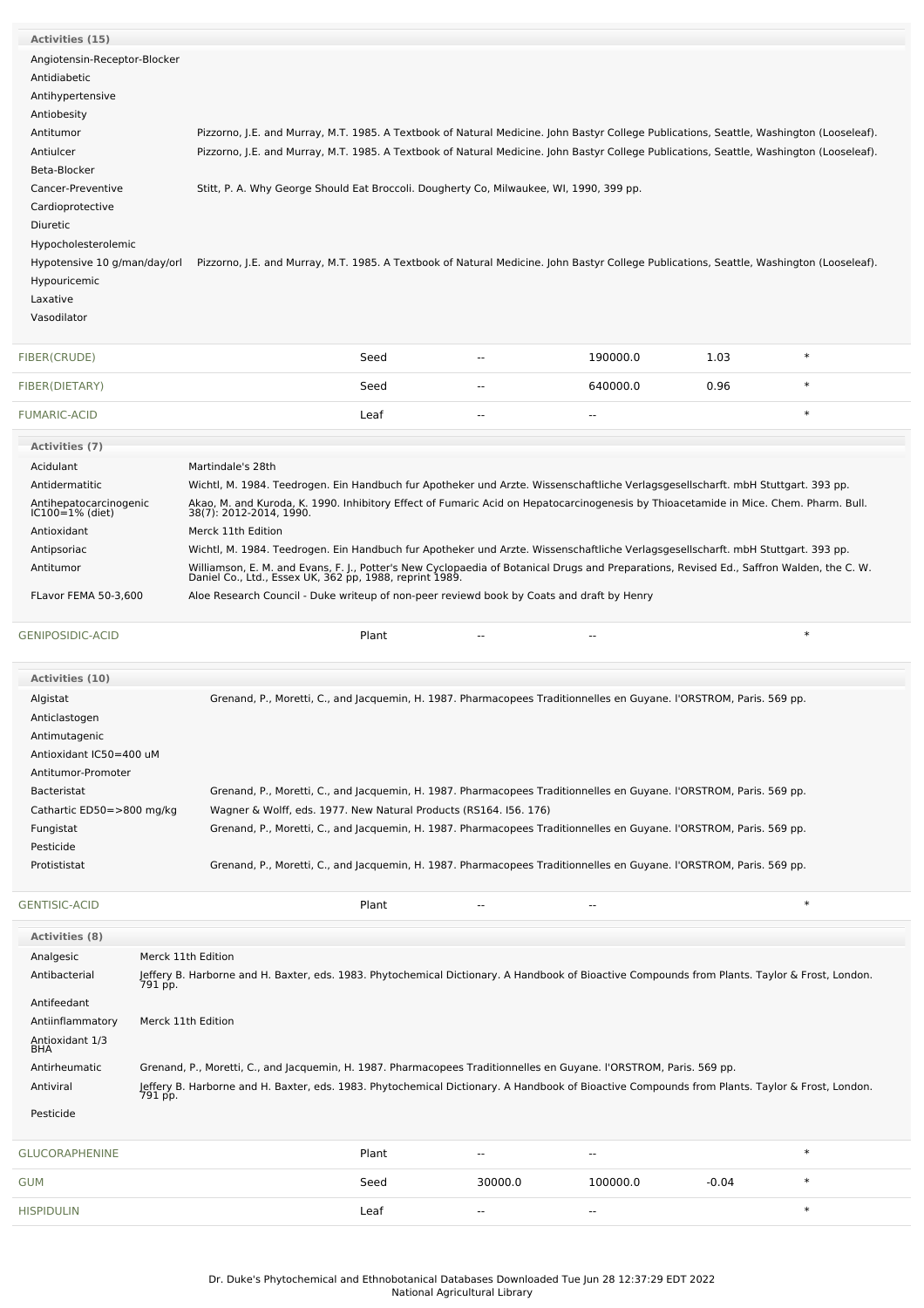**Activities (15)**

| Activity | Reference |
|---|---|
| Angiotensin-Receptor-Blocker | |
| Antidiabetic | |
| Antihypertensive | |
| Antiobesity | |
| Antitumor | Pizzorno, J.E. and Murray, M.T. 1985. A Textbook of Natural Medicine. John Bastyr College Publications, Seattle, Washington (Looseleaf). |
| Antiulcer | Pizzorno, J.E. and Murray, M.T. 1985. A Textbook of Natural Medicine. John Bastyr College Publications, Seattle, Washington (Looseleaf). |
| Beta-Blocker | |
| Cancer-Preventive | Stitt, P. A. Why George Should Eat Broccoli. Dougherty Co, Milwaukee, WI, 1990, 399 pp. |
| Cardioprotective | |
| Diuretic | |
| Hypocholesterolemic | |
| Hypotensive 10 g/man/day/orl | Pizzorno, J.E. and Murray, M.T. 1985. A Textbook of Natural Medicine. John Bastyr College Publications, Seattle, Washington (Looseleaf). |
| Hypouricemic | |
| Laxative | |
| Vasodilator | |

| Chemical | Part | Low | High | | |
|---|---|---|---|---|---|
| FIBER(CRUDE) | Seed | -- | 190000.0 | 1.03 | * |
| FIBER(DIETARY) | Seed | -- | 640000.0 | 0.96 | * |
| FUMARIC-ACID | Leaf | -- | -- | | * |

**Activities (7)**

| Activity | Reference |
|---|---|
| Acidulant | Martindale's 28th |
| Antidermatitic | Wichtl, M. 1984. Teedrogen. Ein Handbuch fur Apotheker und Arzte. Wissenschaftliche Verlagsgesellscharft. mbH Stuttgart. 393 pp. |
| Antihepatocarcinogenic IC100=1% (diet) | Akao, M. and Kuroda, K. 1990. Inhibitory Effect of Fumaric Acid on Hepatocarcinogenesis by Thioacetamide in Mice. Chem. Pharm. Bull. 38(7): 2012-2014, 1990. |
| Antioxidant | Merck 11th Edition |
| Antipsoriac | Wichtl, M. 1984. Teedrogen. Ein Handbuch fur Apotheker und Arzte. Wissenschaftliche Verlagsgesellscharft. mbH Stuttgart. 393 pp. |
| Antitumor | Williamson, E. M. and Evans, F. J., Potter's New Cyclopaedia of Botanical Drugs and Preparations, Revised Ed., Saffron Walden, the C. W. Daniel Co., Ltd., Essex UK, 362 pp, 1988, reprint 1989. |
| FLavor FEMA 50-3,600 | Aloe Research Council - Duke writeup of non-peer reviewd book by Coats and draft by Henry |

| Chemical | Part | Low | High | | |
|---|---|---|---|---|---|
| GENIPOSIDIC-ACID | Plant | -- | -- | | * |

**Activities (10)**

| Activity | Reference |
|---|---|
| Algistat | Grenand, P., Moretti, C., and Jacquemin, H. 1987. Pharmacopees Traditionnelles en Guyane. l'ORSTROM, Paris. 569 pp. |
| Anticlastogen | |
| Antimutagenic | |
| Antioxidant IC50=400 uM | |
| Antitumor-Promoter | |
| Bacteristat | Grenand, P., Moretti, C., and Jacquemin, H. 1987. Pharmacopees Traditionnelles en Guyane. l'ORSTROM, Paris. 569 pp. |
| Cathartic ED50=>800 mg/kg | Wagner & Wolff, eds. 1977. New Natural Products (RS164. I56. 176) |
| Fungistat | Grenand, P., Moretti, C., and Jacquemin, H. 1987. Pharmacopees Traditionnelles en Guyane. l'ORSTROM, Paris. 569 pp. |
| Pesticide | |
| Protististat | Grenand, P., Moretti, C., and Jacquemin, H. 1987. Pharmacopees Traditionnelles en Guyane. l'ORSTROM, Paris. 569 pp. |

| Chemical | Part | Low | High | | |
|---|---|---|---|---|---|
| GENTISIC-ACID | Plant | -- | -- | | * |

**Activities (8)**

| Activity | Reference |
|---|---|
| Analgesic | Merck 11th Edition |
| Antibacterial | Jeffery B. Harborne and H. Baxter, eds. 1983. Phytochemical Dictionary. A Handbook of Bioactive Compounds from Plants. Taylor & Frost, London. 791 pp. |
| Antifeedant | |
| Antiinflammatory | Merck 11th Edition |
| Antioxidant 1/3 BHA | |
| Antirheumatic | Grenand, P., Moretti, C., and Jacquemin, H. 1987. Pharmacopees Traditionnelles en Guyane. l'ORSTROM, Paris. 569 pp. |
| Antiviral | Jeffery B. Harborne and H. Baxter, eds. 1983. Phytochemical Dictionary. A Handbook of Bioactive Compounds from Plants. Taylor & Frost, London. 791 pp. |
| Pesticide | |

| Chemical | Part | Low | High | | |
|---|---|---|---|---|---|
| GLUCORAPHENINE | Plant | -- | -- | | * |
| GUM | Seed | 30000.0 | 100000.0 | -0.04 | * |
| HISPIDULIN | Leaf | -- | -- | | * |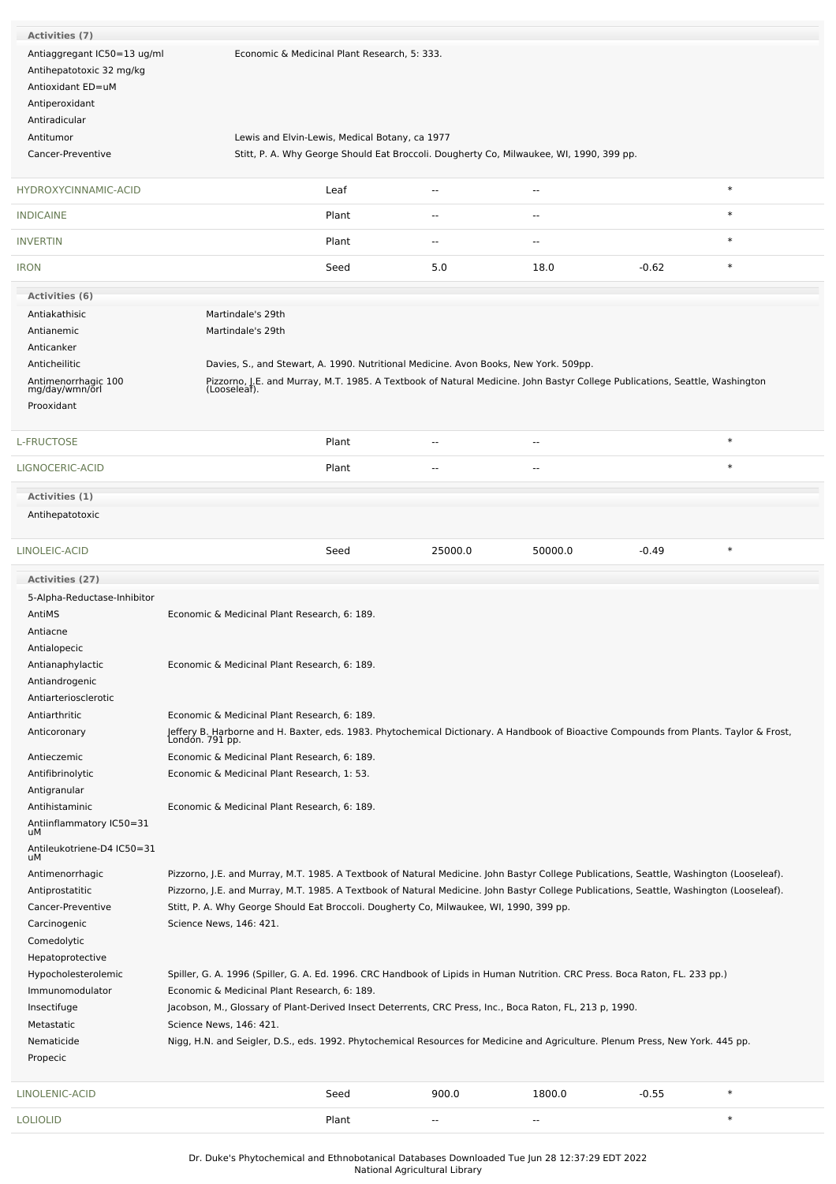**Activities (7)**

| Activity | Reference |
|---|---|
| Antiaggregant IC50=13 ug/ml | Economic & Medicinal Plant Research, 5: 333. |
| Antihepatotoxic 32 mg/kg | |
| Antioxidant ED=uM | |
| Antiperoxidant | |
| Antiradicular | |
| Antitumor | Lewis and Elvin-Lewis, Medical Botany, ca 1977 |
| Cancer-Preventive | Stitt, P. A. Why George Should Eat Broccoli. Dougherty Co, Milwaukee, WI, 1990, 399 pp. |

| Chemical | Part | Low PPM | High PPM | StdDev | Refernce Citation |
|---|---|---|---|---|---|
| HYDROXYCINNAMIC-ACID | Leaf | -- | -- | | * |
| INDICAINE | Plant | -- | -- | | * |
| INVERTIN | Plant | -- | -- | | * |
| IRON | Seed | 5.0 | 18.0 | -0.62 | * |

**Activities (6)**

| Activity | Reference |
|---|---|
| Antiakathisic | Martindale's 29th |
| Antianemic | Martindale's 29th |
| Anticanker | |
| Anticheilitic | Davies, S., and Stewart, A. 1990. Nutritional Medicine. Avon Books, New York. 509pp. |
| Antimenorrhagic 100 mg/day/wmn/orl | Pizzorno, J.E. and Murray, M.T. 1985. A Textbook of Natural Medicine. John Bastyr College Publications, Seattle, Washington (Looseleaf). |
| Prooxidant | |

| Chemical | Part | Low PPM | High PPM | StdDev | Refernce Citation |
|---|---|---|---|---|---|
| L-FRUCTOSE | Plant | -- | -- | | * |
| LIGNOCERIC-ACID | Plant | -- | -- | | * |

**Activities (1)**

Antihepatotoxic

| Chemical | Part | Low PPM | High PPM | StdDev | Refernce Citation |
|---|---|---|---|---|---|
| LINOLEIC-ACID | Seed | 25000.0 | 50000.0 | -0.49 | * |

**Activities (27)**

| Activity | Reference |
|---|---|
| 5-Alpha-Reductase-Inhibitor | |
| AntiMS | Economic & Medicinal Plant Research, 6: 189. |
| Antiacne | |
| Antialopecic | |
| Antianaphylactic | Economic & Medicinal Plant Research, 6: 189. |
| Antiandrogenic | |
| Antiarteriosclerotic | |
| Antiarthritic | Economic & Medicinal Plant Research, 6: 189. |
| Anticoronary | Jeffery B. Harborne and H. Baxter, eds. 1983. Phytochemical Dictionary. A Handbook of Bioactive Compounds from Plants. Taylor & Frost, London. 791 pp. |
| Antieczemic | Economic & Medicinal Plant Research, 6: 189. |
| Antifibrinolytic | Economic & Medicinal Plant Research, 1: 53. |
| Antigranular | |
| Antihistaminic | Economic & Medicinal Plant Research, 6: 189. |
| Antiinflammatory IC50=31 uM | |
| Antileukotriene-D4 IC50=31 uM | |
| Antimenorrhagic | Pizzorno, J.E. and Murray, M.T. 1985. A Textbook of Natural Medicine. John Bastyr College Publications, Seattle, Washington (Looseleaf). |
| Antiprostatitic | Pizzorno, J.E. and Murray, M.T. 1985. A Textbook of Natural Medicine. John Bastyr College Publications, Seattle, Washington (Looseleaf). |
| Cancer-Preventive | Stitt, P. A. Why George Should Eat Broccoli. Dougherty Co, Milwaukee, WI, 1990, 399 pp. |
| Carcinogenic | Science News, 146: 421. |
| Comedolytic | |
| Hepatoprotective | |
| Hypocholesterolemic | Spiller, G. A. 1996 (Spiller, G. A. Ed. 1996. CRC Handbook of Lipids in Human Nutrition. CRC Press. Boca Raton, FL. 233 pp.) |
| Immunomodulator | Economic & Medicinal Plant Research, 6: 189. |
| Insectifuge | Jacobson, M., Glossary of Plant-Derived Insect Deterrents, CRC Press, Inc., Boca Raton, FL, 213 p, 1990. |
| Metastatic | Science News, 146: 421. |
| Nematicide | Nigg, H.N. and Seigler, D.S., eds. 1992. Phytochemical Resources for Medicine and Agriculture. Plenum Press, New York. 445 pp. |
| Propecic | |

| Chemical | Part | Low PPM | High PPM | StdDev | Refernce Citation |
|---|---|---|---|---|---|
| LINOLENIC-ACID | Seed | 900.0 | 1800.0 | -0.55 | * |
| LOLIOLID | Plant | -- | -- | | * |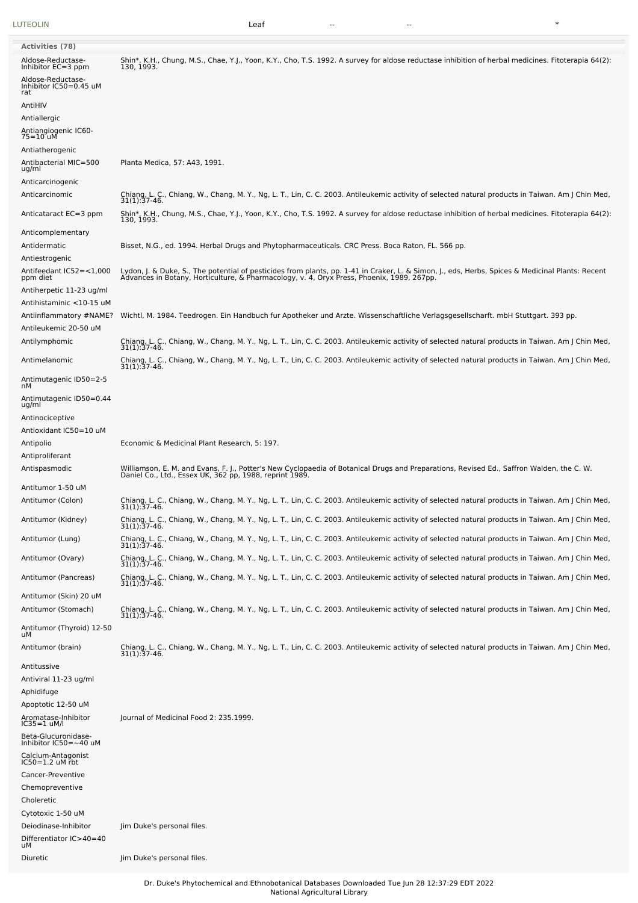| LUTEOLIN | Leaf | -- | -- | * |
|---|---|---|---|---|

**Activities (78)**

| Activity | Reference |
|---|---|
| Aldose-Reductase-Inhibitor EC=3 ppm | Shin*, K.H., Chung, M.S., Chae, Y.J., Yoon, K.Y., Cho, T.S. 1992. A survey for aldose reductase inhibition of herbal medicines. Fitoterapia 64(2): 130, 1993. |
| Aldose-Reductase-Inhibitor IC50=0.45 uM rat | |
| AntiHIV | |
| Antiallergic | |
| Antiangiogenic IC60-75=10 uM | |
| Antiatherogenic | |
| Antibacterial MIC=500 ug/ml | Planta Medica, 57: A43, 1991. |
| Anticarcinogenic | |
| Anticarcinomic | Chiang, L. C., Chiang, W., Chang, M. Y., Ng, L. T., Lin, C. C. 2003. Antileukemic activity of selected natural products in Taiwan. Am J Chin Med, 31(1):37-46. |
| Anticataract EC=3 ppm | Shin*, K.H., Chung, M.S., Chae, Y.J., Yoon, K.Y., Cho, T.S. 1992. A survey for aldose reductase inhibition of herbal medicines. Fitoterapia 64(2): 130, 1993. |
| Anticomplementary | |
| Antidermatic | Bisset, N.G., ed. 1994. Herbal Drugs and Phytopharmaceuticals. CRC Press. Boca Raton, FL. 566 pp. |
| Antiestrogenic | |
| Antifeedant IC52=<1,000 ppm diet | Lydon, J. & Duke, S., The potential of pesticides from plants, pp. 1-41 in Craker, L. & Simon, J., eds, Herbs, Spices & Medicinal Plants: Recent Advances in Botany, Horticulture, & Pharmacology, v. 4, Oryx Press, Phoenix, 1989, 267pp. |
| Antiherpetic 11-23 ug/ml | |
| Antihistaminic <10-15 uM | |
| Antiinflammatory #NAME? | Wichtl, M. 1984. Teedrogen. Ein Handbuch fur Apotheker und Arzte. Wissenschaftliche Verlagsgesellscharft. mbH Stuttgart. 393 pp. |
| Antileukemic 20-50 uM | |
| Antilymphomic | Chiang, L. C., Chiang, W., Chang, M. Y., Ng, L. T., Lin, C. C. 2003. Antileukemic activity of selected natural products in Taiwan. Am J Chin Med, 31(1):37-46. |
| Antimelanomic | Chiang, L. C., Chiang, W., Chang, M. Y., Ng, L. T., Lin, C. C. 2003. Antileukemic activity of selected natural products in Taiwan. Am J Chin Med, 31(1):37-46. |
| Antimutagenic ID50=2-5 nM | |
| Antimutagenic ID50=0.44 ug/ml | |
| Antinociceptive | |
| Antioxidant IC50=10 uM | |
| Antipolio | Economic & Medicinal Plant Research, 5: 197. |
| Antiproliferant | |
| Antispasmodic | Williamson, E. M. and Evans, F. J., Potter's New Cyclopaedia of Botanical Drugs and Preparations, Revised Ed., Saffron Walden, the C. W. Daniel Co., Ltd., Essex UK, 362 pp, 1988, reprint 1989. |
| Antitumor 1-50 uM | |
| Antitumor (Colon) | Chiang, L. C., Chiang, W., Chang, M. Y., Ng, L. T., Lin, C. C. 2003. Antileukemic activity of selected natural products in Taiwan. Am J Chin Med, 31(1):37-46. |
| Antitumor (Kidney) | Chiang, L. C., Chiang, W., Chang, M. Y., Ng, L. T., Lin, C. C. 2003. Antileukemic activity of selected natural products in Taiwan. Am J Chin Med, 31(1):37-46. |
| Antitumor (Lung) | Chiang, L. C., Chiang, W., Chang, M. Y., Ng, L. T., Lin, C. C. 2003. Antileukemic activity of selected natural products in Taiwan. Am J Chin Med, 31(1):37-46. |
| Antitumor (Ovary) | Chiang, L. C., Chiang, W., Chang, M. Y., Ng, L. T., Lin, C. C. 2003. Antileukemic activity of selected natural products in Taiwan. Am J Chin Med, 31(1):37-46. |
| Antitumor (Pancreas) | Chiang, L. C., Chiang, W., Chang, M. Y., Ng, L. T., Lin, C. C. 2003. Antileukemic activity of selected natural products in Taiwan. Am J Chin Med, 31(1):37-46. |
| Antitumor (Skin) 20 uM | |
| Antitumor (Stomach) | Chiang, L. C., Chiang, W., Chang, M. Y., Ng, L. T., Lin, C. C. 2003. Antileukemic activity of selected natural products in Taiwan. Am J Chin Med, 31(1):37-46. |
| Antitumor (Thyroid) 12-50 uM | |
| Antitumor (brain) | Chiang, L. C., Chiang, W., Chang, M. Y., Ng, L. T., Lin, C. C. 2003. Antileukemic activity of selected natural products in Taiwan. Am J Chin Med, 31(1):37-46. |
| Antitussive | |
| Antiviral 11-23 ug/ml | |
| Aphidifuge | |
| Apoptotic 12-50 uM | |
| Aromatase-Inhibitor IC35=1 uM/l | Journal of Medicinal Food 2: 235.1999. |
| Beta-Glucuronidase-Inhibitor IC50=~40 uM | |
| Calcium-Antagonist IC50=1.2 uM rbt | |
| Cancer-Preventive | |
| Chemopreventive | |
| Choleretic | |
| Cytotoxic 1-50 uM | |
| Deiodinase-Inhibitor | Jim Duke's personal files. |
| Differentiator IC>40=40 uM | |
| Diuretic | Jim Duke's personal files. |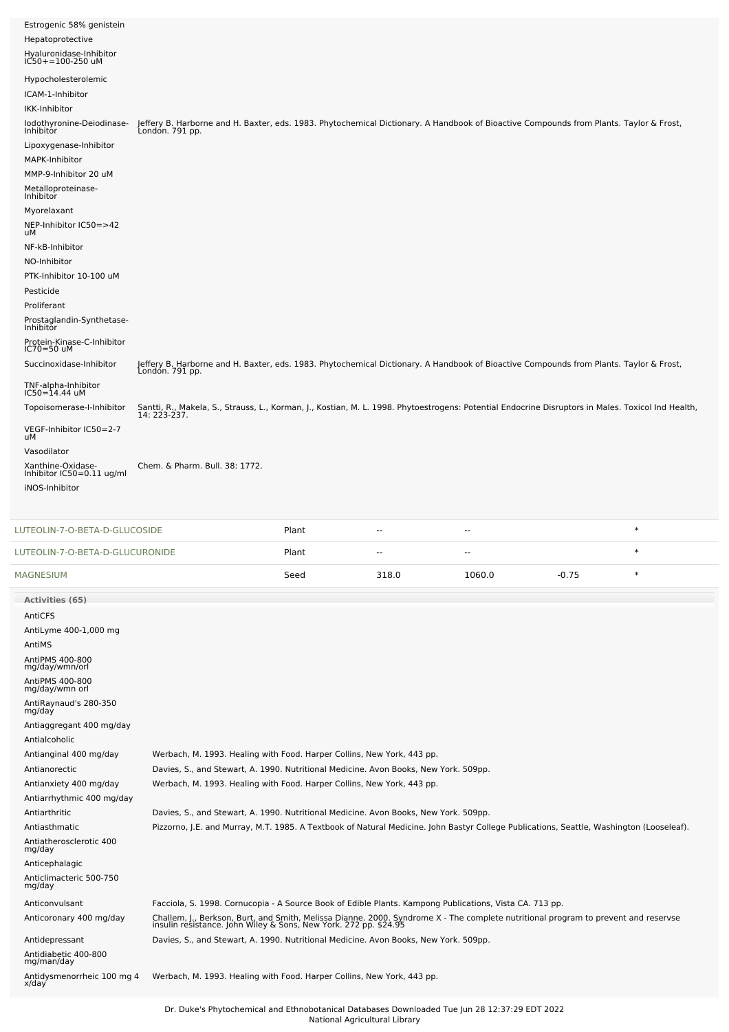| Activity | Reference |
|---|---|
| Estrogenic 58% genistein | |
| Hepatoprotective | |
| Hyaluronidase-Inhibitor IC50+=100-250 uM | |
| Hypocholesterolemic | |
| ICAM-1-Inhibitor | |
| IKK-Inhibitor | |
| Iodothyronine-Deiodinase-Inhibitor | Jeffery B. Harborne and H. Baxter, eds. 1983. Phytochemical Dictionary. A Handbook of Bioactive Compounds from Plants. Taylor & Frost, London. 791 pp. |
| Lipoxygenase-Inhibitor | |
| MAPK-Inhibitor | |
| MMP-9-Inhibitor 20 uM | |
| Metalloproteinase-Inhibitor | |
| Myorelaxant | |
| NEP-Inhibitor IC50=>42 uM | |
| NF-kB-Inhibitor | |
| NO-Inhibitor | |
| PTK-Inhibitor 10-100 uM | |
| Pesticide | |
| Proliferant | |
| Prostaglandin-Synthetase-Inhibitor | |
| Protein-Kinase-C-Inhibitor IC70=50 uM | |
| Succinoxidase-Inhibitor | Jeffery B. Harborne and H. Baxter, eds. 1983. Phytochemical Dictionary. A Handbook of Bioactive Compounds from Plants. Taylor & Frost, London. 791 pp. |
| TNF-alpha-Inhibitor IC50=14.44 uM | |
| Topoisomerase-I-Inhibitor | Santti, R., Makela, S., Strauss, L., Korman, J., Kostian, M. L. 1998. Phytoestrogens: Potential Endocrine Disruptors in Males. Toxicol Ind Health, 14: 223-237. |
| VEGF-Inhibitor IC50=2-7 uM | |
| Vasodilator | |
| Xanthine-Oxidase-Inhibitor IC50=0.11 ug/ml | Chem. & Pharm. Bull. 38: 1772. |
| iNOS-Inhibitor | |

| Chemical | Part | Low | High | | |
|---|---|---|---|---|---|
| LUTEOLIN-7-O-BETA-D-GLUCOSIDE | Plant | -- | -- | | * |
| LUTEOLIN-7-O-BETA-D-GLUCURONIDE | Plant | -- | -- | | * |
| MAGNESIUM | Seed | 318.0 | 1060.0 | -0.75 | * |

**Activities (65)**

| Activity | Reference |
|---|---|
| AntiCFS | |
| AntiLyme 400-1,000 mg | |
| AntiMS | |
| AntiPMS 400-800 mg/day/wmn/orl | |
| AntiPMS 400-800 mg/day/wmn orl | |
| AntiRaynaud's 280-350 mg/day | |
| Antiaggregant 400 mg/day | |
| Antialcoholic | |
| Antianginal 400 mg/day | Werbach, M. 1993. Healing with Food. Harper Collins, New York, 443 pp. |
| Antianorectic | Davies, S., and Stewart, A. 1990. Nutritional Medicine. Avon Books, New York. 509pp. |
| Antianxiety 400 mg/day | Werbach, M. 1993. Healing with Food. Harper Collins, New York, 443 pp. |
| Antiarrhythmic 400 mg/day | |
| Antiarthritic | Davies, S., and Stewart, A. 1990. Nutritional Medicine. Avon Books, New York. 509pp. |
| Antiasthmatic | Pizzorno, J.E. and Murray, M.T. 1985. A Textbook of Natural Medicine. John Bastyr College Publications, Seattle, Washington (Looseleaf). |
| Antiatherosclerotic 400 mg/day | |
| Anticephalagic | |
| Anticlimacteric 500-750 mg/day | |
| Anticonvulsant | Facciola, S. 1998. Cornucopia - A Source Book of Edible Plants. Kampong Publications, Vista CA. 713 pp. |
| Anticoronary 400 mg/day | Challem, J., Berkson, Burt, and Smith, Melissa Dianne. 2000. Syndrome X - The complete nutritional program to prevent and reservse insulin resistance. John Wiley & Sons, New York. 272 pp. $24.95 |
| Antidepressant | Davies, S., and Stewart, A. 1990. Nutritional Medicine. Avon Books, New York. 509pp. |
| Antidiabetic 400-800 mg/man/day | |
| Antidysmenorrheic 100 mg 4 x/day | Werbach, M. 1993. Healing with Food. Harper Collins, New York, 443 pp. |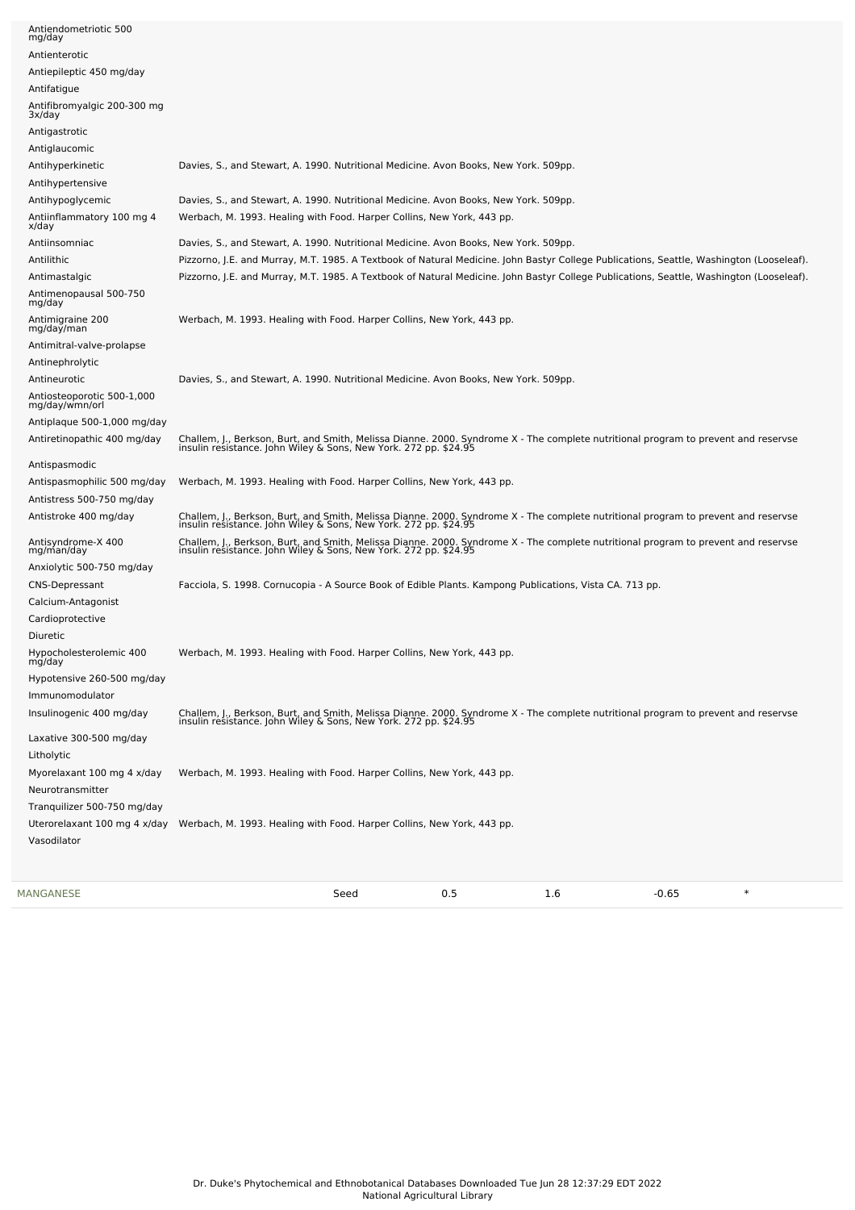| | |
|---|---|
| Antiendometriotic 500 mg/day | |
| Antienterotic | |
| Antiepileptic 450 mg/day | |
| Antifatigue | |
| Antifibromyalgic 200-300 mg 3x/day | |
| Antigastrotic | |
| Antiglaucomic | |
| Antihyperkinetic | Davies, S., and Stewart, A. 1990. Nutritional Medicine. Avon Books, New York. 509pp. |
| Antihypertensive | |
| Antihypoglycemic | Davies, S., and Stewart, A. 1990. Nutritional Medicine. Avon Books, New York. 509pp. |
| Antiinflammatory 100 mg 4 x/day | Werbach, M. 1993. Healing with Food. Harper Collins, New York, 443 pp. |
| Antiinsomniac | Davies, S., and Stewart, A. 1990. Nutritional Medicine. Avon Books, New York. 509pp. |
| Antilithic | Pizzorno, J.E. and Murray, M.T. 1985. A Textbook of Natural Medicine. John Bastyr College Publications, Seattle, Washington (Looseleaf). |
| Antimastalgic | Pizzorno, J.E. and Murray, M.T. 1985. A Textbook of Natural Medicine. John Bastyr College Publications, Seattle, Washington (Looseleaf). |
| Antimenopausal 500-750 mg/day | |
| Antimigraine 200 mg/day/man | Werbach, M. 1993. Healing with Food. Harper Collins, New York, 443 pp. |
| Antimitral-valve-prolapse | |
| Antinephrolytic | |
| Antineurotic | Davies, S., and Stewart, A. 1990. Nutritional Medicine. Avon Books, New York. 509pp. |
| Antiosteoporotic 500-1,000 mg/day/wmn/orl | |
| Antiplaque 500-1,000 mg/day | |
| Antiretinopathic 400 mg/day | Challem, J., Berkson, Burt, and Smith, Melissa Dianne. 2000. Syndrome X - The complete nutritional program to prevent and reservse insulin resistance. John Wiley & Sons, New York. 272 pp. $24.95 |
| Antispasmodic | |
| Antispasmophilic 500 mg/day | Werbach, M. 1993. Healing with Food. Harper Collins, New York, 443 pp. |
| Antistress 500-750 mg/day | |
| Antistroke 400 mg/day | Challem, J., Berkson, Burt, and Smith, Melissa Dianne. 2000. Syndrome X - The complete nutritional program to prevent and reservse insulin resistance. John Wiley & Sons, New York. 272 pp. $24.95 |
| Antisyndrome-X 400 mg/man/day | Challem, J., Berkson, Burt, and Smith, Melissa Dianne. 2000. Syndrome X - The complete nutritional program to prevent and reservse insulin resistance. John Wiley & Sons, New York. 272 pp. $24.95 |
| Anxiolytic 500-750 mg/day | |
| CNS-Depressant | Facciola, S. 1998. Cornucopia - A Source Book of Edible Plants. Kampong Publications, Vista CA. 713 pp. |
| Calcium-Antagonist | |
| Cardioprotective | |
| Diuretic | |
| Hypocholesterolemic 400 mg/day | Werbach, M. 1993. Healing with Food. Harper Collins, New York, 443 pp. |
| Hypotensive 260-500 mg/day | |
| Immunomodulator | |
| Insulinogenic 400 mg/day | Challem, J., Berkson, Burt, and Smith, Melissa Dianne. 2000. Syndrome X - The complete nutritional program to prevent and reservse insulin resistance. John Wiley & Sons, New York. 272 pp. $24.95 |
| Laxative 300-500 mg/day | |
| Litholytic | |
| Myorelaxant 100 mg 4 x/day | Werbach, M. 1993. Healing with Food. Harper Collins, New York, 443 pp. |
| Neurotransmitter | |
| Tranquilizer 500-750 mg/day | |
| Uterorelaxant 100 mg 4 x/day | Werbach, M. 1993. Healing with Food. Harper Collins, New York, 443 pp. |
| Vasodilator | |

| | | | | | |
|---|---|---|---|---|---|
| MANGANESE | Seed | 0.5 | 1.6 | -0.65 | * |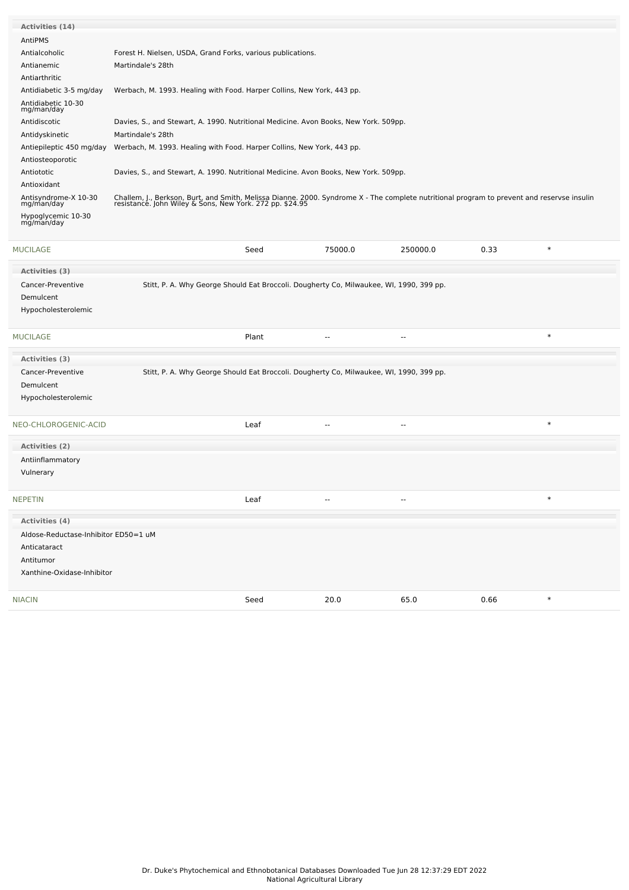**Activities (14)**

| Activity | Reference |
| --- | --- |
| AntiPMS | |
| Antialcoholic | Forest H. Nielsen, USDA, Grand Forks, various publications. |
| Antianemic | Martindale's 28th |
| Antiarthritic | |
| Antidiabetic 3-5 mg/day | Werbach, M. 1993. Healing with Food. Harper Collins, New York, 443 pp. |
| Antidiabetic 10-30 mg/man/day | |
| Antidiscotic | Davies, S., and Stewart, A. 1990. Nutritional Medicine. Avon Books, New York. 509pp. |
| Antidyskinetic | Martindale's 28th |
| Antiepileptic 450 mg/day | Werbach, M. 1993. Healing with Food. Harper Collins, New York, 443 pp. |
| Antiosteoporotic | |
| Antiotytic | Davies, S., and Stewart, A. 1990. Nutritional Medicine. Avon Books, New York. 509pp. |
| Antioxidant | |
| Antisyndrome-X 10-30 mg/man/day | Challem, J., Berkson, Burt, and Smith, Melissa Dianne. 2000. Syndrome X - The complete nutritional program to prevent and reservse insulin resistance. John Wiley & Sons, New York. 272 pp. $24.95 |
| Hypoglycemic 10-30 mg/man/day | |

| Chemical | Part | Low PPM | High PPM | StdDev | Refernce Citation |
| --- | --- | --- | --- | --- | --- |
| MUCILAGE | Seed | 75000.0 | 250000.0 | 0.33 | * |

**Activities (3)**

| Activity | Reference |
| --- | --- |
| Cancer-Preventive | Stitt, P. A. Why George Should Eat Broccoli. Dougherty Co, Milwaukee, WI, 1990, 399 pp. |
| Demulcent | |
| Hypocholesterolemic | |

| Chemical | Part | Low PPM | High PPM | StdDev | Refernce Citation |
| --- | --- | --- | --- | --- | --- |
| MUCILAGE | Plant | -- | -- | | * |

**Activities (3)**

| Activity | Reference |
| --- | --- |
| Cancer-Preventive | Stitt, P. A. Why George Should Eat Broccoli. Dougherty Co, Milwaukee, WI, 1990, 399 pp. |
| Demulcent | |
| Hypocholesterolemic | |

| Chemical | Part | Low PPM | High PPM | StdDev | Refernce Citation |
| --- | --- | --- | --- | --- | --- |
| NEO-CHLOROGENIC-ACID | Leaf | -- | -- | | * |

**Activities (2)**

- Antiinflammatory
- Vulnerary

| Chemical | Part | Low PPM | High PPM | StdDev | Refernce Citation |
| --- | --- | --- | --- | --- | --- |
| NEPETIN | Leaf | -- | -- | | * |

**Activities (4)**

- Aldose-Reductase-Inhibitor ED50=1 uM
- Anticataract
- Antitumor
- Xanthine-Oxidase-Inhibitor

| Chemical | Part | Low PPM | High PPM | StdDev | Refernce Citation |
| --- | --- | --- | --- | --- | --- |
| NIACIN | Seed | 20.0 | 65.0 | 0.66 | * |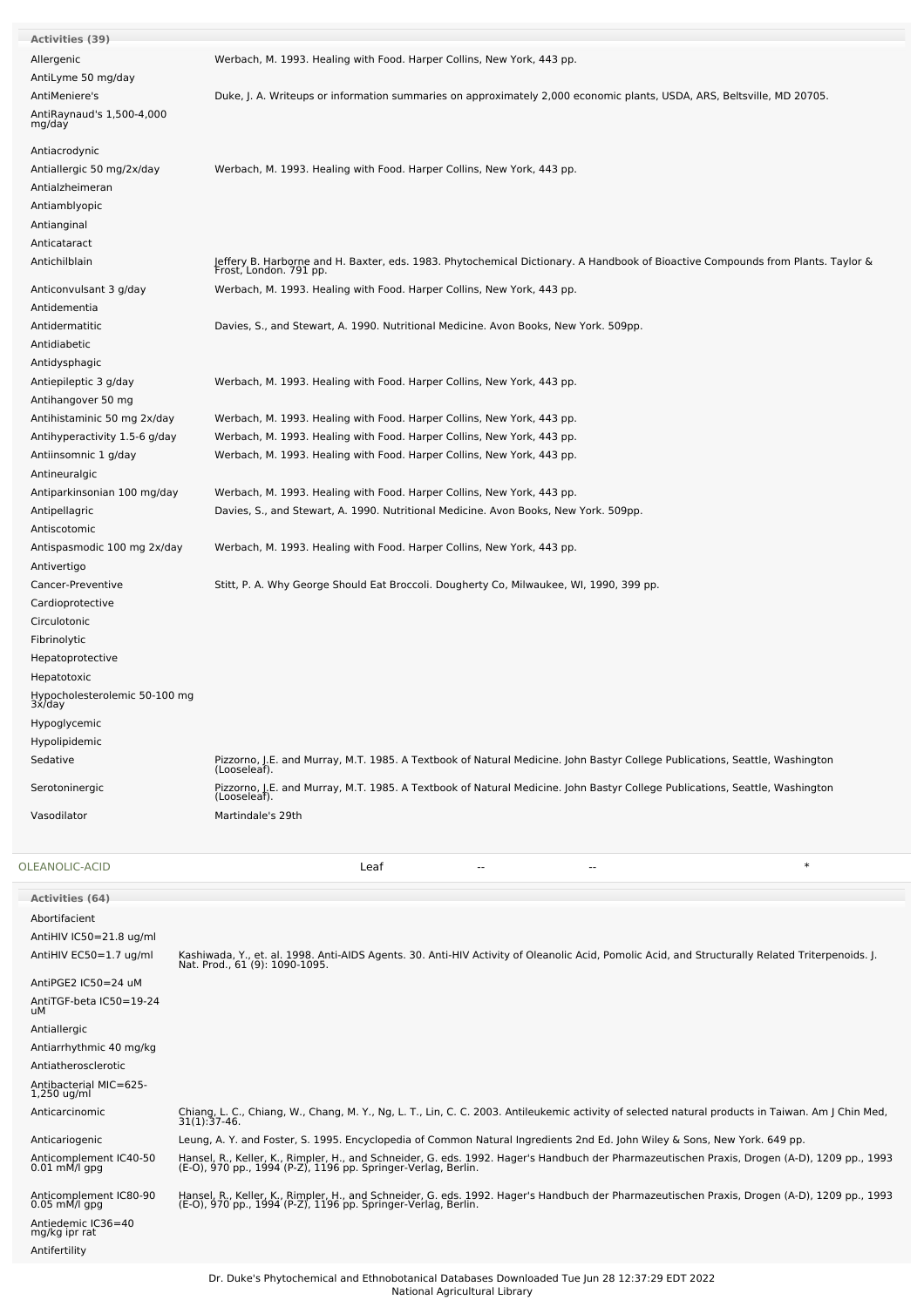**Activities (39)**

| Activity | Reference |
|---|---|
| Allergenic | Werbach, M. 1993. Healing with Food. Harper Collins, New York, 443 pp. |
| AntiLyme 50 mg/day | |
| AntiMeniere's | Duke, J. A. Writeups or information summaries on approximately 2,000 economic plants, USDA, ARS, Beltsville, MD 20705. |
| AntiRaynaud's 1,500-4,000 mg/day | |
| Antiacrodynic | |
| Antiallergic 50 mg/2x/day | Werbach, M. 1993. Healing with Food. Harper Collins, New York, 443 pp. |
| Antialzheimeran | |
| Antiamblyopic | |
| Antianginal | |
| Anticataract | |
| Antichilblain | Jeffery B. Harborne and H. Baxter, eds. 1983. Phytochemical Dictionary. A Handbook of Bioactive Compounds from Plants. Taylor & Frost, London. 791 pp. |
| Anticonvulsant 3 g/day | Werbach, M. 1993. Healing with Food. Harper Collins, New York, 443 pp. |
| Antidementia | |
| Antidermatitic | Davies, S., and Stewart, A. 1990. Nutritional Medicine. Avon Books, New York. 509pp. |
| Antidiabetic | |
| Antidysphagic | |
| Antiepileptic 3 g/day | Werbach, M. 1993. Healing with Food. Harper Collins, New York, 443 pp. |
| Antihangover 50 mg | |
| Antihistaminic 50 mg 2x/day | Werbach, M. 1993. Healing with Food. Harper Collins, New York, 443 pp. |
| Antihyperactivity 1.5-6 g/day | Werbach, M. 1993. Healing with Food. Harper Collins, New York, 443 pp. |
| Antiinsomnic 1 g/day | Werbach, M. 1993. Healing with Food. Harper Collins, New York, 443 pp. |
| Antineuralgic | |
| Antiparkinsonian 100 mg/day | Werbach, M. 1993. Healing with Food. Harper Collins, New York, 443 pp. |
| Antipellagric | Davies, S., and Stewart, A. 1990. Nutritional Medicine. Avon Books, New York. 509pp. |
| Antiscotomic | |
| Antispasmodic 100 mg 2x/day | Werbach, M. 1993. Healing with Food. Harper Collins, New York, 443 pp. |
| Antivertigo | |
| Cancer-Preventive | Stitt, P. A. Why George Should Eat Broccoli. Dougherty Co, Milwaukee, WI, 1990, 399 pp. |
| Cardioprotective | |
| Circulotonic | |
| Fibrinolytic | |
| Hepatoprotective | |
| Hepatotoxic | |
| Hypocholesterolemic 50-100 mg 3x/day | |
| Hypoglycemic | |
| Hypolipidemic | |
| Sedative | Pizzorno, J.E. and Murray, M.T. 1985. A Textbook of Natural Medicine. John Bastyr College Publications, Seattle, Washington (Looseleaf). |
| Serotoninergic | Pizzorno, J.E. and Murray, M.T. 1985. A Textbook of Natural Medicine. John Bastyr College Publications, Seattle, Washington (Looseleaf). |
| Vasodilator | Martindale's 29th |

| OLEANOLIC-ACID | Leaf | -- | -- | * |
|---|---|---|---|---|

**Activities (64)**

| Activity | Reference |
|---|---|
| Abortifacient | |
| AntiHIV IC50=21.8 ug/ml | |
| AntiHIV EC50=1.7 ug/ml | Kashiwada, Y., et. al. 1998. Anti-AIDS Agents. 30. Anti-HIV Activity of Oleanolic Acid, Pomolic Acid, and Structurally Related Triterpenoids. J. Nat. Prod., 61 (9): 1090-1095. |
| AntiPGE2 IC50=24 uM | |
| AntiTGF-beta IC50=19-24 uM | |
| Antiallergic | |
| Antiarrhythmic 40 mg/kg | |
| Antiatherosclerotic | |
| Antibacterial MIC=625-1,250 ug/ml | |
| Anticarcinomic | Chiang, L. C., Chiang, W., Chang, M. Y., Ng, L. T., Lin, C. C. 2003. Antileukemic activity of selected natural products in Taiwan. Am J Chin Med, 31(1):37-46. |
| Anticariogenic | Leung, A. Y. and Foster, S. 1995. Encyclopedia of Common Natural Ingredients 2nd Ed. John Wiley & Sons, New York. 649 pp. |
| Anticomplement IC40-50 0.01 mM/l gpg | Hansel, R., Keller, K., Rimpler, H., and Schneider, G. eds. 1992. Hager's Handbuch der Pharmazeutischen Praxis, Drogen (A-D), 1209 pp., 1993 (E-O), 970 pp., 1994 (P-Z), 1196 pp. Springer-Verlag, Berlin. |
| Anticomplement IC80-90 0.05 mM/l gpg | Hansel, R., Keller, K., Rimpler, H., and Schneider, G. eds. 1992. Hager's Handbuch der Pharmazeutischen Praxis, Drogen (A-D), 1209 pp., 1993 (E-O), 970 pp., 1994 (P-Z), 1196 pp. Springer-Verlag, Berlin. |
| Antiedemic IC36=40 mg/kg ipr rat | |
| Antifertility | |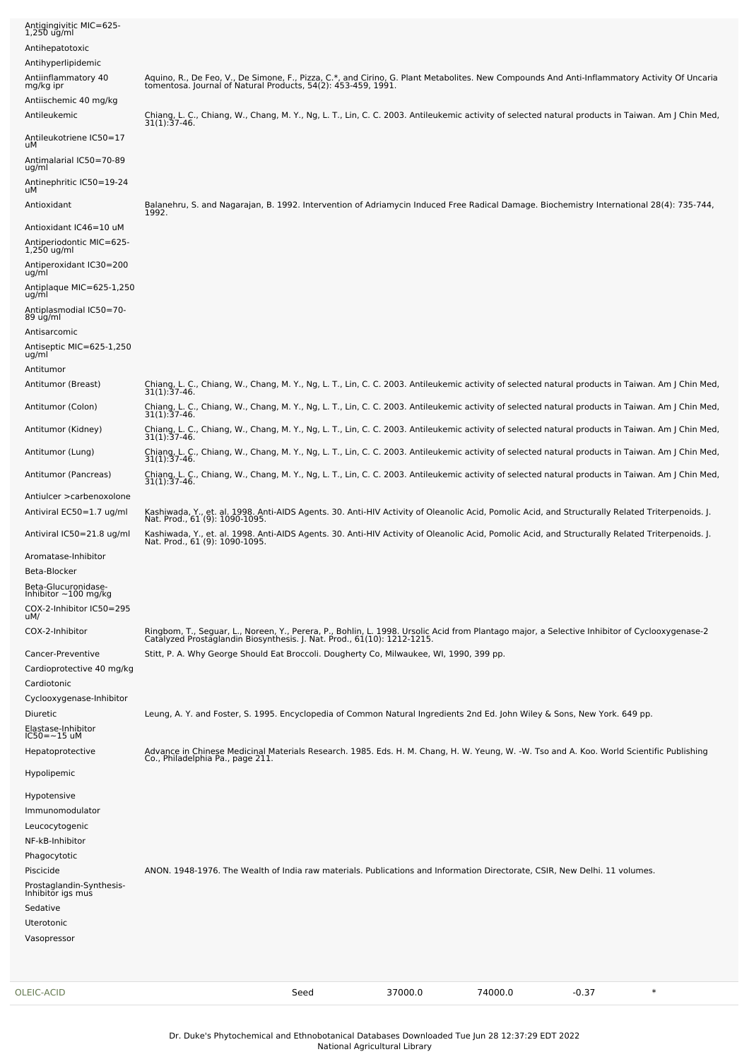| Activity | Reference |
|---|---|
| Antigingivitic MIC=625-1,250 ug/ml | |
| Antihepatotoxic | |
| Antihyperlipidemic | |
| Antiinflammatory 40 mg/kg ipr | Aquino, R., De Feo, V., De Simone, F., Pizza, C.*, and Cirino, G. Plant Metabolites. New Compounds And Anti-Inflammatory Activity Of Uncaria tomentosa. Journal of Natural Products, 54(2): 453-459, 1991. |
| Antiischemic 40 mg/kg | |
| Antileukemic | Chiang, L. C., Chiang, W., Chang, M. Y., Ng, L. T., Lin, C. C. 2003. Antileukemic activity of selected natural products in Taiwan. Am J Chin Med, 31(1):37-46. |
| Antileukotriene IC50=17 uM | |
| Antimalarial IC50=70-89 ug/ml | |
| Antinephritic IC50=19-24 uM | |
| Antioxidant | Balanehru, S. and Nagarajan, B. 1992. Intervention of Adriamycin Induced Free Radical Damage. Biochemistry International 28(4): 735-744, 1992. |
| Antioxidant IC46=10 uM | |
| Antiperiodontic MIC=625-1,250 ug/ml | |
| Antiperoxidant IC30=200 ug/ml | |
| Antiplaque MIC=625-1,250 ug/ml | |
| Antiplasmodial IC50=70-89 ug/ml | |
| Antisarcomic | |
| Antiseptic MIC=625-1,250 ug/ml | |
| Antitumor | |
| Antitumor (Breast) | Chiang, L. C., Chiang, W., Chang, M. Y., Ng, L. T., Lin, C. C. 2003. Antileukemic activity of selected natural products in Taiwan. Am J Chin Med, 31(1):37-46. |
| Antitumor (Colon) | Chiang, L. C., Chiang, W., Chang, M. Y., Ng, L. T., Lin, C. C. 2003. Antileukemic activity of selected natural products in Taiwan. Am J Chin Med, 31(1):37-46. |
| Antitumor (Kidney) | Chiang, L. C., Chiang, W., Chang, M. Y., Ng, L. T., Lin, C. C. 2003. Antileukemic activity of selected natural products in Taiwan. Am J Chin Med, 31(1):37-46. |
| Antitumor (Lung) | Chiang, L. C., Chiang, W., Chang, M. Y., Ng, L. T., Lin, C. C. 2003. Antileukemic activity of selected natural products in Taiwan. Am J Chin Med, 31(1):37-46. |
| Antitumor (Pancreas) | Chiang, L. C., Chiang, W., Chang, M. Y., Ng, L. T., Lin, C. C. 2003. Antileukemic activity of selected natural products in Taiwan. Am J Chin Med, 31(1):37-46. |
| Antiulcer >carbenoxolone | |
| Antiviral EC50=1.7 ug/ml | Kashiwada, Y., et. al. 1998. Anti-AIDS Agents. 30. Anti-HIV Activity of Oleanolic Acid, Pomolic Acid, and Structurally Related Triterpenoids. J. Nat. Prod., 61 (9): 1090-1095. |
| Antiviral IC50=21.8 ug/ml | Kashiwada, Y., et. al. 1998. Anti-AIDS Agents. 30. Anti-HIV Activity of Oleanolic Acid, Pomolic Acid, and Structurally Related Triterpenoids. J. Nat. Prod., 61 (9): 1090-1095. |
| Aromatase-Inhibitor | |
| Beta-Blocker | |
| Beta-Glucuronidase-Inhibitor ~100 mg/kg | |
| COX-2-Inhibitor IC50=295 uM/ | |
| COX-2-Inhibitor | Ringbom, T., Seguar, L., Noreen, Y., Perera, P., Bohlin, L. 1998. Ursolic Acid from Plantago major, a Selective Inhibitor of Cyclooxygenase-2 Catalyzed Prostaglandin Biosynthesis. J. Nat. Prod., 61(10): 1212-1215. |
| Cancer-Preventive | Stitt, P. A. Why George Should Eat Broccoli. Dougherty Co, Milwaukee, WI, 1990, 399 pp. |
| Cardioprotective 40 mg/kg | |
| Cardiotonic | |
| Cyclooxygenase-Inhibitor | |
| Diuretic | Leung, A. Y. and Foster, S. 1995. Encyclopedia of Common Natural Ingredients 2nd Ed. John Wiley & Sons, New York. 649 pp. |
| Elastase-Inhibitor IC50=~15 uM | |
| Hepatoprotective | Advance in Chinese Medicinal Materials Research. 1985. Eds. H. M. Chang, H. W. Yeung, W. -W. Tso and A. Koo. World Scientific Publishing Co., Philadelphia Pa., page 211. |
| Hypolipemic | |
| Hypotensive | |
| Immunomodulator | |
| Leucocytogenic | |
| NF-kB-Inhibitor | |
| Phagocytotic | |
| Piscicide | ANON. 1948-1976. The Wealth of India raw materials. Publications and Information Directorate, CSIR, New Delhi. 11 volumes. |
| Prostaglandin-Synthesis-Inhibitor igs mus | |
| Sedative | |
| Uterotonic | |
| Vasopressor | |

| Chemical | Part | Low | High | SD | |
|---|---|---|---|---|---|
| OLEIC-ACID | Seed | 37000.0 | 74000.0 | -0.37 | * |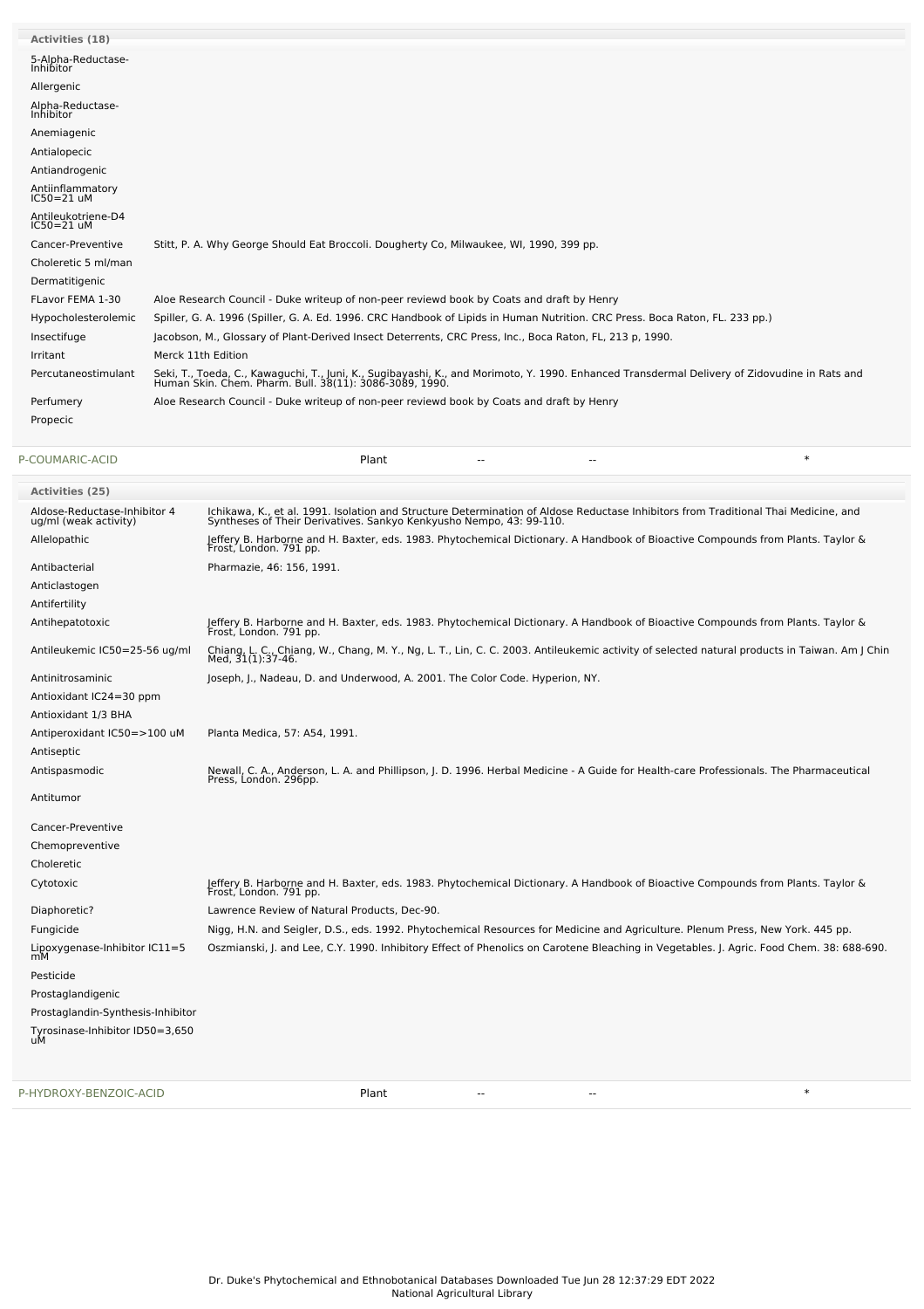**Activities (18)**

| Activity | Reference |
|---|---|
| 5-Alpha-Reductase-Inhibitor | |
| Allergenic | |
| Alpha-Reductase-Inhibitor | |
| Anemiagenic | |
| Antialopecic | |
| Antiandrogenic | |
| Antiinflammatory IC50=21 uM | |
| Antileukotriene-D4 IC50=21 uM | |
| Cancer-Preventive | Stitt, P. A. Why George Should Eat Broccoli. Dougherty Co, Milwaukee, WI, 1990, 399 pp. |
| Choleretic 5 ml/man | |
| Dermatitigenic | |
| FLavor FEMA 1-30 | Aloe Research Council - Duke writeup of non-peer reviewd book by Coats and draft by Henry |
| Hypocholesterolemic | Spiller, G. A. 1996 (Spiller, G. A. Ed. 1996. CRC Handbook of Lipids in Human Nutrition. CRC Press. Boca Raton, FL. 233 pp.) |
| Insectifuge | Jacobson, M., Glossary of Plant-Derived Insect Deterrents, CRC Press, Inc., Boca Raton, FL, 213 p, 1990. |
| Irritant | Merck 11th Edition |
| Percutaneostimulant | Seki, T., Toeda, C., Kawaguchi, T., Juni, K., Sugibayashi, K., and Morimoto, Y. 1990. Enhanced Transdermal Delivery of Zidovudine in Rats and Human Skin. Chem. Pharm. Bull. 38(11): 3086-3089, 1990. |
| Perfumery | Aloe Research Council - Duke writeup of non-peer reviewd book by Coats and draft by Henry |
| Propecic | |

| P-COUMARIC-ACID | Plant | -- | -- | * |
|---|---|---|---|---|

**Activities (25)**

| Activity | Reference |
|---|---|
| Aldose-Reductase-Inhibitor 4 ug/ml (weak activity) | Ichikawa, K., et al. 1991. Isolation and Structure Determination of Aldose Reductase Inhibitors from Traditional Thai Medicine, and Syntheses of Their Derivatives. Sankyo Kenkyusho Nempo, 43: 99-110. |
| Allelopathic | Jeffery B. Harborne and H. Baxter, eds. 1983. Phytochemical Dictionary. A Handbook of Bioactive Compounds from Plants. Taylor & Frost, London. 791 pp. |
| Antibacterial | Pharmazie, 46: 156, 1991. |
| Anticlastogen | |
| Antifertility | |
| Antihepatotoxic | Jeffery B. Harborne and H. Baxter, eds. 1983. Phytochemical Dictionary. A Handbook of Bioactive Compounds from Plants. Taylor & Frost, London. 791 pp. |
| Antileukemic IC50=25-56 ug/ml | Chiang, L. C., Chiang, W., Chang, M. Y., Ng, L. T., Lin, C. C. 2003. Antileukemic activity of selected natural products in Taiwan. Am J Chin Med, 31(1):37-46. |
| Antinitrosaminic | Joseph, J., Nadeau, D. and Underwood, A. 2001. The Color Code. Hyperion, NY. |
| Antioxidant IC24=30 ppm | |
| Antioxidant 1/3 BHA | |
| Antiperoxidant IC50=>100 uM | Planta Medica, 57: A54, 1991. |
| Antiseptic | |
| Antispasmodic | Newall, C. A., Anderson, L. A. and Phillipson, J. D. 1996. Herbal Medicine - A Guide for Health-care Professionals. The Pharmaceutical Press, London. 296pp. |
| Antitumor | |
| Cancer-Preventive | |
| Chemopreventive | |
| Choleretic | |
| Cytotoxic | Jeffery B. Harborne and H. Baxter, eds. 1983. Phytochemical Dictionary. A Handbook of Bioactive Compounds from Plants. Taylor & Frost, London. 791 pp. |
| Diaphoretic? | Lawrence Review of Natural Products, Dec-90. |
| Fungicide | Nigg, H.N. and Seigler, D.S., eds. 1992. Phytochemical Resources for Medicine and Agriculture. Plenum Press, New York. 445 pp. |
| Lipoxygenase-Inhibitor IC11=5 mM | Oszmianski, J. and Lee, C.Y. 1990. Inhibitory Effect of Phenolics on Carotene Bleaching in Vegetables. J. Agric. Food Chem. 38: 688-690. |
| Pesticide | |
| Prostaglandigenic | |
| Prostaglandin-Synthesis-Inhibitor | |
| Tyrosinase-Inhibitor ID50=3,650 uM | |

| P-HYDROXY-BENZOIC-ACID | Plant | -- | -- | * |
|---|---|---|---|---|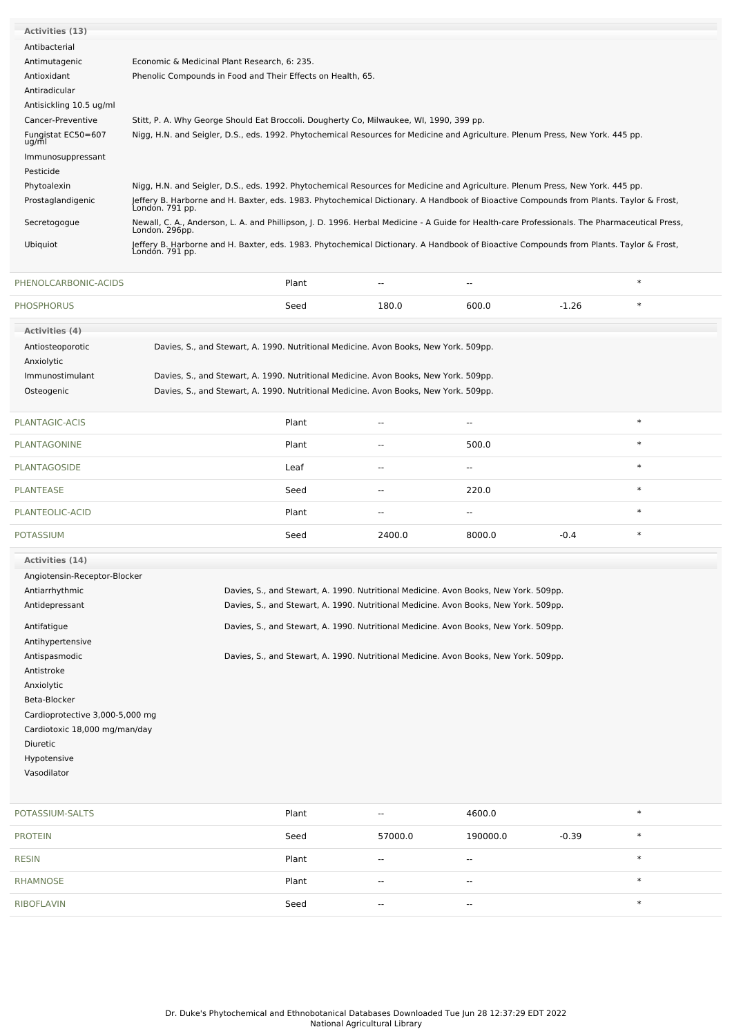**Activities (13)**

| Activity | Reference |
|---|---|
| Antibacterial | |
| Antimutagenic | Economic & Medicinal Plant Research, 6: 235. |
| Antioxidant | Phenolic Compounds in Food and Their Effects on Health, 65. |
| Antiradicular | |
| Antisickling 10.5 ug/ml | |
| Cancer-Preventive | Stitt, P. A. Why George Should Eat Broccoli. Dougherty Co, Milwaukee, WI, 1990, 399 pp. |
| Fungistat EC50=607 ug/ml | Nigg, H.N. and Seigler, D.S., eds. 1992. Phytochemical Resources for Medicine and Agriculture. Plenum Press, New York. 445 pp. |
| Immunosuppressant | |
| Pesticide | |
| Phytoalexin | Nigg, H.N. and Seigler, D.S., eds. 1992. Phytochemical Resources for Medicine and Agriculture. Plenum Press, New York. 445 pp. |
| Prostaglandigenic | Jeffery B. Harborne and H. Baxter, eds. 1983. Phytochemical Dictionary. A Handbook of Bioactive Compounds from Plants. Taylor & Frost, London. 791 pp. |
| Secretogogue | Newall, C. A., Anderson, L. A. and Phillipson, J. D. 1996. Herbal Medicine - A Guide for Health-care Professionals. The Pharmaceutical Press, London. 296pp. |
| Ubiquiot | Jeffery B. Harborne and H. Baxter, eds. 1983. Phytochemical Dictionary. A Handbook of Bioactive Compounds from Plants. Taylor & Frost, London. 791 pp. |

| Chemical | Part | Low | High | SD | |
|---|---|---|---|---|---|
| PHENOLCARBONIC-ACIDS | Plant | -- | -- | | * |
| PHOSPHORUS | Seed | 180.0 | 600.0 | -1.26 | * |

**Activities (4)**

| Activity | Reference |
|---|---|
| Antiosteoporotic | Davies, S., and Stewart, A. 1990. Nutritional Medicine. Avon Books, New York. 509pp. |
| Anxiolytic | |
| Immunostimulant | Davies, S., and Stewart, A. 1990. Nutritional Medicine. Avon Books, New York. 509pp. |
| Osteogenic | Davies, S., and Stewart, A. 1990. Nutritional Medicine. Avon Books, New York. 509pp. |

| Chemical | Part | Low | High | SD | |
|---|---|---|---|---|---|
| PLANTAGIC-ACIS | Plant | -- | -- | | * |
| PLANTAGONINE | Plant | -- | 500.0 | | * |
| PLANTAGOSIDE | Leaf | -- | -- | | * |
| PLANTEASE | Seed | -- | 220.0 | | * |
| PLANTEOLIC-ACID | Plant | -- | -- | | * |
| POTASSIUM | Seed | 2400.0 | 8000.0 | -0.4 | * |

**Activities (14)**

| Activity | Reference |
|---|---|
| Angiotensin-Receptor-Blocker | |
| Antiarrhythmic | Davies, S., and Stewart, A. 1990. Nutritional Medicine. Avon Books, New York. 509pp. |
| Antidepressant | Davies, S., and Stewart, A. 1990. Nutritional Medicine. Avon Books, New York. 509pp. |
| Antifatigue | Davies, S., and Stewart, A. 1990. Nutritional Medicine. Avon Books, New York. 509pp. |
| Antihypertensive | |
| Antispasmodic | Davies, S., and Stewart, A. 1990. Nutritional Medicine. Avon Books, New York. 509pp. |
| Antistroke | |
| Anxiolytic | |
| Beta-Blocker | |
| Cardioprotective 3,000-5,000 mg | |
| Cardiotoxic 18,000 mg/man/day | |
| Diuretic | |
| Hypotensive | |
| Vasodilator | |

| Chemical | Part | Low | High | SD | |
|---|---|---|---|---|---|
| POTASSIUM-SALTS | Plant | -- | 4600.0 | | * |
| PROTEIN | Seed | 57000.0 | 190000.0 | -0.39 | * |
| RESIN | Plant | -- | -- | | * |
| RHAMNOSE | Plant | -- | -- | | * |
| RIBOFLAVIN | Seed | -- | -- | | * |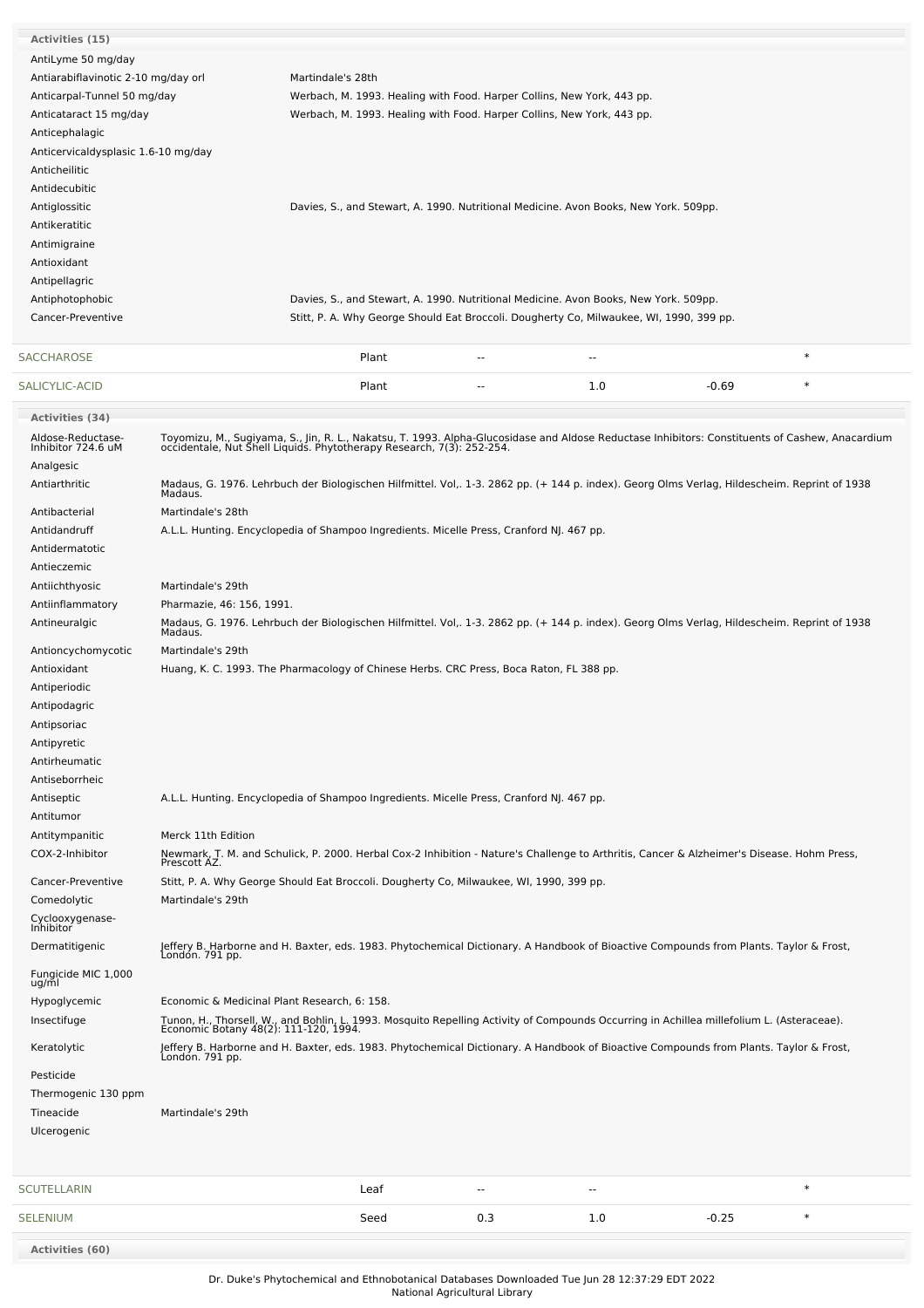**Activities (15)**

| Activity | Reference |
|---|---|
| AntiLyme 50 mg/day | |
| Antiarabiflavinotic 2-10 mg/day orl | Martindale's 28th |
| Anticarpal-Tunnel 50 mg/day | Werbach, M. 1993. Healing with Food. Harper Collins, New York, 443 pp. |
| Anticataract 15 mg/day | Werbach, M. 1993. Healing with Food. Harper Collins, New York, 443 pp. |
| Anticephalagic | |
| Anticervicaldysplasic 1.6-10 mg/day | |
| Anticheilitic | |
| Antidecubitic | |
| Antiglossitic | Davies, S., and Stewart, A. 1990. Nutritional Medicine. Avon Books, New York. 509pp. |
| Antikeratitic | |
| Antimigraine | |
| Antioxidant | |
| Antipellagric | |
| Antiphotophobic | Davies, S., and Stewart, A. 1990. Nutritional Medicine. Avon Books, New York. 509pp. |
| Cancer-Preventive | Stitt, P. A. Why George Should Eat Broccoli. Dougherty Co, Milwaukee, WI, 1990, 399 pp. |

| Chemical | Part | | | | |
|---|---|---|---|---|---|
| SACCHAROSE | Plant | -- | -- | | * |
| SALICYLIC-ACID | Plant | -- | 1.0 | -0.69 | * |

**Activities (34)**

| Activity | Reference |
|---|---|
| Aldose-Reductase-Inhibitor 724.6 uM | Toyomizu, M., Sugiyama, S., Jin, R. L., Nakatsu, T. 1993. Alpha-Glucosidase and Aldose Reductase Inhibitors: Constituents of Cashew, Anacardium occidentale, Nut Shell Liquids. Phytotherapy Research, 7(3): 252-254. |
| Analgesic | |
| Antiarthritic | Madaus, G. 1976. Lehrbuch der Biologischen Hilfmittel. Vol,. 1-3. 2862 pp. (+ 144 p. index). Georg Olms Verlag, Hildescheim. Reprint of 1938 Madaus. |
| Antibacterial | Martindale's 28th |
| Antidandruff | A.L.L. Hunting. Encyclopedia of Shampoo Ingredients. Micelle Press, Cranford NJ. 467 pp. |
| Antidermatotic | |
| Antieczemic | |
| Antiichthyosic | Martindale's 29th |
| Antiinflammatory | Pharmazie, 46: 156, 1991. |
| Antineuralgic | Madaus, G. 1976. Lehrbuch der Biologischen Hilfmittel. Vol,. 1-3. 2862 pp. (+ 144 p. index). Georg Olms Verlag, Hildescheim. Reprint of 1938 Madaus. |
| Antioncychomycotic | Martindale's 29th |
| Antioxidant | Huang, K. C. 1993. The Pharmacology of Chinese Herbs. CRC Press, Boca Raton, FL 388 pp. |
| Antiperiodic | |
| Antipodagric | |
| Antipsoriac | |
| Antipyretic | |
| Antirheumatic | |
| Antiseborrheic | |
| Antiseptic | A.L.L. Hunting. Encyclopedia of Shampoo Ingredients. Micelle Press, Cranford NJ. 467 pp. |
| Antitumor | |
| Antitympanitic | Merck 11th Edition |
| COX-2-Inhibitor | Newmark, T. M. and Schulick, P. 2000. Herbal Cox-2 Inhibition - Nature's Challenge to Arthritis, Cancer & Alzheimer's Disease. Hohm Press, Prescott AZ. |
| Cancer-Preventive | Stitt, P. A. Why George Should Eat Broccoli. Dougherty Co, Milwaukee, WI, 1990, 399 pp. |
| Comedolytic | Martindale's 29th |
| Cyclooxygenase-Inhibitor | |
| Dermatitigenic | Jeffery B. Harborne and H. Baxter, eds. 1983. Phytochemical Dictionary. A Handbook of Bioactive Compounds from Plants. Taylor & Frost, London. 791 pp. |
| Fungicide MIC 1,000 ug/ml | |
| Hypoglycemic | Economic & Medicinal Plant Research, 6: 158. |
| Insectifuge | Tunon, H., Thorsell, W., and Bohlin, L. 1993. Mosquito Repelling Activity of Compounds Occurring in Achillea millefolium L. (Asteraceae). Economic Botany 48(2): 111-120, 1994. |
| Keratolytic | Jeffery B. Harborne and H. Baxter, eds. 1983. Phytochemical Dictionary. A Handbook of Bioactive Compounds from Plants. Taylor & Frost, London. 791 pp. |
| Pesticide | |
| Thermogenic 130 ppm | |
| Tineacide | Martindale's 29th |
| Ulcerogenic | |

| Chemical | Part | | | | |
|---|---|---|---|---|---|
| SCUTELLARIN | Leaf | -- | -- | | * |
| SELENIUM | Seed | 0.3 | 1.0 | -0.25 | * |

**Activities (60)**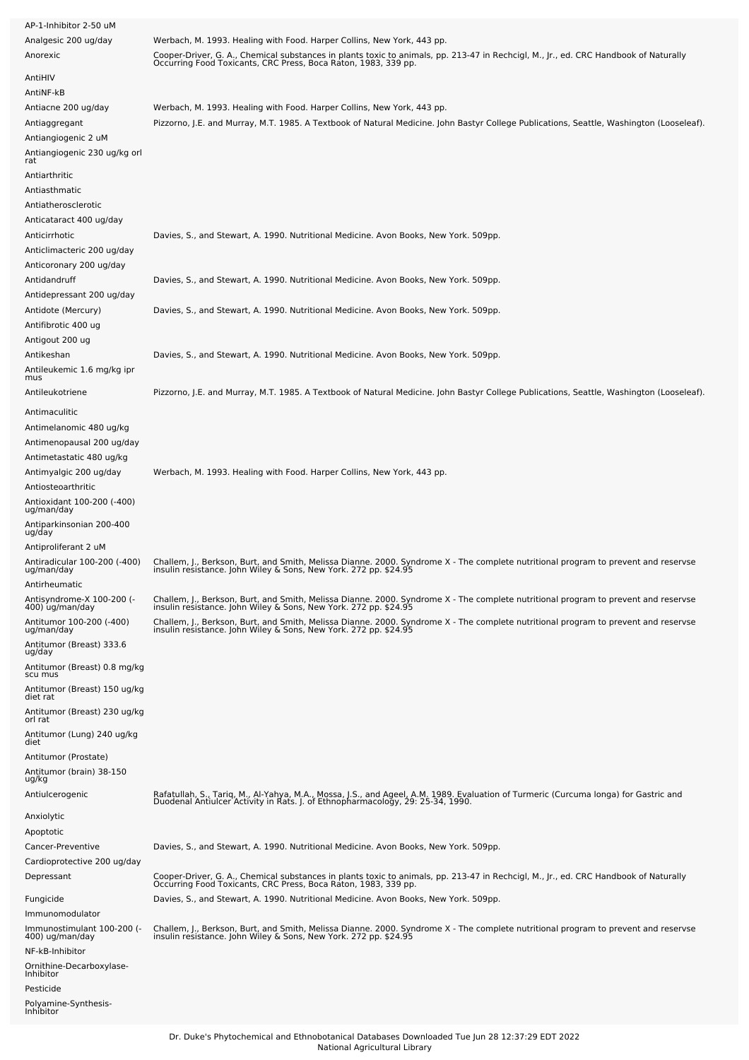| | |
|---|---|
| AP-1-Inhibitor 2-50 uM | |
| Analgesic 200 ug/day | Werbach, M. 1993. Healing with Food. Harper Collins, New York, 443 pp. |
| Anorexic | Cooper-Driver, G. A., Chemical substances in plants toxic to animals, pp. 213-47 in Rechcigl, M., Jr., ed. CRC Handbook of Naturally Occurring Food Toxicants, CRC Press, Boca Raton, 1983, 339 pp. |
| AntiHIV | |
| AntiNF-kB | |
| Antiacne 200 ug/day | Werbach, M. 1993. Healing with Food. Harper Collins, New York, 443 pp. |
| Antiaggregant | Pizzorno, J.E. and Murray, M.T. 1985. A Textbook of Natural Medicine. John Bastyr College Publications, Seattle, Washington (Looseleaf). |
| Antiangiogenic 2 uM | |
| Antiangiogenic 230 ug/kg orl rat | |
| Antiarthritic | |
| Antiasthmatic | |
| Antiatherosclerotic | |
| Anticataract 400 ug/day | |
| Anticirrhotic | Davies, S., and Stewart, A. 1990. Nutritional Medicine. Avon Books, New York. 509pp. |
| Anticlimacteric 200 ug/day | |
| Anticoronary 200 ug/day | |
| Antidandruff | Davies, S., and Stewart, A. 1990. Nutritional Medicine. Avon Books, New York. 509pp. |
| Antidepressant 200 ug/day | |
| Antidote (Mercury) | Davies, S., and Stewart, A. 1990. Nutritional Medicine. Avon Books, New York. 509pp. |
| Antifibrotic 400 ug | |
| Antigout 200 ug | |
| Antikeshan | Davies, S., and Stewart, A. 1990. Nutritional Medicine. Avon Books, New York. 509pp. |
| Antileukemic 1.6 mg/kg ipr mus | |
| Antileukotriene | Pizzorno, J.E. and Murray, M.T. 1985. A Textbook of Natural Medicine. John Bastyr College Publications, Seattle, Washington (Looseleaf). |
| Antimaculitic | |
| Antimelanomic 480 ug/kg | |
| Antimenopausal 200 ug/day | |
| Antimetastatic 480 ug/kg | |
| Antimyalgic 200 ug/day | Werbach, M. 1993. Healing with Food. Harper Collins, New York, 443 pp. |
| Antiosteoarthritic | |
| Antioxidant 100-200 (-400) ug/man/day | |
| Antiparkinsonian 200-400 ug/day | |
| Antiproliferant 2 uM | |
| Antiradicular 100-200 (-400) ug/man/day | Challem, J., Berkson, Burt, and Smith, Melissa Dianne. 2000. Syndrome X - The complete nutritional program to prevent and reservse insulin resistance. John Wiley & Sons, New York. 272 pp. $24.95 |
| Antirheumatic | |
| Antisyndrome-X 100-200 (-400) ug/man/day | Challem, J., Berkson, Burt, and Smith, Melissa Dianne. 2000. Syndrome X - The complete nutritional program to prevent and reservse insulin resistance. John Wiley & Sons, New York. 272 pp. $24.95 |
| Antitumor 100-200 (-400) ug/man/day | Challem, J., Berkson, Burt, and Smith, Melissa Dianne. 2000. Syndrome X - The complete nutritional program to prevent and reservse insulin resistance. John Wiley & Sons, New York. 272 pp. $24.95 |
| Antitumor (Breast) 333.6 ug/day | |
| Antitumor (Breast) 0.8 mg/kg scu mus | |
| Antitumor (Breast) 150 ug/kg diet rat | |
| Antitumor (Breast) 230 ug/kg orl rat | |
| Antitumor (Lung) 240 ug/kg diet | |
| Antitumor (Prostate) | |
| Antitumor (brain) 38-150 ug/kg | |
| Antiulcerogenic | Rafatullah, S., Tariq, M., Al-Yahya, M.A., Mossa, J.S., and Ageel, A.M. 1989. Evaluation of Turmeric (Curcuma longa) for Gastric and Duodenal Antiulcer Activity in Rats. J. of Ethnopharmacology, 29: 25-34, 1990. |
| Anxiolytic | |
| Apoptotic | |
| Cancer-Preventive | Davies, S., and Stewart, A. 1990. Nutritional Medicine. Avon Books, New York. 509pp. |
| Cardioprotective 200 ug/day | |
| Depressant | Cooper-Driver, G. A., Chemical substances in plants toxic to animals, pp. 213-47 in Rechcigl, M., Jr., ed. CRC Handbook of Naturally Occurring Food Toxicants, CRC Press, Boca Raton, 1983, 339 pp. |
| Fungicide | Davies, S., and Stewart, A. 1990. Nutritional Medicine. Avon Books, New York. 509pp. |
| Immunomodulator | |
| Immunostimulant 100-200 (-400) ug/man/day | Challem, J., Berkson, Burt, and Smith, Melissa Dianne. 2000. Syndrome X - The complete nutritional program to prevent and reservse insulin resistance. John Wiley & Sons, New York. 272 pp. $24.95 |
| NF-kB-Inhibitor | |
| Ornithine-Decarboxylase-Inhibitor | |
| Pesticide | |
| Polyamine-Synthesis-Inhibitor | |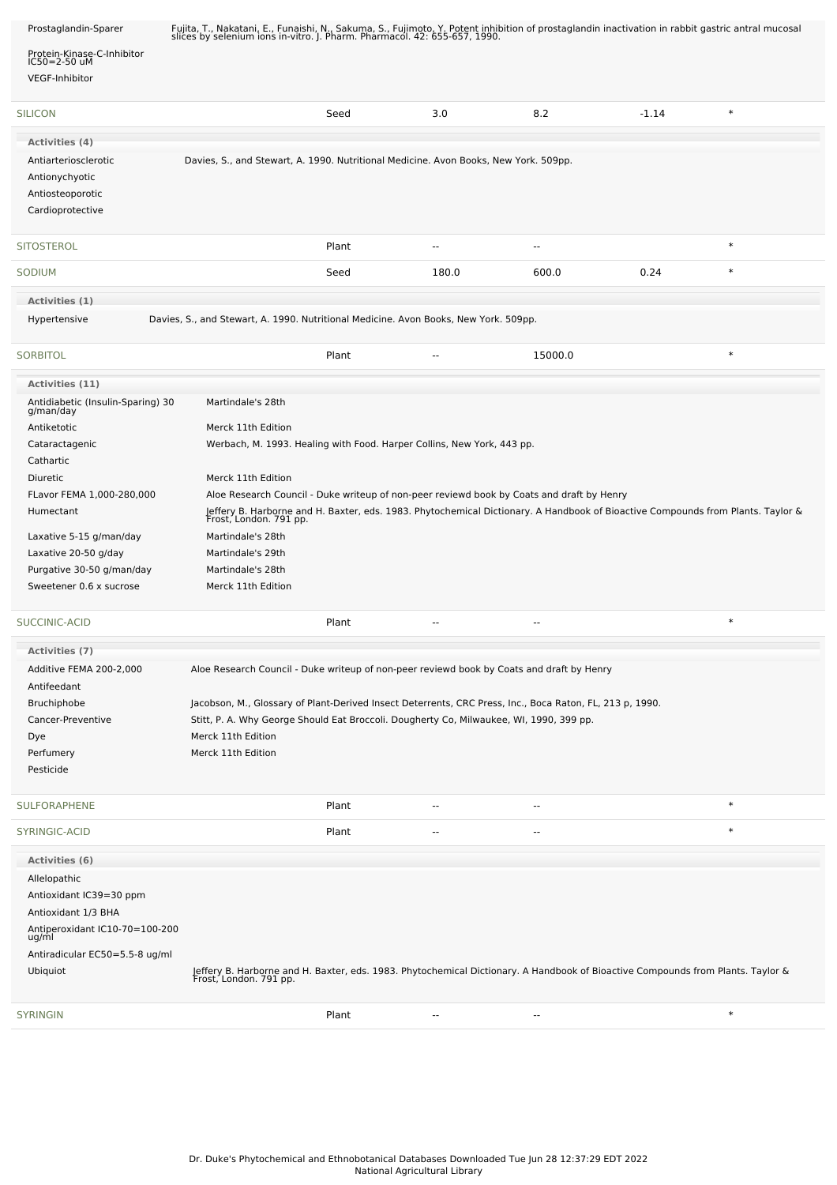| Activity | Reference |
|---|---|
| Prostaglandin-Sparer | Fujita, T., Nakatani, E., Funaishi, N., Sakuma, S., Fujimoto, Y. Potent inhibition of prostaglandin inactivation in rabbit gastric antral mucosal slices by selenium ions in-vitro. J. Pharm. Pharmacol. 42: 655-657, 1990. |
| Protein-Kinase-C-Inhibitor IC50=2-50 uM | |
| VEGF-Inhibitor | |

| Chemical | Part | Low PPM | High PPM | StdDev | Reference |
|---|---|---|---|---|---|
| SILICON | Seed | 3.0 | 8.2 | -1.14 | * |

**Activities (4)**

| Activity | Reference |
|---|---|
| Antiarteriosclerotic | Davies, S., and Stewart, A. 1990. Nutritional Medicine. Avon Books, New York. 509pp. |
| Antionychyotic | |
| Antiosteoporotic | |
| Cardioprotective | |

| Chemical | Part | Low PPM | High PPM | StdDev | Reference |
|---|---|---|---|---|---|
| SITOSTEROL | Plant | -- | -- | | * |
| SODIUM | Seed | 180.0 | 600.0 | 0.24 | * |

**Activities (1)**

| Activity | Reference |
|---|---|
| Hypertensive | Davies, S., and Stewart, A. 1990. Nutritional Medicine. Avon Books, New York. 509pp. |

| Chemical | Part | Low PPM | High PPM | StdDev | Reference |
|---|---|---|---|---|---|
| SORBITOL | Plant | -- | 15000.0 | | * |

**Activities (11)**

| Activity | Reference |
|---|---|
| Antidiabetic (Insulin-Sparing) 30 g/man/day | Martindale's 28th |
| Antiketotic | Merck 11th Edition |
| Cataractagenic | Werbach, M. 1993. Healing with Food. Harper Collins, New York, 443 pp. |
| Cathartic | |
| Diuretic | Merck 11th Edition |
| FLavor FEMA 1,000-280,000 | Aloe Research Council - Duke writeup of non-peer reviewd book by Coats and draft by Henry |
| Humectant | Jeffery B. Harborne and H. Baxter, eds. 1983. Phytochemical Dictionary. A Handbook of Bioactive Compounds from Plants. Taylor & Frost, London. 791 pp. |
| Laxative 5-15 g/man/day | Martindale's 28th |
| Laxative 20-50 g/day | Martindale's 29th |
| Purgative 30-50 g/man/day | Martindale's 28th |
| Sweetener 0.6 x sucrose | Merck 11th Edition |

| Chemical | Part | Low PPM | High PPM | StdDev | Reference |
|---|---|---|---|---|---|
| SUCCINIC-ACID | Plant | -- | -- | | * |

**Activities (7)**

| Activity | Reference |
|---|---|
| Additive FEMA 200-2,000 | Aloe Research Council - Duke writeup of non-peer reviewd book by Coats and draft by Henry |
| Antifeedant | |
| Bruchiphobe | Jacobson, M., Glossary of Plant-Derived Insect Deterrents, CRC Press, Inc., Boca Raton, FL, 213 p, 1990. |
| Cancer-Preventive | Stitt, P. A. Why George Should Eat Broccoli. Dougherty Co, Milwaukee, WI, 1990, 399 pp. |
| Dye | Merck 11th Edition |
| Perfumery | Merck 11th Edition |
| Pesticide | |

| Chemical | Part | Low PPM | High PPM | StdDev | Reference |
|---|---|---|---|---|---|
| SULFORAPHENE | Plant | -- | -- | | * |
| SYRINGIC-ACID | Plant | -- | -- | | * |

**Activities (6)**

| Activity | Reference |
|---|---|
| Allelopathic | |
| Antioxidant IC39=30 ppm | |
| Antioxidant 1/3 BHA | |
| Antiperoxidant IC10-70=100-200 ug/ml | |
| Antiradicular EC50=5.5-8 ug/ml | |
| Ubiquiot | Jeffery B. Harborne and H. Baxter, eds. 1983. Phytochemical Dictionary. A Handbook of Bioactive Compounds from Plants. Taylor & Frost, London. 791 pp. |

| Chemical | Part | Low PPM | High PPM | StdDev | Reference |
|---|---|---|---|---|---|
| SYRINGIN | Plant | -- | -- | | * |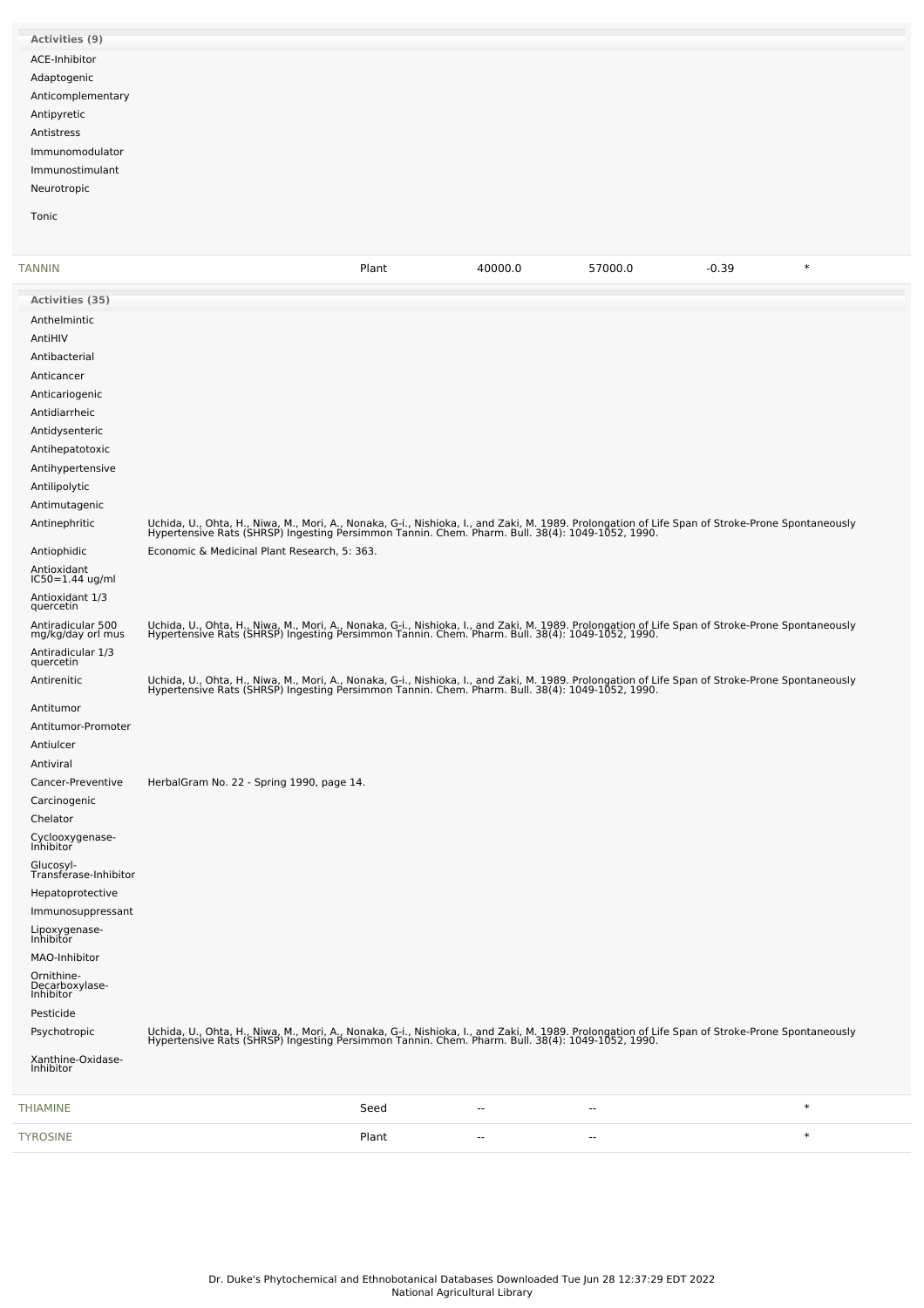**Activities (9)**

ACE-Inhibitor

Adaptogenic

Anticomplementary

Antipyretic

Antistress

Immunomodulator

Immunostimulant

Neurotropic

Tonic

| TANNIN | Plant | 40000.0 | 57000.0 | -0.39 | * |
|---|---|---|---|---|---|

**Activities (35)**

| Activity | Reference |
|---|---|
| Anthelmintic | |
| AntiHIV | |
| Antibacterial | |
| Anticancer | |
| Anticariogenic | |
| Antidiarrheic | |
| Antidysenteric | |
| Antihepatotoxic | |
| Antihypertensive | |
| Antilipolytic | |
| Antimutagenic | |
| Antinephritic | Uchida, U., Ohta, H., Niwa, M., Mori, A., Nonaka, G-i., Nishioka, I., and Zaki, M. 1989. Prolongation of Life Span of Stroke-Prone Spontaneously Hypertensive Rats (SHRSP) Ingesting Persimmon Tannin. Chem. Pharm. Bull. 38(4): 1049-1052, 1990. |
| Antiophidic | Economic & Medicinal Plant Research, 5: 363. |
| Antioxidant IC50=1.44 ug/ml | |
| Antioxidant 1/3 quercetin | |
| Antiradicular 500 mg/kg/day orl mus | Uchida, U., Ohta, H., Niwa, M., Mori, A., Nonaka, G-i., Nishioka, I., and Zaki, M. 1989. Prolongation of Life Span of Stroke-Prone Spontaneously Hypertensive Rats (SHRSP) Ingesting Persimmon Tannin. Chem. Pharm. Bull. 38(4): 1049-1052, 1990. |
| Antiradicular 1/3 quercetin | |
| Antirenitic | Uchida, U., Ohta, H., Niwa, M., Mori, A., Nonaka, G-i., Nishioka, I., and Zaki, M. 1989. Prolongation of Life Span of Stroke-Prone Spontaneously Hypertensive Rats (SHRSP) Ingesting Persimmon Tannin. Chem. Pharm. Bull. 38(4): 1049-1052, 1990. |
| Antitumor | |
| Antitumor-Promoter | |
| Antiulcer | |
| Antiviral | |
| Cancer-Preventive | HerbalGram No. 22 - Spring 1990, page 14. |
| Carcinogenic | |
| Chelator | |
| Cyclooxygenase-Inhibitor | |
| Glucosyl-Transferase-Inhibitor | |
| Hepatoprotective | |
| Immunosuppressant | |
| Lipoxygenase-Inhibitor | |
| MAO-Inhibitor | |
| Ornithine-Decarboxylase-Inhibitor | |
| Pesticide | |
| Psychotropic | Uchida, U., Ohta, H., Niwa, M., Mori, A., Nonaka, G-i., Nishioka, I., and Zaki, M. 1989. Prolongation of Life Span of Stroke-Prone Spontaneously Hypertensive Rats (SHRSP) Ingesting Persimmon Tannin. Chem. Pharm. Bull. 38(4): 1049-1052, 1990. |
| Xanthine-Oxidase-Inhibitor | |

| THIAMINE | Seed | -- | -- | | * |
|---|---|---|---|---|---|
| TYROSINE | Plant | -- | -- | | * |

Dr. Duke's Phytochemical and Ethnobotanical Databases Downloaded Tue Jun 28 12:37:29 EDT 2022
National Agricultural Library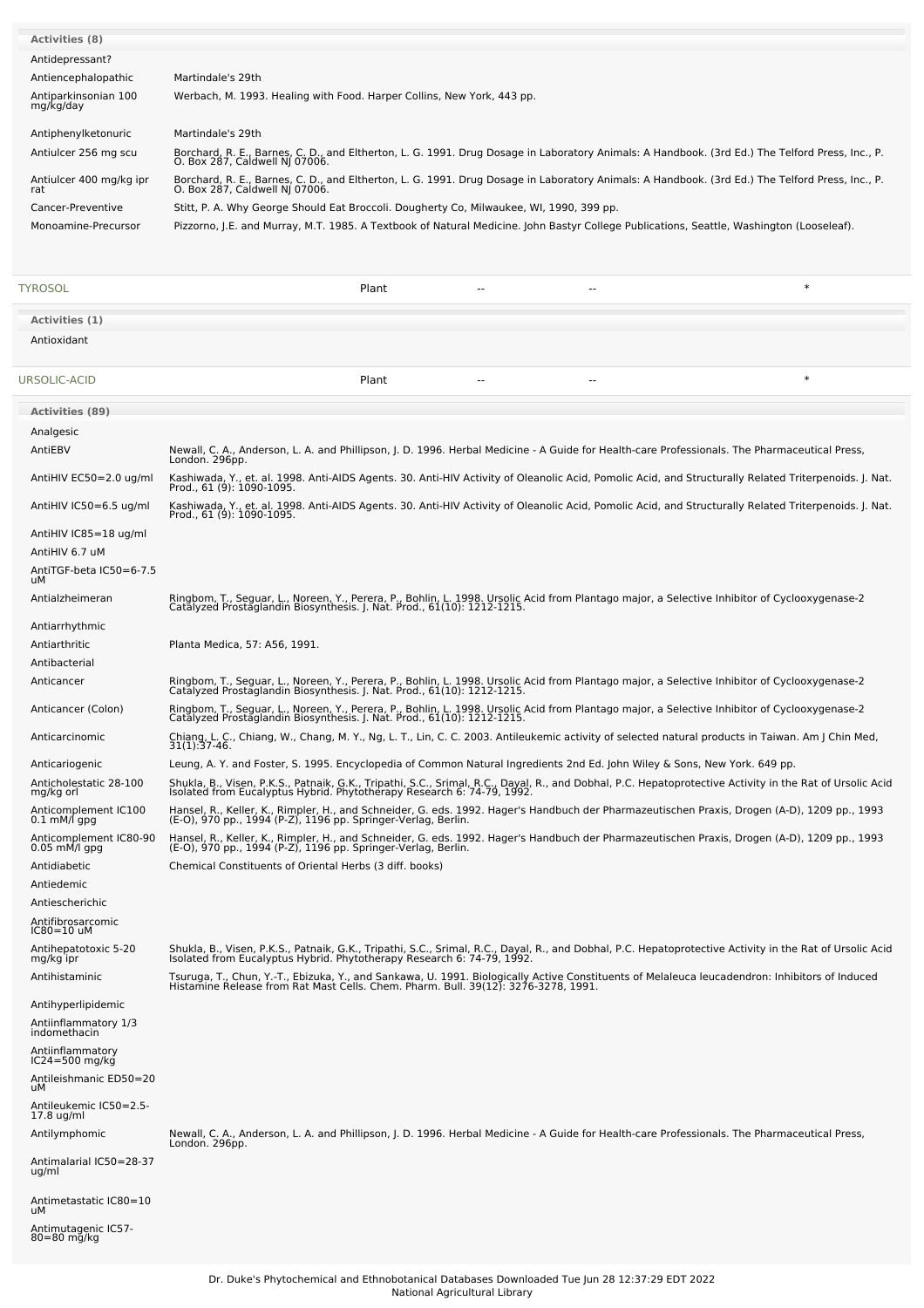**Activities (8)**

| | |
|---|---|
| Antidepressant? | |
| Antiencephalopathic | Martindale's 29th |
| Antiparkinsonian 100 mg/kg/day | Werbach, M. 1993. Healing with Food. Harper Collins, New York, 443 pp. |
| Antiphenylketonuric | Martindale's 29th |
| Antiulcer 256 mg scu | Borchard, R. E., Barnes, C. D., and Eltherton, L. G. 1991. Drug Dosage in Laboratory Animals: A Handbook. (3rd Ed.) The Telford Press, Inc., P. O. Box 287, Caldwell NJ 07006. |
| Antiulcer 400 mg/kg ipr rat | Borchard, R. E., Barnes, C. D., and Eltherton, L. G. 1991. Drug Dosage in Laboratory Animals: A Handbook. (3rd Ed.) The Telford Press, Inc., P. O. Box 287, Caldwell NJ 07006. |
| Cancer-Preventive | Stitt, P. A. Why George Should Eat Broccoli. Dougherty Co, Milwaukee, WI, 1990, 399 pp. |
| Monoamine-Precursor | Pizzorno, J.E. and Murray, M.T. 1985. A Textbook of Natural Medicine. John Bastyr College Publications, Seattle, Washington (Looseleaf). |

| TYROSOL | Plant | -- | -- | * |
|---|---|---|---|---|

**Activities (1)**

Antioxidant

| URSOLIC-ACID | Plant | -- | -- | * |
|---|---|---|---|---|

**Activities (89)**

| | |
|---|---|
| Analgesic | |
| AntiEBV | Newall, C. A., Anderson, L. A. and Phillipson, J. D. 1996. Herbal Medicine - A Guide for Health-care Professionals. The Pharmaceutical Press, London. 296pp. |
| AntiHIV EC50=2.0 ug/ml | Kashiwada, Y., et. al. 1998. Anti-AIDS Agents. 30. Anti-HIV Activity of Oleanolic Acid, Pomolic Acid, and Structurally Related Triterpenoids. J. Nat. Prod., 61 (9): 1090-1095. |
| AntiHIV IC50=6.5 ug/ml | Kashiwada, Y., et. al. 1998. Anti-AIDS Agents. 30. Anti-HIV Activity of Oleanolic Acid, Pomolic Acid, and Structurally Related Triterpenoids. J. Nat. Prod., 61 (9): 1090-1095. |
| AntiHIV IC85=18 ug/ml | |
| AntiHIV 6.7 uM | |
| AntiTGF-beta IC50=6-7.5 uM | |
| Antialzheimeran | Ringbom, T., Seguar, L., Noreen, Y., Perera, P., Bohlin, L. 1998. Ursolic Acid from Plantago major, a Selective Inhibitor of Cyclooxygenase-2 Catalyzed Prostaglandin Biosynthesis. J. Nat. Prod., 61(10): 1212-1215. |
| Antiarrhythmic | |
| Antiarthritic | Planta Medica, 57: A56, 1991. |
| Antibacterial | |
| Anticancer | Ringbom, T., Seguar, L., Noreen, Y., Perera, P., Bohlin, L. 1998. Ursolic Acid from Plantago major, a Selective Inhibitor of Cyclooxygenase-2 Catalyzed Prostaglandin Biosynthesis. J. Nat. Prod., 61(10): 1212-1215. |
| Anticancer (Colon) | Ringbom, T., Seguar, L., Noreen, Y., Perera, P., Bohlin, L. 1998. Ursolic Acid from Plantago major, a Selective Inhibitor of Cyclooxygenase-2 Catalyzed Prostaglandin Biosynthesis. J. Nat. Prod., 61(10): 1212-1215. |
| Anticarcinomic | Chiang, L. C., Chiang, W., Chang, M. Y., Ng, L. T., Lin, C. C. 2003. Antileukemic activity of selected natural products in Taiwan. Am J Chin Med, 31(1):37-46. |
| Anticariogenic | Leung, A. Y. and Foster, S. 1995. Encyclopedia of Common Natural Ingredients 2nd Ed. John Wiley & Sons, New York. 649 pp. |
| Anticholestatic 28-100 mg/kg orl | Shukla, B., Visen, P.K.S., Patnaik, G.K., Tripathi, S.C., Srimal, R.C., Dayal, R., and Dobhal, P.C. Hepatoprotective Activity in the Rat of Ursolic Acid Isolated from Eucalyptus Hybrid. Phytotherapy Research 6: 74-79, 1992. |
| Anticomplement IC100 0.1 mM/l gpg | Hansel, R., Keller, K., Rimpler, H., and Schneider, G. eds. 1992. Hager's Handbuch der Pharmazeutischen Praxis, Drogen (A-D), 1209 pp., 1993 (E-O), 970 pp., 1994 (P-Z), 1196 pp. Springer-Verlag, Berlin. |
| Anticomplement IC80-90 0.05 mM/l gpg | Hansel, R., Keller, K., Rimpler, H., and Schneider, G. eds. 1992. Hager's Handbuch der Pharmazeutischen Praxis, Drogen (A-D), 1209 pp., 1993 (E-O), 970 pp., 1994 (P-Z), 1196 pp. Springer-Verlag, Berlin. |
| Antidiabetic | Chemical Constituents of Oriental Herbs (3 diff. books) |
| Antiedemic | |
| Antiescherichic | |
| Antifibrosarcomic IC80=10 uM | |
| Antihepatotoxic 5-20 mg/kg ipr | Shukla, B., Visen, P.K.S., Patnaik, G.K., Tripathi, S.C., Srimal, R.C., Dayal, R., and Dobhal, P.C. Hepatoprotective Activity in the Rat of Ursolic Acid Isolated from Eucalyptus Hybrid. Phytotherapy Research 6: 74-79, 1992. |
| Antihistaminic | Tsuruga, T., Chun, Y.-T., Ebizuka, Y., and Sankawa, U. 1991. Biologically Active Constituents of Melaleuca leucadendron: Inhibitors of Induced Histamine Release from Rat Mast Cells. Chem. Pharm. Bull. 39(12): 3276-3278, 1991. |
| Antihyperlipidemic | |
| Antiinflammatory 1/3 indomethacin | |
| Antiinflammatory IC24=500 mg/kg | |
| Antileishmanic ED50=20 uM | |
| Antileukemic IC50=2.5-17.8 ug/ml | |
| Antilymphomic | Newall, C. A., Anderson, L. A. and Phillipson, J. D. 1996. Herbal Medicine - A Guide for Health-care Professionals. The Pharmaceutical Press, London. 296pp. |
| Antimalarial IC50=28-37 ug/ml | |
| Antimetastatic IC80=10 uM | |
| Antimutagenic IC57-80=80 mg/kg | |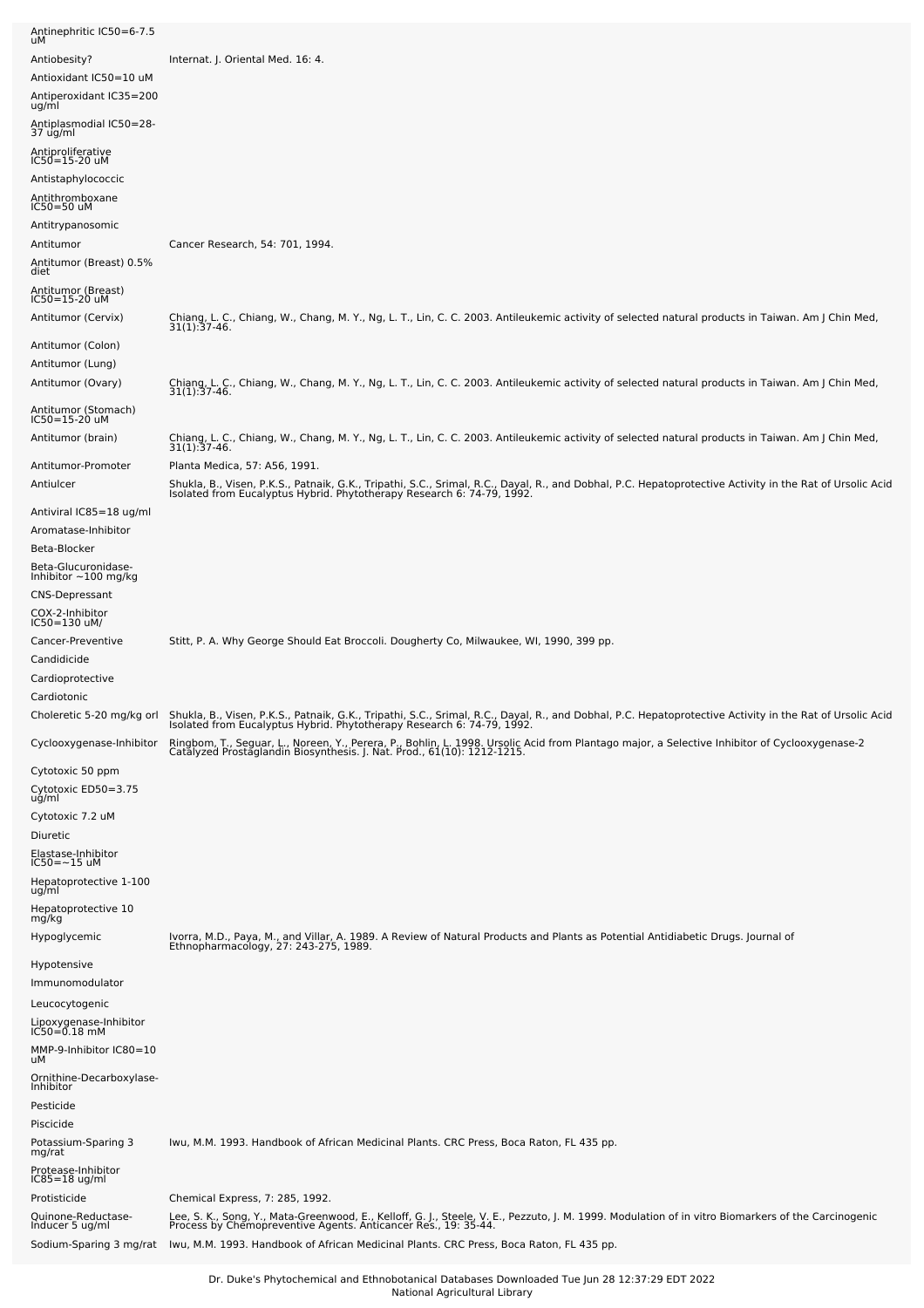| | |
|---|---|
| Antinephritic IC50=6-7.5 uM | |
| Antiobesity? | Internat. J. Oriental Med. 16: 4. |
| Antioxidant IC50=10 uM | |
| Antiperoxidant IC35=200 ug/ml | |
| Antiplasmodial IC50=28-37 ug/ml | |
| Antiproliferative IC50=15-20 uM | |
| Antistaphylococcic | |
| Antithromboxane IC50=50 uM | |
| Antitrypanosomic | |
| Antitumor | Cancer Research, 54: 701, 1994. |
| Antitumor (Breast) 0.5% diet | |
| Antitumor (Breast) IC50=15-20 uM | |
| Antitumor (Cervix) | Chiang, L. C., Chiang, W., Chang, M. Y., Ng, L. T., Lin, C. C. 2003. Antileukemic activity of selected natural products in Taiwan. Am J Chin Med, 31(1):37-46. |
| Antitumor (Colon) | |
| Antitumor (Lung) | |
| Antitumor (Ovary) | Chiang, L. C., Chiang, W., Chang, M. Y., Ng, L. T., Lin, C. C. 2003. Antileukemic activity of selected natural products in Taiwan. Am J Chin Med, 31(1):37-46. |
| Antitumor (Stomach) IC50=15-20 uM | |
| Antitumor (brain) | Chiang, L. C., Chiang, W., Chang, M. Y., Ng, L. T., Lin, C. C. 2003. Antileukemic activity of selected natural products in Taiwan. Am J Chin Med, 31(1):37-46. |
| Antitumor-Promoter | Planta Medica, 57: A56, 1991. |
| Antiulcer | Shukla, B., Visen, P.K.S., Patnaik, G.K., Tripathi, S.C., Srimal, R.C., Dayal, R., and Dobhal, P.C. Hepatoprotective Activity in the Rat of Ursolic Acid Isolated from Eucalyptus Hybrid. Phytotherapy Research 6: 74-79, 1992. |
| Antiviral IC85=18 ug/ml | |
| Aromatase-Inhibitor | |
| Beta-Blocker | |
| Beta-Glucuronidase-Inhibitor ~100 mg/kg | |
| CNS-Depressant | |
| COX-2-Inhibitor IC50=130 uM/ | |
| Cancer-Preventive | Stitt, P. A. Why George Should Eat Broccoli. Dougherty Co, Milwaukee, WI, 1990, 399 pp. |
| Candidicide | |
| Cardioprotective | |
| Cardiotonic | |
| Choleretic 5-20 mg/kg orl | Shukla, B., Visen, P.K.S., Patnaik, G.K., Tripathi, S.C., Srimal, R.C., Dayal, R., and Dobhal, P.C. Hepatoprotective Activity in the Rat of Ursolic Acid Isolated from Eucalyptus Hybrid. Phytotherapy Research 6: 74-79, 1992. |
| Cyclooxygenase-Inhibitor | Ringbom, T., Seguar, L., Noreen, Y., Perera, P., Bohlin, L. 1998. Ursolic Acid from Plantago major, a Selective Inhibitor of Cyclooxygenase-2 Catalyzed Prostaglandin Biosynthesis. J. Nat. Prod., 61(10): 1212-1215. |
| Cytotoxic 50 ppm | |
| Cytotoxic ED50=3.75 ug/ml | |
| Cytotoxic 7.2 uM | |
| Diuretic | |
| Elastase-Inhibitor IC50=~15 uM | |
| Hepatoprotective 1-100 ug/ml | |
| Hepatoprotective 10 mg/kg | |
| Hypoglycemic | Ivorra, M.D., Paya, M., and Villar, A. 1989. A Review of Natural Products and Plants as Potential Antidiabetic Drugs. Journal of Ethnopharmacology, 27: 243-275, 1989. |
| Hypotensive | |
| Immunomodulator | |
| Leucocytogenic | |
| Lipoxygenase-Inhibitor IC50=0.18 mM | |
| MMP-9-Inhibitor IC80=10 uM | |
| Ornithine-Decarboxylase-Inhibitor | |
| Pesticide | |
| Piscicide | |
| Potassium-Sparing 3 mg/rat | Iwu, M.M. 1993. Handbook of African Medicinal Plants. CRC Press, Boca Raton, FL 435 pp. |
| Protease-Inhibitor IC85=18 ug/ml | |
| Protisticide | Chemical Express, 7: 285, 1992. |
| Quinone-Reductase-Inducer 5 ug/ml | Lee, S. K., Song, Y., Mata-Greenwood, E., Kelloff, G. J., Steele, V. E., Pezzuto, J. M. 1999. Modulation of in vitro Biomarkers of the Carcinogenic Process by Chemopreventive Agents. Anticancer Res., 19: 35-44. |
| Sodium-Sparing 3 mg/rat | Iwu, M.M. 1993. Handbook of African Medicinal Plants. CRC Press, Boca Raton, FL 435 pp. |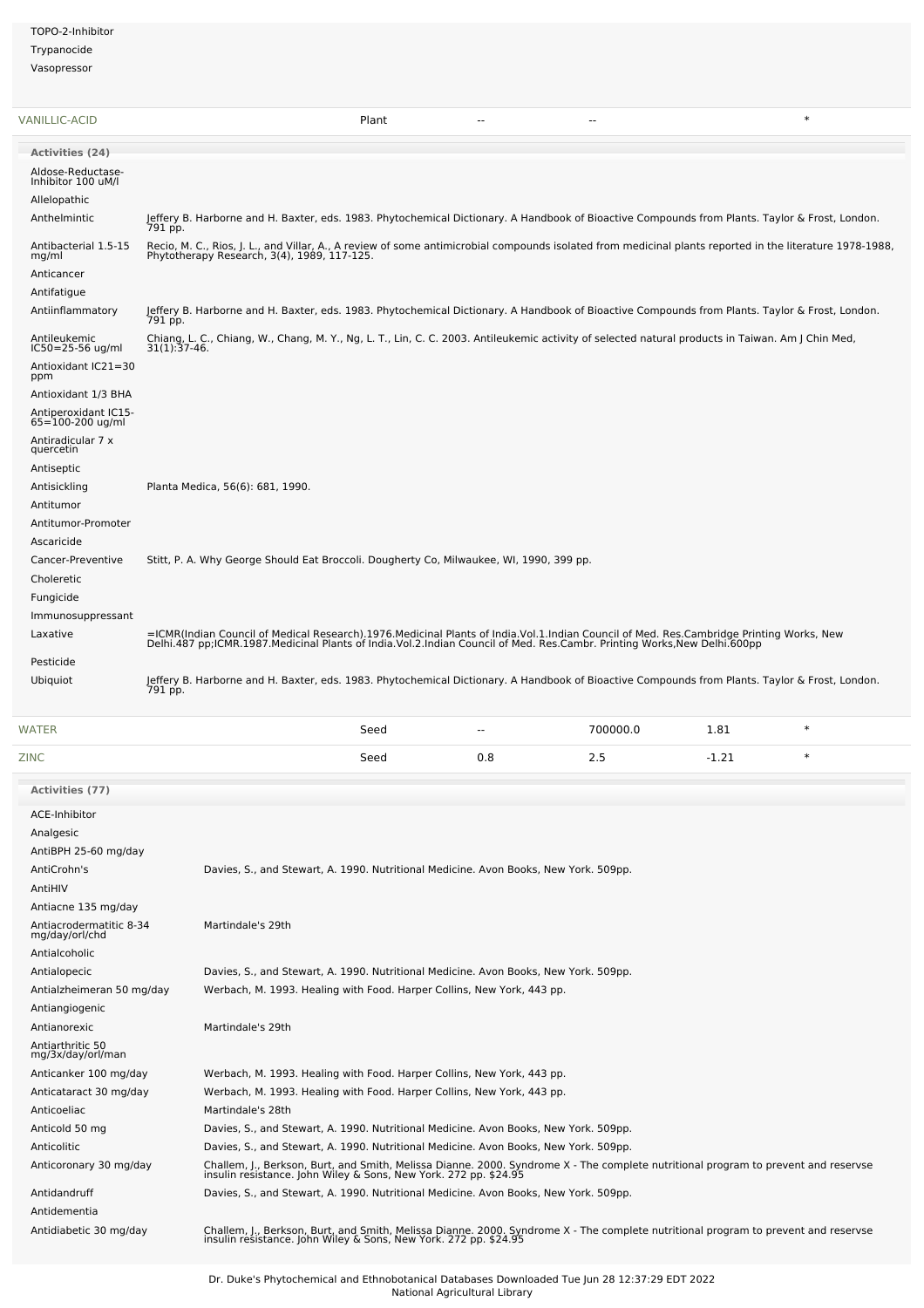TOPO-2-Inhibitor
Trypanocide
Vasopressor

| VANILLIC-ACID | Plant | -- | -- | | * |
|---|---|---|---|---|---|

**Activities (24)**

| Activity | Reference |
|---|---|
| Aldose-Reductase-Inhibitor 100 uM/l | |
| Allelopathic | |
| Anthelmintic | Jeffery B. Harborne and H. Baxter, eds. 1983. Phytochemical Dictionary. A Handbook of Bioactive Compounds from Plants. Taylor & Frost, London. 791 pp. |
| Antibacterial 1.5-15 mg/ml | Recio, M. C., Rios, J. L., and Villar, A., A review of some antimicrobial compounds isolated from medicinal plants reported in the literature 1978-1988, Phytotherapy Research, 3(4), 1989, 117-125. |
| Anticancer | |
| Antifatigue | |
| Antiinflammatory | Jeffery B. Harborne and H. Baxter, eds. 1983. Phytochemical Dictionary. A Handbook of Bioactive Compounds from Plants. Taylor & Frost, London. 791 pp. |
| Antileukemic IC50=25-56 ug/ml | Chiang, L. C., Chiang, W., Chang, M. Y., Ng, L. T., Lin, C. C. 2003. Antileukemic activity of selected natural products in Taiwan. Am J Chin Med, 31(1):37-46. |
| Antioxidant IC21=30 ppm | |
| Antioxidant 1/3 BHA | |
| Antiperoxidant IC15-65=100-200 ug/ml | |
| Antiradicular 7 x quercetin | |
| Antiseptic | |
| Antisickling | Planta Medica, 56(6): 681, 1990. |
| Antitumor | |
| Antitumor-Promoter | |
| Ascaricide | |
| Cancer-Preventive | Stitt, P. A. Why George Should Eat Broccoli. Dougherty Co, Milwaukee, WI, 1990, 399 pp. |
| Choleretic | |
| Fungicide | |
| Immunosuppressant | |
| Laxative | =ICMR(Indian Council of Medical Research).1976.Medicinal Plants of India.Vol.1.Indian Council of Med. Res.Cambridge Printing Works, New Delhi.487 pp;ICMR.1987.Medicinal Plants of India.Vol.2.Indian Council of Med. Res.Cambr. Printing Works,New Delhi.600pp |
| Pesticide | |
| Ubiquiot | Jeffery B. Harborne and H. Baxter, eds. 1983. Phytochemical Dictionary. A Handbook of Bioactive Compounds from Plants. Taylor & Frost, London. 791 pp. |

| WATER | Seed | -- | 700000.0 | 1.81 | * |
|---|---|---|---|---|---|
| ZINC | Seed | 0.8 | 2.5 | -1.21 | * |

**Activities (77)**

| Activity | Reference |
|---|---|
| ACE-Inhibitor | |
| Analgesic | |
| AntiBPH 25-60 mg/day | |
| AntiCrohn's | Davies, S., and Stewart, A. 1990. Nutritional Medicine. Avon Books, New York. 509pp. |
| AntiHIV | |
| Antiacne 135 mg/day | |
| Antiacrodermatitic 8-34 mg/day/orl/chd | Martindale's 29th |
| Antialcoholic | |
| Antialopecic | Davies, S., and Stewart, A. 1990. Nutritional Medicine. Avon Books, New York. 509pp. |
| Antialzheimeran 50 mg/day | Werbach, M. 1993. Healing with Food. Harper Collins, New York, 443 pp. |
| Antiangiogenic | |
| Antianorexic | Martindale's 29th |
| Antiarthritic 50 mg/3x/day/orl/man | |
| Anticanker 100 mg/day | Werbach, M. 1993. Healing with Food. Harper Collins, New York, 443 pp. |
| Anticataract 30 mg/day | Werbach, M. 1993. Healing with Food. Harper Collins, New York, 443 pp. |
| Anticoeliac | Martindale's 28th |
| Anticold 50 mg | Davies, S., and Stewart, A. 1990. Nutritional Medicine. Avon Books, New York. 509pp. |
| Anticolitic | Davies, S., and Stewart, A. 1990. Nutritional Medicine. Avon Books, New York. 509pp. |
| Anticoronary 30 mg/day | Challem, J., Berkson, Burt, and Smith, Melissa Dianne. 2000. Syndrome X - The complete nutritional program to prevent and reservse insulin resistance. John Wiley & Sons, New York. 272 pp. $24.95 |
| Antidandruff | Davies, S., and Stewart, A. 1990. Nutritional Medicine. Avon Books, New York. 509pp. |
| Antidementia | |
| Antidiabetic 30 mg/day | Challem, J., Berkson, Burt, and Smith, Melissa Dianne. 2000. Syndrome X - The complete nutritional program to prevent and reservse insulin resistance. John Wiley & Sons, New York. 272 pp. $24.95 |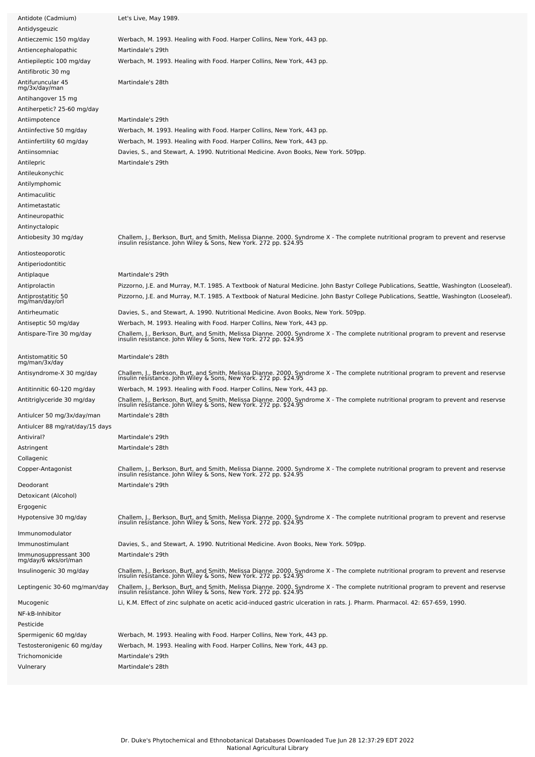| | |
|---|---|
| Antidote (Cadmium) | Let's Live, May 1989. |
| Antidysgeuzic | |
| Antieczemic 150 mg/day | Werbach, M. 1993. Healing with Food. Harper Collins, New York, 443 pp. |
| Antiencephalopathic | Martindale's 29th |
| Antiepileptic 100 mg/day | Werbach, M. 1993. Healing with Food. Harper Collins, New York, 443 pp. |
| Antifibrotic 30 mg | |
| Antifuruncular 45 mg/3x/day/man | Martindale's 28th |
| Antihangover 15 mg | |
| Antiherpetic? 25-60 mg/day | |
| Antiimpotence | Martindale's 29th |
| Antiinfective 50 mg/day | Werbach, M. 1993. Healing with Food. Harper Collins, New York, 443 pp. |
| Antiinfertility 60 mg/day | Werbach, M. 1993. Healing with Food. Harper Collins, New York, 443 pp. |
| Antiinsomniac | Davies, S., and Stewart, A. 1990. Nutritional Medicine. Avon Books, New York. 509pp. |
| Antilepric | Martindale's 29th |
| Antileukonychic | |
| Antilymphomic | |
| Antimaculitic | |
| Antimetastatic | |
| Antineuropathic | |
| Antinyctalopic | |
| Antiobesity 30 mg/day | Challem, J., Berkson, Burt, and Smith, Melissa Dianne. 2000. Syndrome X - The complete nutritional program to prevent and reservse insulin resistance. John Wiley & Sons, New York. 272 pp. $24.95 |
| Antiosteoporotic | |
| Antiperiodontitic | |
| Antiplaque | Martindale's 29th |
| Antiprolactin | Pizzorno, J.E. and Murray, M.T. 1985. A Textbook of Natural Medicine. John Bastyr College Publications, Seattle, Washington (Looseleaf). |
| Antiprostatitic 50 mg/man/day/orl | Pizzorno, J.E. and Murray, M.T. 1985. A Textbook of Natural Medicine. John Bastyr College Publications, Seattle, Washington (Looseleaf). |
| Antirheumatic | Davies, S., and Stewart, A. 1990. Nutritional Medicine. Avon Books, New York. 509pp. |
| Antiseptic 50 mg/day | Werbach, M. 1993. Healing with Food. Harper Collins, New York, 443 pp. |
| Antispare-Tire 30 mg/day | Challem, J., Berkson, Burt, and Smith, Melissa Dianne. 2000. Syndrome X - The complete nutritional program to prevent and reservse insulin resistance. John Wiley & Sons, New York. 272 pp. $24.95 |
| Antistomatitic 50 mg/man/3x/day | Martindale's 28th |
| Antisyndrome-X 30 mg/day | Challem, J., Berkson, Burt, and Smith, Melissa Dianne. 2000. Syndrome X - The complete nutritional program to prevent and reservse insulin resistance. John Wiley & Sons, New York. 272 pp. $24.95 |
| Antitinnitic 60-120 mg/day | Werbach, M. 1993. Healing with Food. Harper Collins, New York, 443 pp. |
| Antitriglyceride 30 mg/day | Challem, J., Berkson, Burt, and Smith, Melissa Dianne. 2000. Syndrome X - The complete nutritional program to prevent and reservse insulin resistance. John Wiley & Sons, New York. 272 pp. $24.95 |
| Antiulcer 50 mg/3x/day/man | Martindale's 28th |
| Antiulcer 88 mg/rat/day/15 days | |
| Antiviral? | Martindale's 29th |
| Astringent | Martindale's 28th |
| Collagenic | |
| Copper-Antagonist | Challem, J., Berkson, Burt, and Smith, Melissa Dianne. 2000. Syndrome X - The complete nutritional program to prevent and reservse insulin resistance. John Wiley & Sons, New York. 272 pp. $24.95 |
| Deodorant | Martindale's 29th |
| Detoxicant (Alcohol) | |
| Ergogenic | |
| Hypotensive 30 mg/day | Challem, J., Berkson, Burt, and Smith, Melissa Dianne. 2000. Syndrome X - The complete nutritional program to prevent and reservse insulin resistance. John Wiley & Sons, New York. 272 pp. $24.95 |
| Immunomodulator | |
| Immunostimulant | Davies, S., and Stewart, A. 1990. Nutritional Medicine. Avon Books, New York. 509pp. |
| Immunosuppressant 300 mg/day/6 wks/orl/man | Martindale's 29th |
| Insulinogenic 30 mg/day | Challem, J., Berkson, Burt, and Smith, Melissa Dianne. 2000. Syndrome X - The complete nutritional program to prevent and reservse insulin resistance. John Wiley & Sons, New York. 272 pp. $24.95 |
| Leptingenic 30-60 mg/man/day | Challem, J., Berkson, Burt, and Smith, Melissa Dianne. 2000. Syndrome X - The complete nutritional program to prevent and reservse insulin resistance. John Wiley & Sons, New York. 272 pp. $24.95 |
| Mucogenic | Li, K.M. Effect of zinc sulphate on acetic acid-induced gastric ulceration in rats. J. Pharm. Pharmacol. 42: 657-659, 1990. |
| NF-kB-Inhibitor | |
| Pesticide | |
| Spermigenic 60 mg/day | Werbach, M. 1993. Healing with Food. Harper Collins, New York, 443 pp. |
| Testosteronigenic 60 mg/day | Werbach, M. 1993. Healing with Food. Harper Collins, New York, 443 pp. |
| Trichomonicide | Martindale's 29th |
| Vulnerary | Martindale's 28th |

Dr. Duke's Phytochemical and Ethnobotanical Databases Downloaded Tue Jun 28 12:37:29 EDT 2022
National Agricultural Library